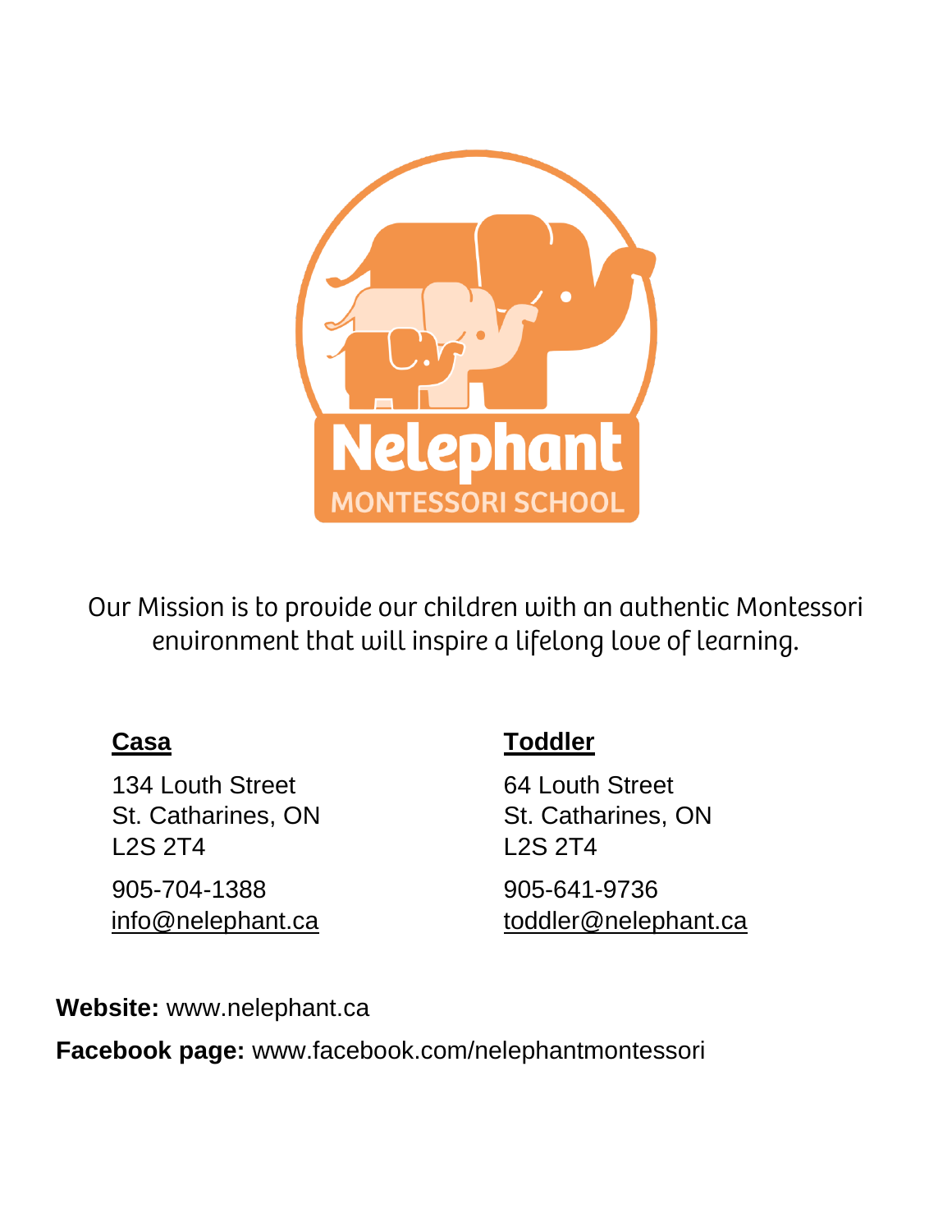# Nelephant

## MONTESSORI SCHOOL

Our Mission is to provide our children with an authentic Montessori environment that will inspire a lifelong love of learning.

**Casa**

134 Louth Street
St. Catharines, ON
L2S 2T4

905-704-1388
info@nelephant.ca

**Toddler**

64 Louth Street
St. Catharines, ON
L2S 2T4

905-641-9736
toddler@nelephant.ca

**Website:** www.nelephant.ca

**Facebook page:** www.facebook.com/nelephantmontessori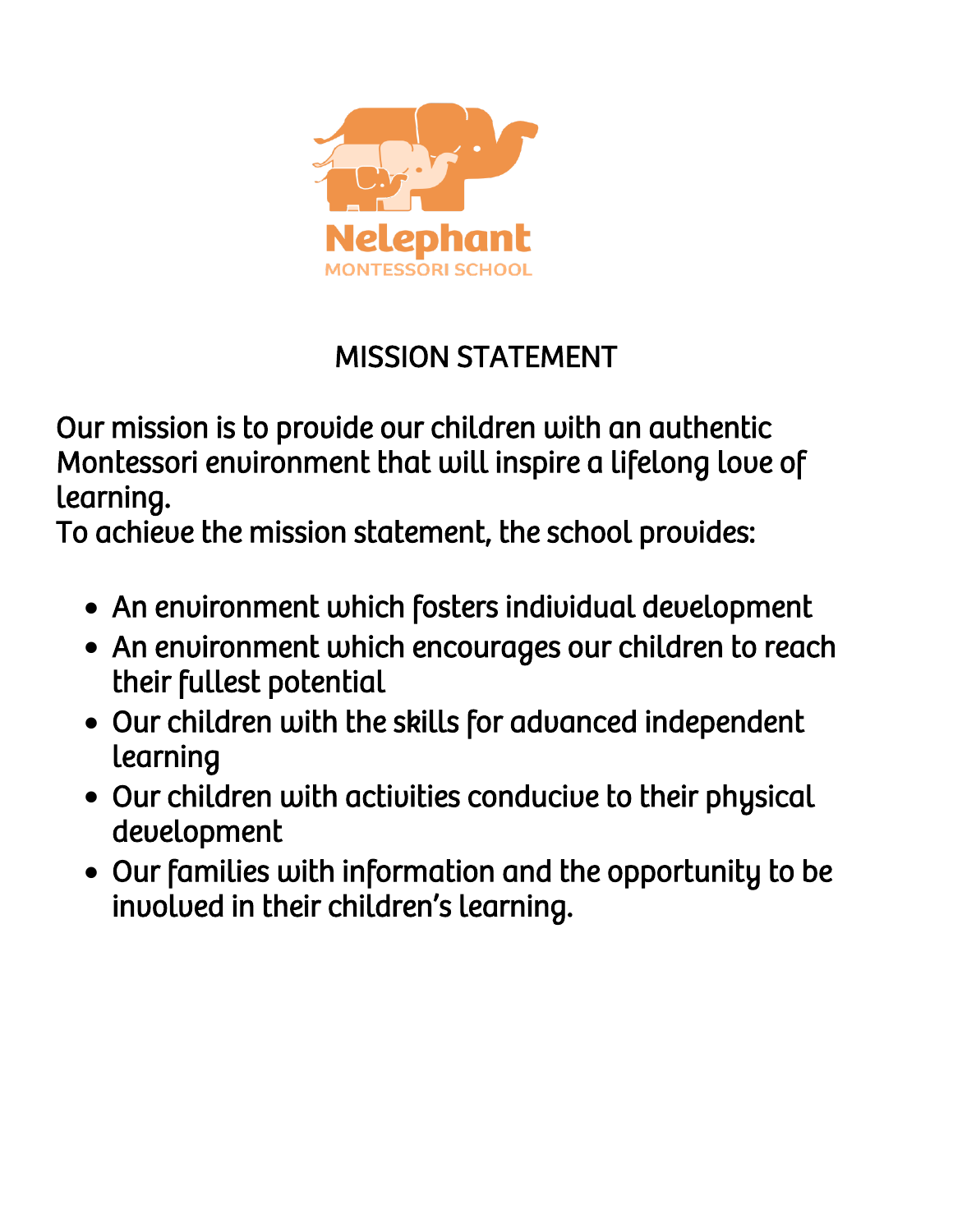Nelephant
MONTESSORI SCHOOL

# MISSION STATEMENT

Our mission is to provide our children with an authentic Montessori environment that will inspire a lifelong love of learning.
To achieve the mission statement, the school provides:

- An environment which fosters individual development
- An environment which encourages our children to reach their fullest potential
- Our children with the skills for advanced independent learning
- Our children with activities conducive to their physical development
- Our families with information and the opportunity to be involved in their children's learning.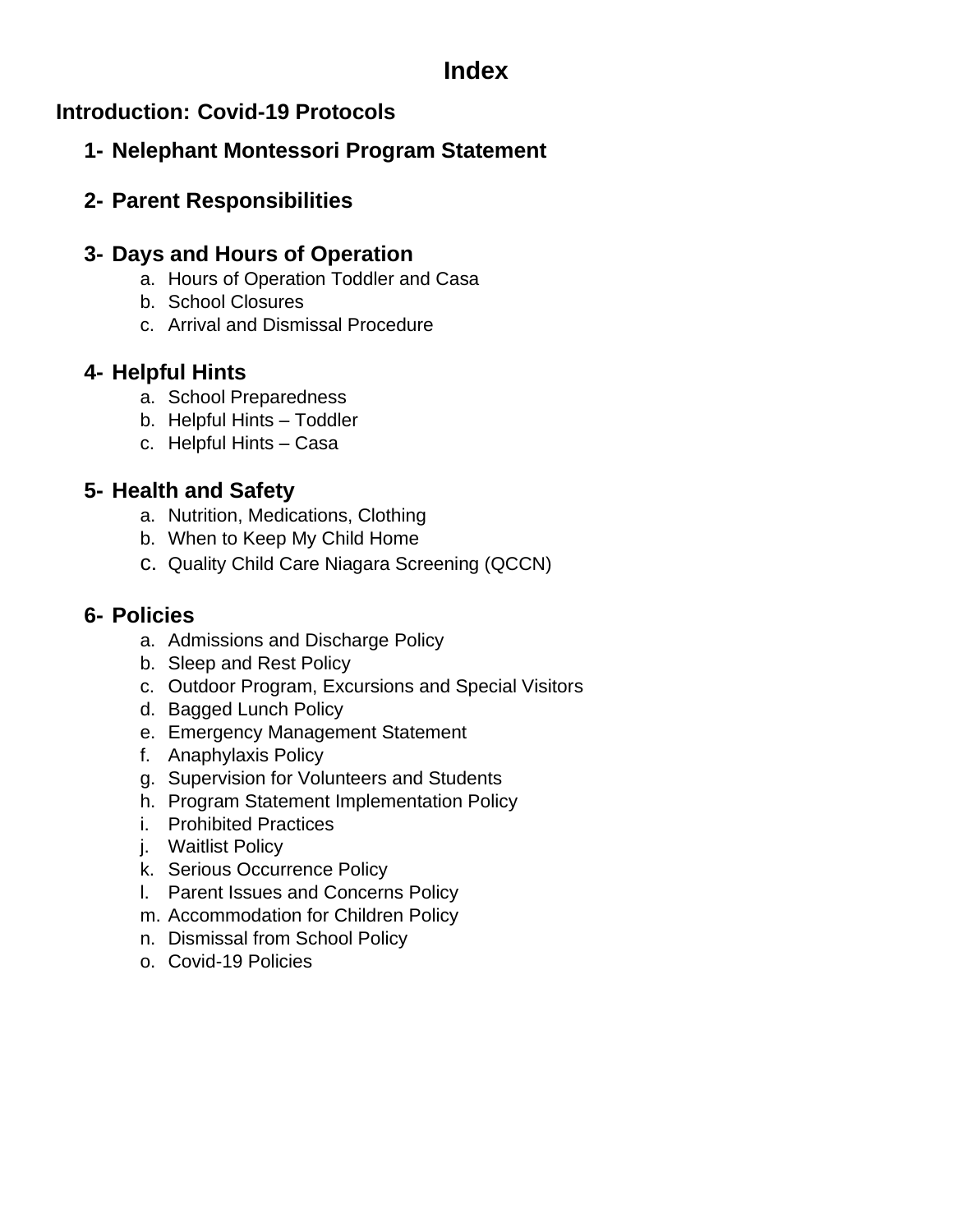# Index

## Introduction: Covid-19 Protocols

1- **Nelephant Montessori Program Statement**

2- **Parent Responsibilities**

3- **Days and Hours of Operation**
   a. Hours of Operation Toddler and Casa
   b. School Closures
   c. Arrival and Dismissal Procedure

4- **Helpful Hints**
   a. School Preparedness
   b. Helpful Hints – Toddler
   c. Helpful Hints – Casa

5- **Health and Safety**
   a. Nutrition, Medications, Clothing
   b. When to Keep My Child Home
   c. Quality Child Care Niagara Screening (QCCN)

6- **Policies**
   a. Admissions and Discharge Policy
   b. Sleep and Rest Policy
   c. Outdoor Program, Excursions and Special Visitors
   d. Bagged Lunch Policy
   e. Emergency Management Statement
   f. Anaphylaxis Policy
   g. Supervision for Volunteers and Students
   h. Program Statement Implementation Policy
   i. Prohibited Practices
   j. Waitlist Policy
   k. Serious Occurrence Policy
   l. Parent Issues and Concerns Policy
   m. Accommodation for Children Policy
   n. Dismissal from School Policy
   o. Covid-19 Policies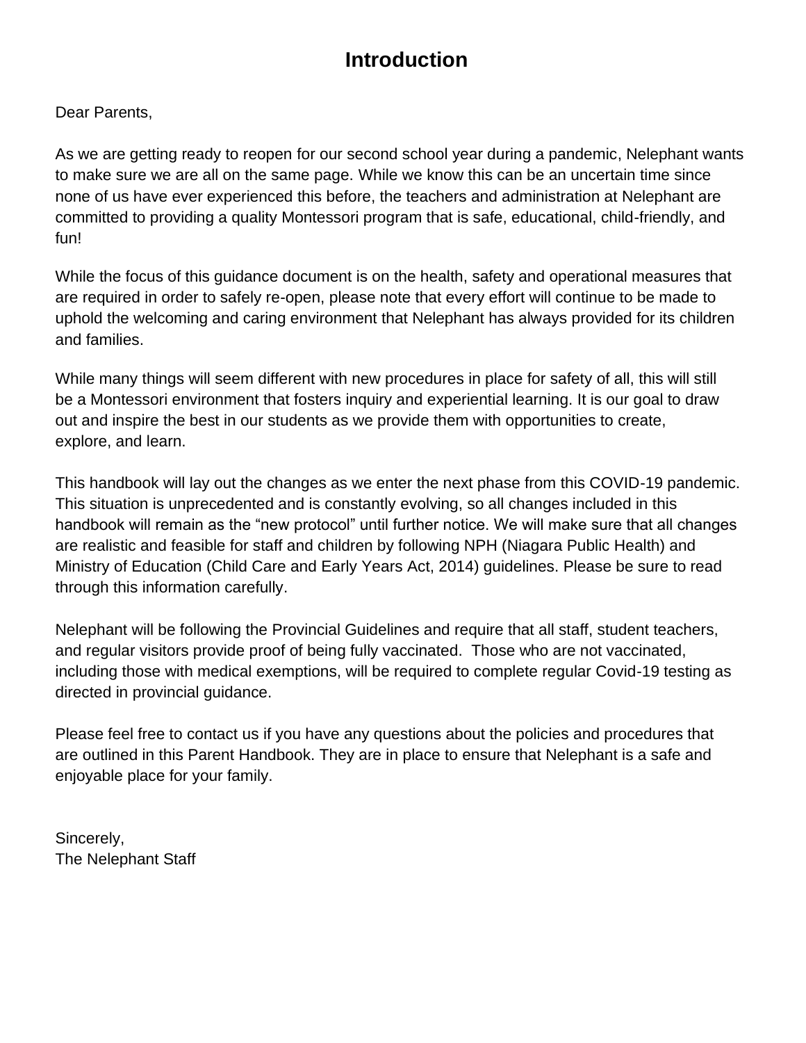# Introduction

Dear Parents,

As we are getting ready to reopen for our second school year during a pandemic, Nelephant wants to make sure we are all on the same page. While we know this can be an uncertain time since none of us have ever experienced this before, the teachers and administration at Nelephant are committed to providing a quality Montessori program that is safe, educational, child-friendly, and fun!

While the focus of this guidance document is on the health, safety and operational measures that are required in order to safely re-open, please note that every effort will continue to be made to uphold the welcoming and caring environment that Nelephant has always provided for its children and families.

While many things will seem different with new procedures in place for safety of all, this will still be a Montessori environment that fosters inquiry and experiential learning. It is our goal to draw out and inspire the best in our students as we provide them with opportunities to create, explore, and learn.

This handbook will lay out the changes as we enter the next phase from this COVID-19 pandemic. This situation is unprecedented and is constantly evolving, so all changes included in this handbook will remain as the "new protocol" until further notice. We will make sure that all changes are realistic and feasible for staff and children by following NPH (Niagara Public Health) and Ministry of Education (Child Care and Early Years Act, 2014) guidelines. Please be sure to read through this information carefully.

Nelephant will be following the Provincial Guidelines and require that all staff, student teachers, and regular visitors provide proof of being fully vaccinated. Those who are not vaccinated, including those with medical exemptions, will be required to complete regular Covid-19 testing as directed in provincial guidance.

Please feel free to contact us if you have any questions about the policies and procedures that are outlined in this Parent Handbook. They are in place to ensure that Nelephant is a safe and enjoyable place for your family.

Sincerely,
The Nelephant Staff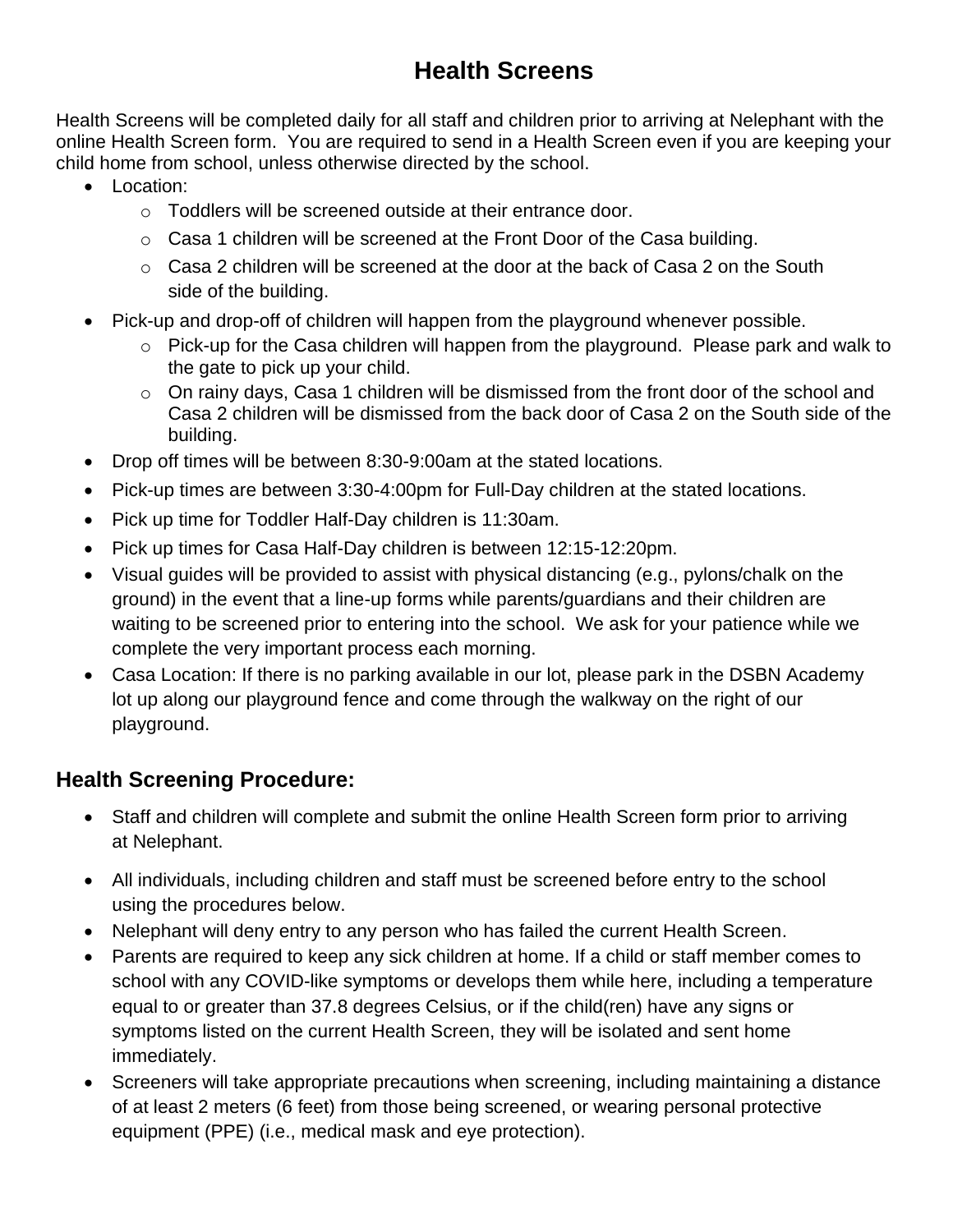# Health Screens

Health Screens will be completed daily for all staff and children prior to arriving at Nelephant with the online Health Screen form. You are required to send in a Health Screen even if you are keeping your child home from school, unless otherwise directed by the school.

- Location:
  - Toddlers will be screened outside at their entrance door.
  - Casa 1 children will be screened at the Front Door of the Casa building.
  - Casa 2 children will be screened at the door at the back of Casa 2 on the South side of the building.
- Pick-up and drop-off of children will happen from the playground whenever possible.
  - Pick-up for the Casa children will happen from the playground. Please park and walk to the gate to pick up your child.
  - On rainy days, Casa 1 children will be dismissed from the front door of the school and Casa 2 children will be dismissed from the back door of Casa 2 on the South side of the building.
- Drop off times will be between 8:30-9:00am at the stated locations.
- Pick-up times are between 3:30-4:00pm for Full-Day children at the stated locations.
- Pick up time for Toddler Half-Day children is 11:30am.
- Pick up times for Casa Half-Day children is between 12:15-12:20pm.
- Visual guides will be provided to assist with physical distancing (e.g., pylons/chalk on the ground) in the event that a line-up forms while parents/guardians and their children are waiting to be screened prior to entering into the school. We ask for your patience while we complete the very important process each morning.
- Casa Location: If there is no parking available in our lot, please park in the DSBN Academy lot up along our playground fence and come through the walkway on the right of our playground.

## Health Screening Procedure:

- Staff and children will complete and submit the online Health Screen form prior to arriving at Nelephant.
- All individuals, including children and staff must be screened before entry to the school using the procedures below.
- Nelephant will deny entry to any person who has failed the current Health Screen.
- Parents are required to keep any sick children at home. If a child or staff member comes to school with any COVID-like symptoms or develops them while here, including a temperature equal to or greater than 37.8 degrees Celsius, or if the child(ren) have any signs or symptoms listed on the current Health Screen, they will be isolated and sent home immediately.
- Screeners will take appropriate precautions when screening, including maintaining a distance of at least 2 meters (6 feet) from those being screened, or wearing personal protective equipment (PPE) (i.e., medical mask and eye protection).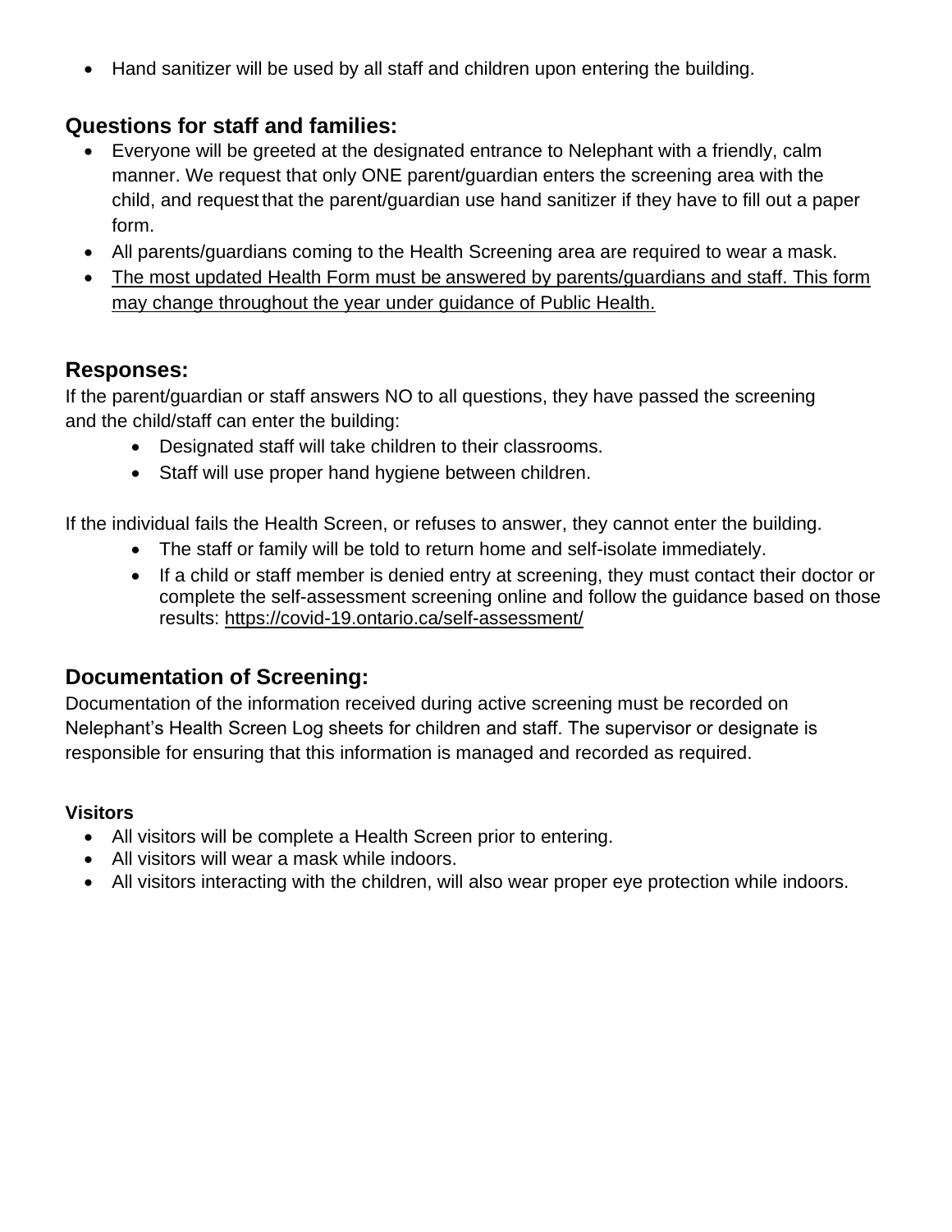- Hand sanitizer will be used by all staff and children upon entering the building.

## Questions for staff and families:

- Everyone will be greeted at the designated entrance to Nelephant with a friendly, calm manner. We request that only ONE parent/guardian enters the screening area with the child, and request that the parent/guardian use hand sanitizer if they have to fill out a paper form.
- All parents/guardians coming to the Health Screening area are required to wear a mask.
- The most updated Health Form must be answered by parents/guardians and staff. This form may change throughout the year under guidance of Public Health.

## Responses:

If the parent/guardian or staff answers NO to all questions, they have passed the screening and the child/staff can enter the building:

- Designated staff will take children to their classrooms.
- Staff will use proper hand hygiene between children.

If the individual fails the Health Screen, or refuses to answer, they cannot enter the building.

- The staff or family will be told to return home and self-isolate immediately.
- If a child or staff member is denied entry at screening, they must contact their doctor or complete the self-assessment screening online and follow the guidance based on those results: https://covid-19.ontario.ca/self-assessment/

## Documentation of Screening:

Documentation of the information received during active screening must be recorded on Nelephant's Health Screen Log sheets for children and staff. The supervisor or designate is responsible for ensuring that this information is managed and recorded as required.

### Visitors

- All visitors will be complete a Health Screen prior to entering.
- All visitors will wear a mask while indoors.
- All visitors interacting with the children, will also wear proper eye protection while indoors.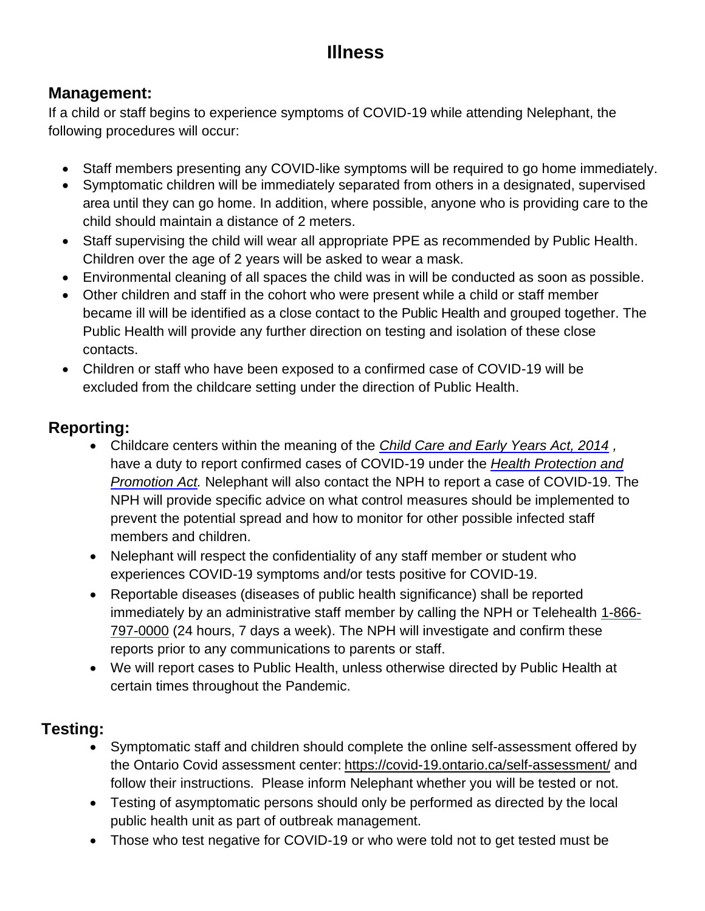# Illness

## Management:

If a child or staff begins to experience symptoms of COVID-19 while attending Nelephant, the following procedures will occur:

- Staff members presenting any COVID-like symptoms will be required to go home immediately.
- Symptomatic children will be immediately separated from others in a designated, supervised area until they can go home. In addition, where possible, anyone who is providing care to the child should maintain a distance of 2 meters.
- Staff supervising the child will wear all appropriate PPE as recommended by Public Health. Children over the age of 2 years will be asked to wear a mask.
- Environmental cleaning of all spaces the child was in will be conducted as soon as possible.
- Other children and staff in the cohort who were present while a child or staff member became ill will be identified as a close contact to the Public Health and grouped together. The Public Health will provide any further direction on testing and isolation of these close contacts.
- Children or staff who have been exposed to a confirmed case of COVID-19 will be excluded from the childcare setting under the direction of Public Health.

## Reporting:

- Childcare centers within the meaning of the *Child Care and Early Years Act, 2014* , have a duty to report confirmed cases of COVID-19 under the *Health Protection and Promotion Act.* Nelephant will also contact the NPH to report a case of COVID-19. The NPH will provide specific advice on what control measures should be implemented to prevent the potential spread and how to monitor for other possible infected staff members and children.
- Nelephant will respect the confidentiality of any staff member or student who experiences COVID-19 symptoms and/or tests positive for COVID-19.
- Reportable diseases (diseases of public health significance) shall be reported immediately by an administrative staff member by calling the NPH or Telehealth 1-866-797-0000 (24 hours, 7 days a week). The NPH will investigate and confirm these reports prior to any communications to parents or staff.
- We will report cases to Public Health, unless otherwise directed by Public Health at certain times throughout the Pandemic.

## Testing:

- Symptomatic staff and children should complete the online self-assessment offered by the Ontario Covid assessment center: https://covid-19.ontario.ca/self-assessment/ and follow their instructions. Please inform Nelephant whether you will be tested or not.
- Testing of asymptomatic persons should only be performed as directed by the local public health unit as part of outbreak management.
- Those who test negative for COVID-19 or who were told not to get tested must be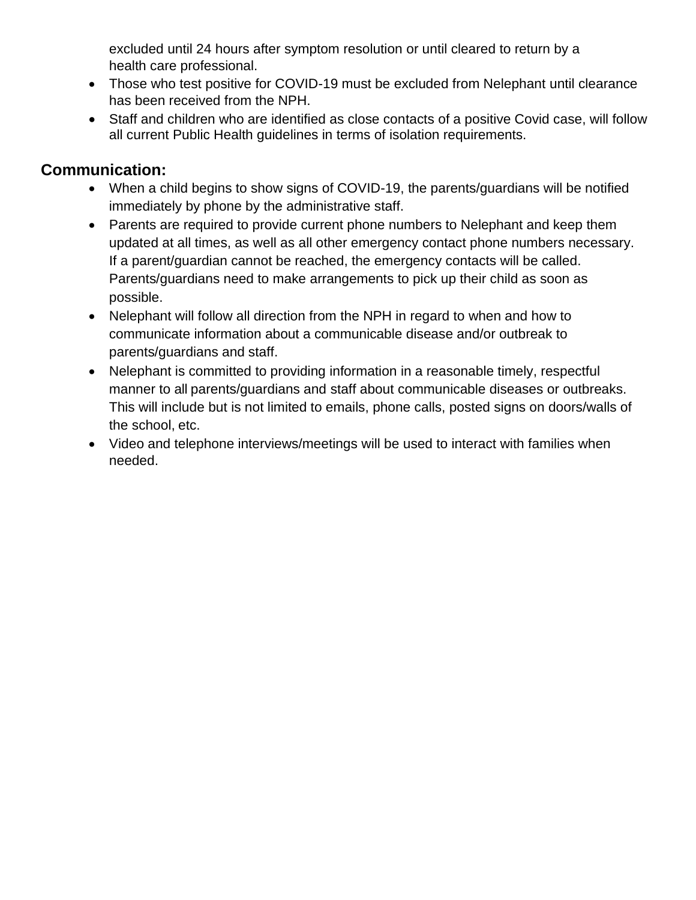excluded until 24 hours after symptom resolution or until cleared to return by a health care professional.

- Those who test positive for COVID-19 must be excluded from Nelephant until clearance has been received from the NPH.
- Staff and children who are identified as close contacts of a positive Covid case, will follow all current Public Health guidelines in terms of isolation requirements.

## Communication:

- When a child begins to show signs of COVID-19, the parents/guardians will be notified immediately by phone by the administrative staff.
- Parents are required to provide current phone numbers to Nelephant and keep them updated at all times, as well as all other emergency contact phone numbers necessary. If a parent/guardian cannot be reached, the emergency contacts will be called. Parents/guardians need to make arrangements to pick up their child as soon as possible.
- Nelephant will follow all direction from the NPH in regard to when and how to communicate information about a communicable disease and/or outbreak to parents/guardians and staff.
- Nelephant is committed to providing information in a reasonable timely, respectful manner to all parents/guardians and staff about communicable diseases or outbreaks. This will include but is not limited to emails, phone calls, posted signs on doors/walls of the school, etc.
- Video and telephone interviews/meetings will be used to interact with families when needed.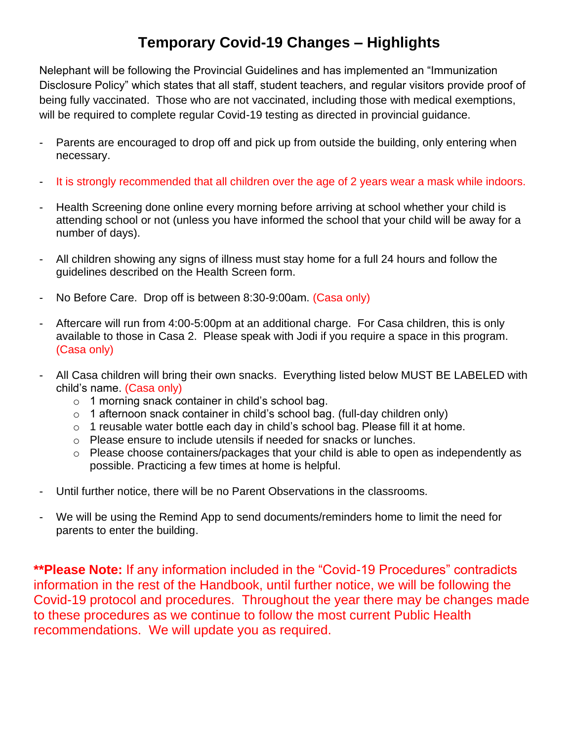# Temporary Covid-19 Changes – Highlights

Nelephant will be following the Provincial Guidelines and has implemented an "Immunization Disclosure Policy" which states that all staff, student teachers, and regular visitors provide proof of being fully vaccinated. Those who are not vaccinated, including those with medical exemptions, will be required to complete regular Covid-19 testing as directed in provincial guidance.

- Parents are encouraged to drop off and pick up from outside the building, only entering when necessary.
- It is strongly recommended that all children over the age of 2 years wear a mask while indoors.
- Health Screening done online every morning before arriving at school whether your child is attending school or not (unless you have informed the school that your child will be away for a number of days).
- All children showing any signs of illness must stay home for a full 24 hours and follow the guidelines described on the Health Screen form.
- No Before Care. Drop off is between 8:30-9:00am. (Casa only)
- Aftercare will run from 4:00-5:00pm at an additional charge. For Casa children, this is only available to those in Casa 2. Please speak with Jodi if you require a space in this program. (Casa only)
- All Casa children will bring their own snacks. Everything listed below MUST BE LABELED with child's name. (Casa only)
  - 1 morning snack container in child's school bag.
  - 1 afternoon snack container in child's school bag. (full-day children only)
  - 1 reusable water bottle each day in child's school bag. Please fill it at home.
  - Please ensure to include utensils if needed for snacks or lunches.
  - Please choose containers/packages that your child is able to open as independently as possible. Practicing a few times at home is helpful.
- Until further notice, there will be no Parent Observations in the classrooms.
- We will be using the Remind App to send documents/reminders home to limit the need for parents to enter the building.

****Please Note:** If any information included in the "Covid-19 Procedures" contradicts information in the rest of the Handbook, until further notice, we will be following the Covid-19 protocol and procedures. Throughout the year there may be changes made to these procedures as we continue to follow the most current Public Health recommendations. We will update you as required.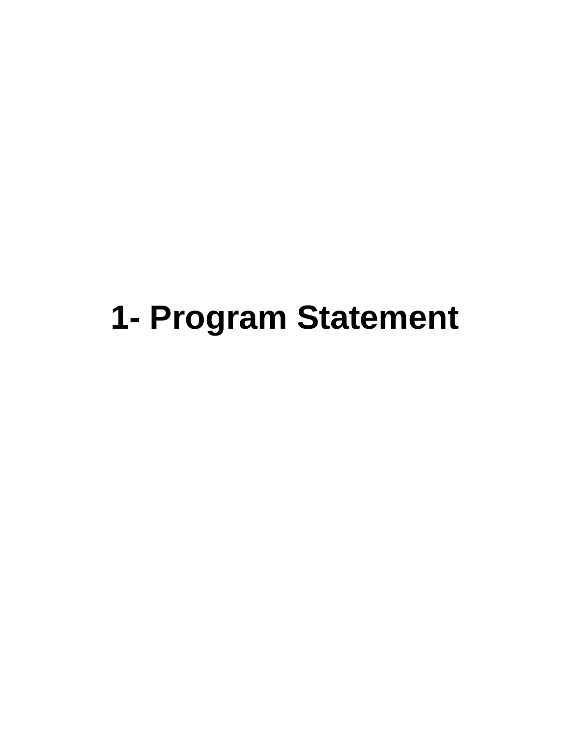# 1- Program Statement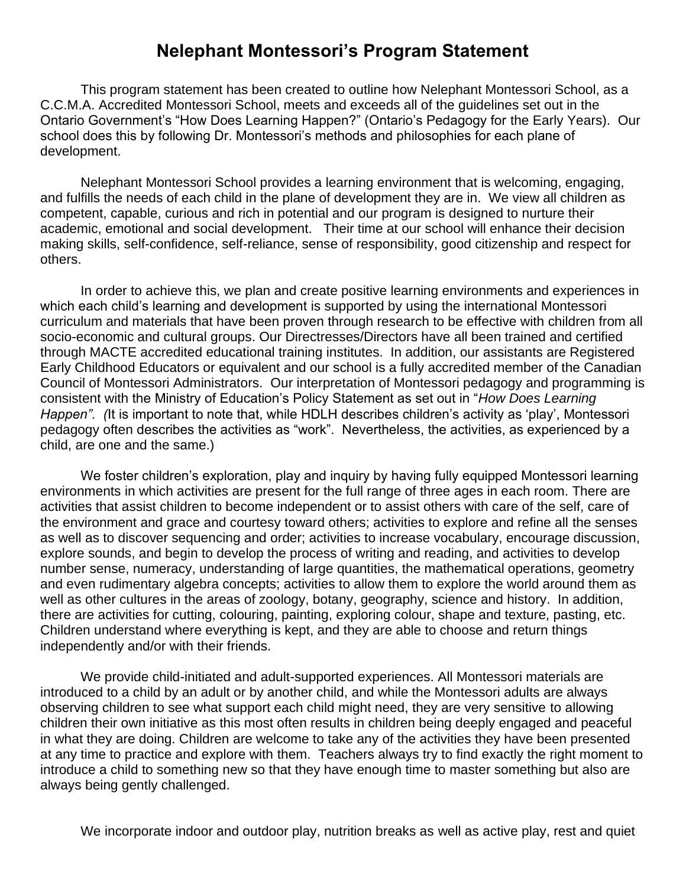# Nelephant Montessori's Program Statement

This program statement has been created to outline how Nelephant Montessori School, as a C.C.M.A. Accredited Montessori School, meets and exceeds all of the guidelines set out in the Ontario Government's "How Does Learning Happen?" (Ontario's Pedagogy for the Early Years). Our school does this by following Dr. Montessori's methods and philosophies for each plane of development.

Nelephant Montessori School provides a learning environment that is welcoming, engaging, and fulfills the needs of each child in the plane of development they are in. We view all children as competent, capable, curious and rich in potential and our program is designed to nurture their academic, emotional and social development. Their time at our school will enhance their decision making skills, self-confidence, self-reliance, sense of responsibility, good citizenship and respect for others.

In order to achieve this, we plan and create positive learning environments and experiences in which each child's learning and development is supported by using the international Montessori curriculum and materials that have been proven through research to be effective with children from all socio-economic and cultural groups. Our Directresses/Directors have all been trained and certified through MACTE accredited educational training institutes. In addition, our assistants are Registered Early Childhood Educators or equivalent and our school is a fully accredited member of the Canadian Council of Montessori Administrators. Our interpretation of Montessori pedagogy and programming is consistent with the Ministry of Education's Policy Statement as set out in "*How Does Learning Happen". (*It is important to note that, while HDLH describes children's activity as 'play', Montessori pedagogy often describes the activities as "work". Nevertheless, the activities, as experienced by a child, are one and the same.)

We foster children's exploration, play and inquiry by having fully equipped Montessori learning environments in which activities are present for the full range of three ages in each room. There are activities that assist children to become independent or to assist others with care of the self, care of the environment and grace and courtesy toward others; activities to explore and refine all the senses as well as to discover sequencing and order; activities to increase vocabulary, encourage discussion, explore sounds, and begin to develop the process of writing and reading, and activities to develop number sense, numeracy, understanding of large quantities, the mathematical operations, geometry and even rudimentary algebra concepts; activities to allow them to explore the world around them as well as other cultures in the areas of zoology, botany, geography, science and history. In addition, there are activities for cutting, colouring, painting, exploring colour, shape and texture, pasting, etc. Children understand where everything is kept, and they are able to choose and return things independently and/or with their friends.

We provide child-initiated and adult-supported experiences. All Montessori materials are introduced to a child by an adult or by another child, and while the Montessori adults are always observing children to see what support each child might need, they are very sensitive to allowing children their own initiative as this most often results in children being deeply engaged and peaceful in what they are doing. Children are welcome to take any of the activities they have been presented at any time to practice and explore with them. Teachers always try to find exactly the right moment to introduce a child to something new so that they have enough time to master something but also are always being gently challenged.

We incorporate indoor and outdoor play, nutrition breaks as well as active play, rest and quiet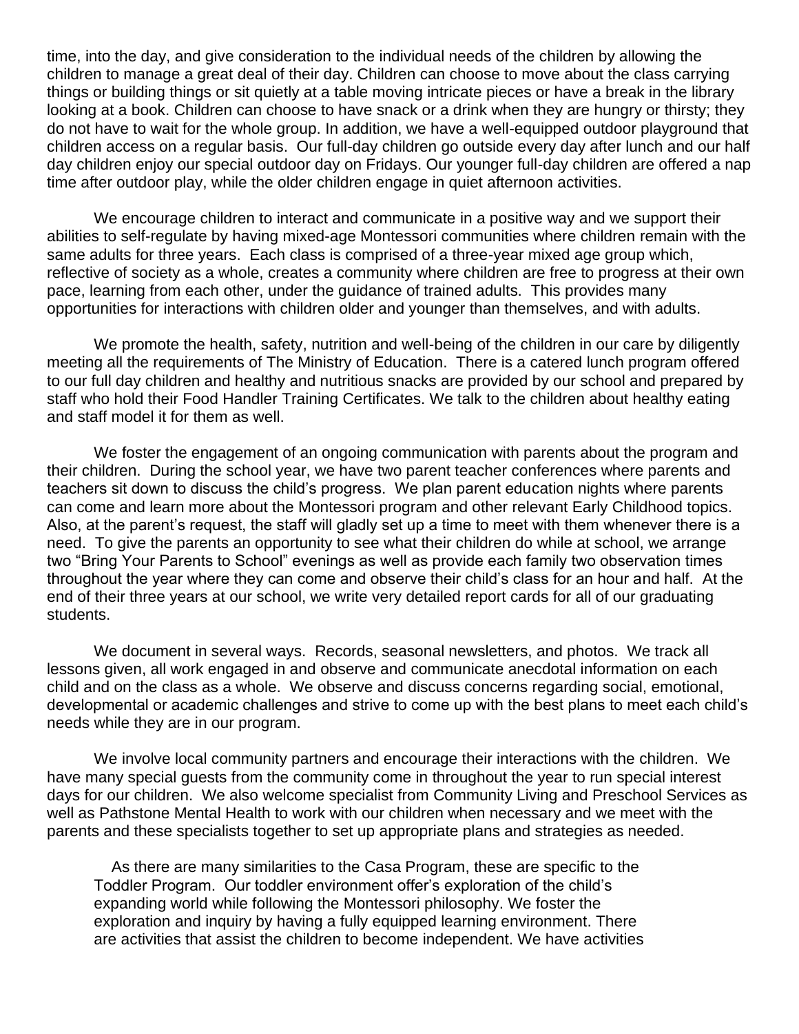time, into the day, and give consideration to the individual needs of the children by allowing the children to manage a great deal of their day. Children can choose to move about the class carrying things or building things or sit quietly at a table moving intricate pieces or have a break in the library looking at a book. Children can choose to have snack or a drink when they are hungry or thirsty; they do not have to wait for the whole group. In addition, we have a well-equipped outdoor playground that children access on a regular basis. Our full-day children go outside every day after lunch and our half day children enjoy our special outdoor day on Fridays. Our younger full-day children are offered a nap time after outdoor play, while the older children engage in quiet afternoon activities.

We encourage children to interact and communicate in a positive way and we support their abilities to self-regulate by having mixed-age Montessori communities where children remain with the same adults for three years. Each class is comprised of a three-year mixed age group which, reflective of society as a whole, creates a community where children are free to progress at their own pace, learning from each other, under the guidance of trained adults. This provides many opportunities for interactions with children older and younger than themselves, and with adults.

We promote the health, safety, nutrition and well-being of the children in our care by diligently meeting all the requirements of The Ministry of Education. There is a catered lunch program offered to our full day children and healthy and nutritious snacks are provided by our school and prepared by staff who hold their Food Handler Training Certificates. We talk to the children about healthy eating and staff model it for them as well.

We foster the engagement of an ongoing communication with parents about the program and their children. During the school year, we have two parent teacher conferences where parents and teachers sit down to discuss the child's progress. We plan parent education nights where parents can come and learn more about the Montessori program and other relevant Early Childhood topics. Also, at the parent's request, the staff will gladly set up a time to meet with them whenever there is a need. To give the parents an opportunity to see what their children do while at school, we arrange two "Bring Your Parents to School" evenings as well as provide each family two observation times throughout the year where they can come and observe their child's class for an hour and half. At the end of their three years at our school, we write very detailed report cards for all of our graduating students.

We document in several ways. Records, seasonal newsletters, and photos. We track all lessons given, all work engaged in and observe and communicate anecdotal information on each child and on the class as a whole. We observe and discuss concerns regarding social, emotional, developmental or academic challenges and strive to come up with the best plans to meet each child's needs while they are in our program.

We involve local community partners and encourage their interactions with the children. We have many special guests from the community come in throughout the year to run special interest days for our children. We also welcome specialist from Community Living and Preschool Services as well as Pathstone Mental Health to work with our children when necessary and we meet with the parents and these specialists together to set up appropriate plans and strategies as needed.

As there are many similarities to the Casa Program, these are specific to the Toddler Program. Our toddler environment offer's exploration of the child's expanding world while following the Montessori philosophy. We foster the exploration and inquiry by having a fully equipped learning environment. There are activities that assist the children to become independent. We have activities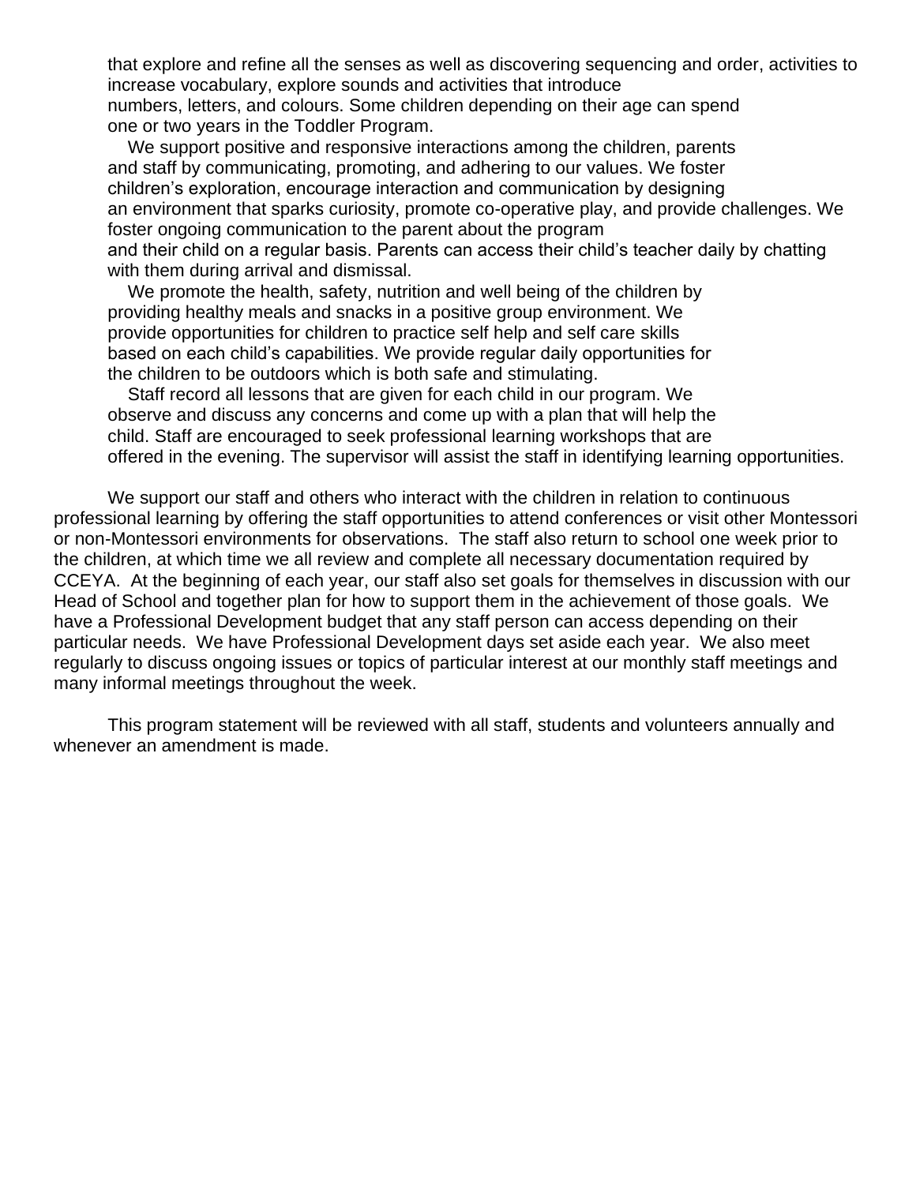that explore and refine all the senses as well as discovering sequencing and order, activities to increase vocabulary, explore sounds and activities that introduce numbers, letters, and colours. Some children depending on their age can spend one or two years in the Toddler Program.

We support positive and responsive interactions among the children, parents and staff by communicating, promoting, and adhering to our values. We foster children's exploration, encourage interaction and communication by designing an environment that sparks curiosity, promote co-operative play, and provide challenges. We foster ongoing communication to the parent about the program and their child on a regular basis. Parents can access their child's teacher daily by chatting with them during arrival and dismissal.

We promote the health, safety, nutrition and well being of the children by providing healthy meals and snacks in a positive group environment. We provide opportunities for children to practice self help and self care skills based on each child's capabilities. We provide regular daily opportunities for the children to be outdoors which is both safe and stimulating.

Staff record all lessons that are given for each child in our program. We observe and discuss any concerns and come up with a plan that will help the child. Staff are encouraged to seek professional learning workshops that are offered in the evening. The supervisor will assist the staff in identifying learning opportunities.

We support our staff and others who interact with the children in relation to continuous professional learning by offering the staff opportunities to attend conferences or visit other Montessori or non-Montessori environments for observations. The staff also return to school one week prior to the children, at which time we all review and complete all necessary documentation required by CCEYA. At the beginning of each year, our staff also set goals for themselves in discussion with our Head of School and together plan for how to support them in the achievement of those goals. We have a Professional Development budget that any staff person can access depending on their particular needs. We have Professional Development days set aside each year. We also meet regularly to discuss ongoing issues or topics of particular interest at our monthly staff meetings and many informal meetings throughout the week.

This program statement will be reviewed with all staff, students and volunteers annually and whenever an amendment is made.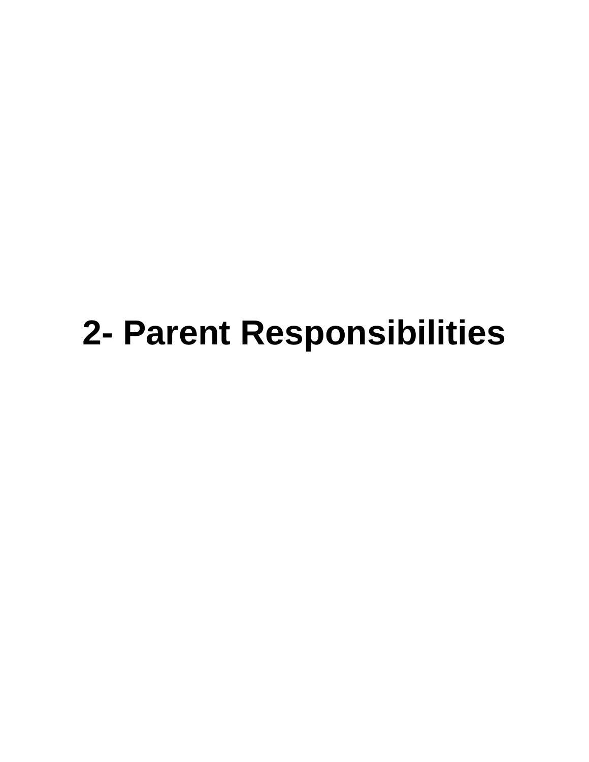# 2- Parent Responsibilities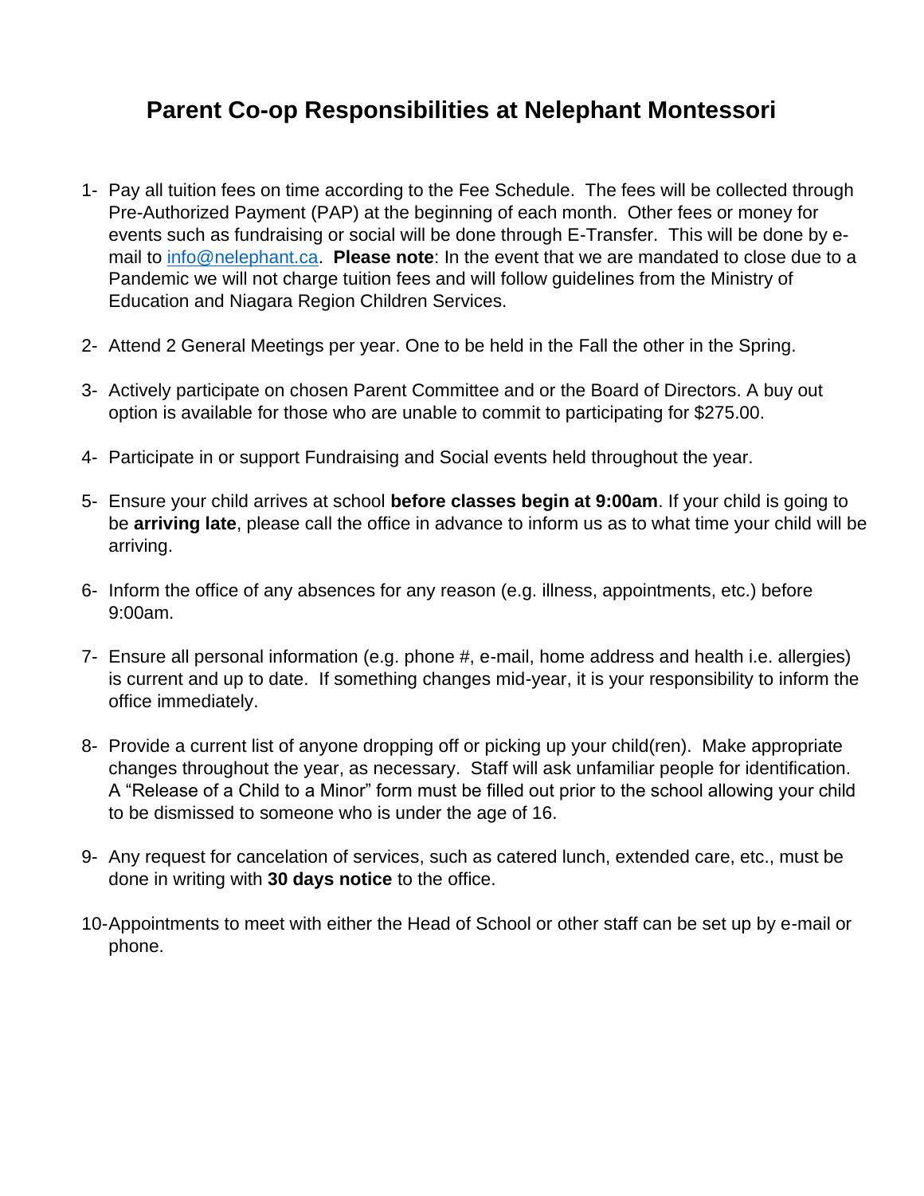# Parent Co-op Responsibilities at Nelephant Montessori

1- Pay all tuition fees on time according to the Fee Schedule. The fees will be collected through Pre-Authorized Payment (PAP) at the beginning of each month. Other fees or money for events such as fundraising or social will be done through E-Transfer. This will be done by e-mail to info@nelephant.ca. **Please note**: In the event that we are mandated to close due to a Pandemic we will not charge tuition fees and will follow guidelines from the Ministry of Education and Niagara Region Children Services.

2- Attend 2 General Meetings per year. One to be held in the Fall the other in the Spring.

3- Actively participate on chosen Parent Committee and or the Board of Directors. A buy out option is available for those who are unable to commit to participating for $275.00.

4- Participate in or support Fundraising and Social events held throughout the year.

5- Ensure your child arrives at school **before classes begin at 9:00am**. If your child is going to be **arriving late**, please call the office in advance to inform us as to what time your child will be arriving.

6- Inform the office of any absences for any reason (e.g. illness, appointments, etc.) before 9:00am.

7- Ensure all personal information (e.g. phone #, e-mail, home address and health i.e. allergies) is current and up to date. If something changes mid-year, it is your responsibility to inform the office immediately.

8- Provide a current list of anyone dropping off or picking up your child(ren). Make appropriate changes throughout the year, as necessary. Staff will ask unfamiliar people for identification. A "Release of a Child to a Minor" form must be filled out prior to the school allowing your child to be dismissed to someone who is under the age of 16.

9- Any request for cancelation of services, such as catered lunch, extended care, etc., must be done in writing with **30 days notice** to the office.

10- Appointments to meet with either the Head of School or other staff can be set up by e-mail or phone.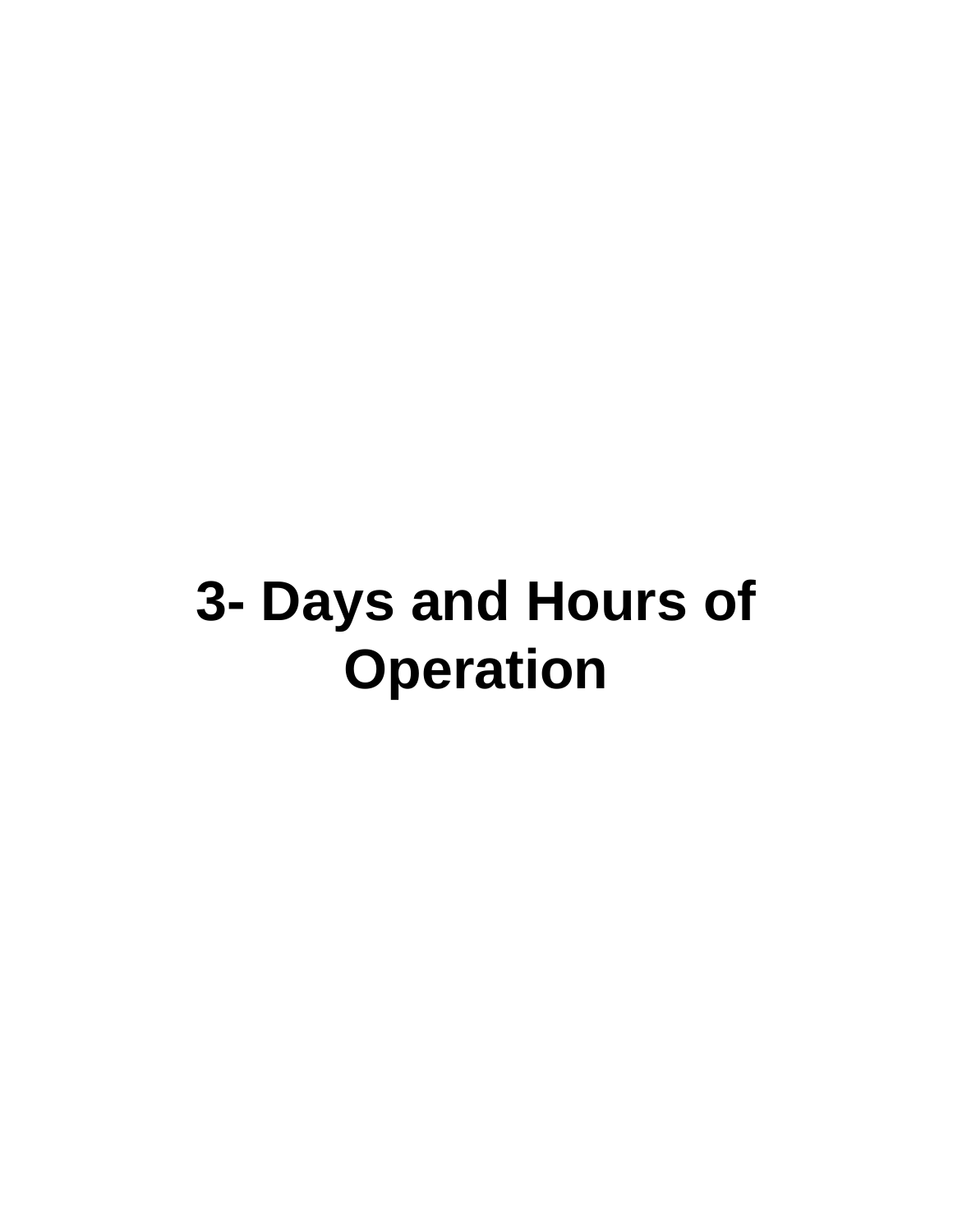# 3- Days and Hours of Operation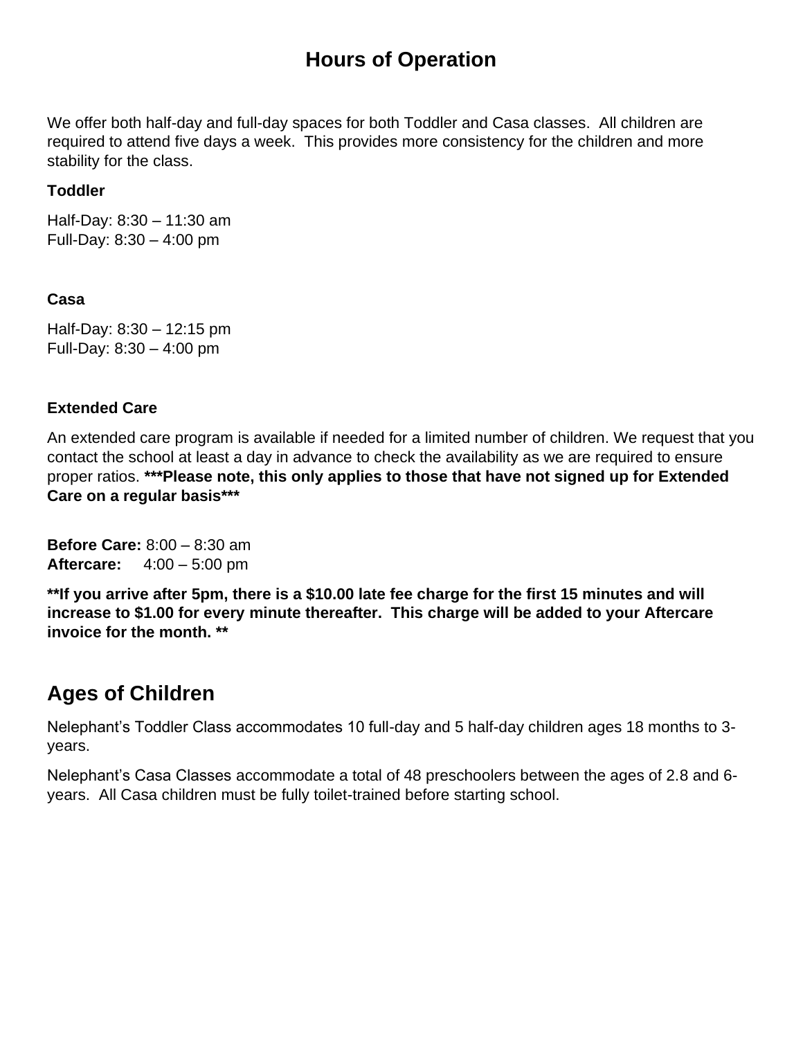# Hours of Operation

We offer both half-day and full-day spaces for both Toddler and Casa classes. All children are required to attend five days a week. This provides more consistency for the children and more stability for the class.

**Toddler**

Half-Day: 8:30 – 11:30 am
Full-Day: 8:30 – 4:00 pm

**Casa**

Half-Day: 8:30 – 12:15 pm
Full-Day: 8:30 – 4:00 pm

**Extended Care**

An extended care program is available if needed for a limited number of children. We request that you contact the school at least a day in advance to check the availability as we are required to ensure proper ratios. *****Please note, this only applies to those that have not signed up for Extended Care on a regular basis*****

**Before Care:** 8:00 – 8:30 am
**Aftercare:** 4:00 – 5:00 pm

****If you arrive after 5pm, there is a $10.00 late fee charge for the first 15 minutes and will increase to $1.00 for every minute thereafter. This charge will be added to your Aftercare invoice for the month. ****

## Ages of Children

Nelephant's Toddler Class accommodates 10 full-day and 5 half-day children ages 18 months to 3-years.

Nelephant's Casa Classes accommodate a total of 48 preschoolers between the ages of 2.8 and 6-years. All Casa children must be fully toilet-trained before starting school.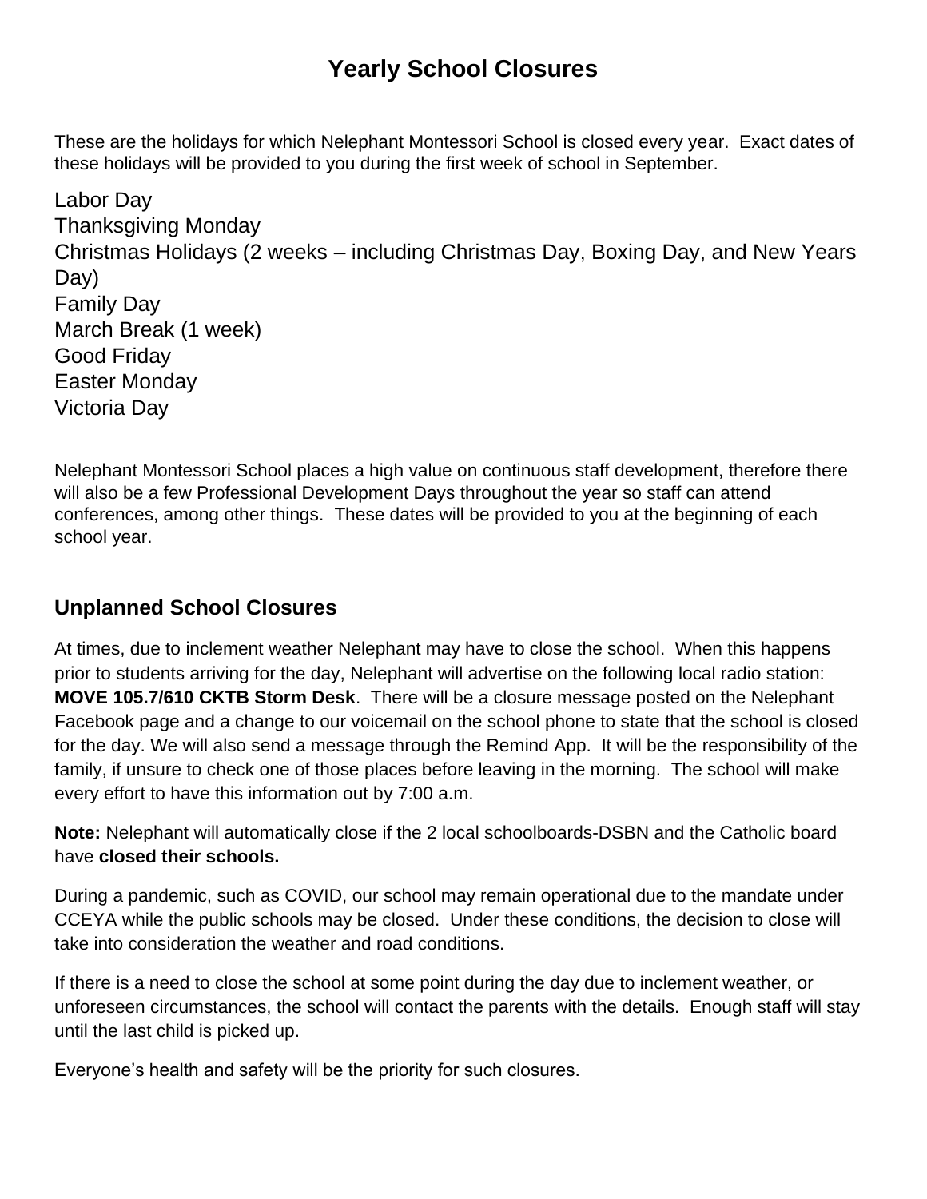# Yearly School Closures

These are the holidays for which Nelephant Montessori School is closed every year. Exact dates of these holidays will be provided to you during the first week of school in September.

Labor Day
Thanksgiving Monday
Christmas Holidays (2 weeks – including Christmas Day, Boxing Day, and New Years Day)
Family Day
March Break (1 week)
Good Friday
Easter Monday
Victoria Day

Nelephant Montessori School places a high value on continuous staff development, therefore there will also be a few Professional Development Days throughout the year so staff can attend conferences, among other things. These dates will be provided to you at the beginning of each school year.

## Unplanned School Closures

At times, due to inclement weather Nelephant may have to close the school. When this happens prior to students arriving for the day, Nelephant will advertise on the following local radio station: **MOVE 105.7/610 CKTB Storm Desk**. There will be a closure message posted on the Nelephant Facebook page and a change to our voicemail on the school phone to state that the school is closed for the day. We will also send a message through the Remind App. It will be the responsibility of the family, if unsure to check one of those places before leaving in the morning. The school will make every effort to have this information out by 7:00 a.m.

**Note:** Nelephant will automatically close if the 2 local schoolboards-DSBN and the Catholic board have **closed their schools.**

During a pandemic, such as COVID, our school may remain operational due to the mandate under CCEYA while the public schools may be closed. Under these conditions, the decision to close will take into consideration the weather and road conditions.

If there is a need to close the school at some point during the day due to inclement weather, or unforeseen circumstances, the school will contact the parents with the details. Enough staff will stay until the last child is picked up.

Everyone's health and safety will be the priority for such closures.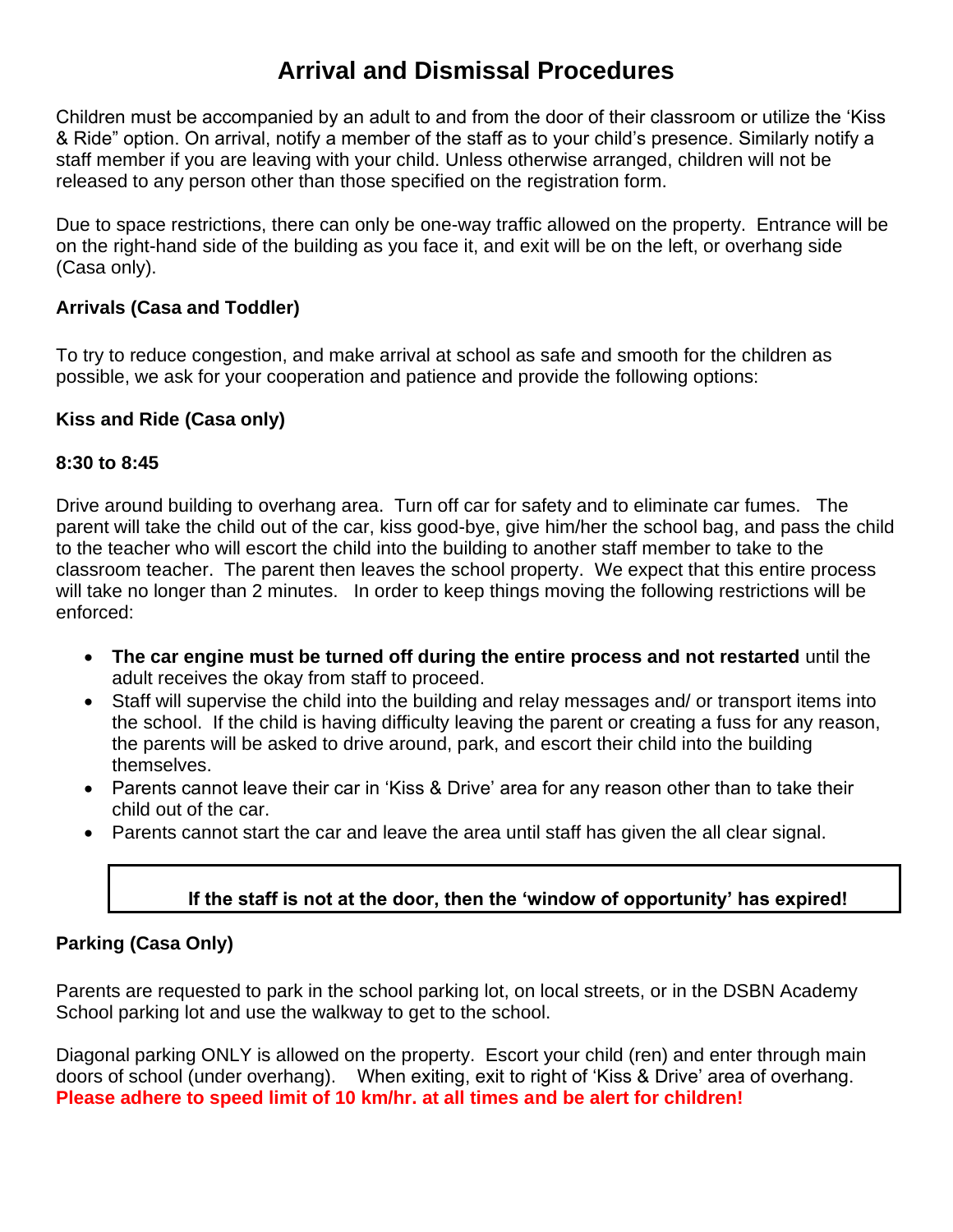# Arrival and Dismissal Procedures

Children must be accompanied by an adult to and from the door of their classroom or utilize the 'Kiss & Ride" option. On arrival, notify a member of the staff as to your child's presence. Similarly notify a staff member if you are leaving with your child. Unless otherwise arranged, children will not be released to any person other than those specified on the registration form.

Due to space restrictions, there can only be one-way traffic allowed on the property. Entrance will be on the right-hand side of the building as you face it, and exit will be on the left, or overhang side (Casa only).

**Arrivals (Casa and Toddler)**

To try to reduce congestion, and make arrival at school as safe and smooth for the children as possible, we ask for your cooperation and patience and provide the following options:

**Kiss and Ride (Casa only)**

**8:30 to 8:45**

Drive around building to overhang area. Turn off car for safety and to eliminate car fumes. The parent will take the child out of the car, kiss good-bye, give him/her the school bag, and pass the child to the teacher who will escort the child into the building to another staff member to take to the classroom teacher. The parent then leaves the school property. We expect that this entire process will take no longer than 2 minutes. In order to keep things moving the following restrictions will be enforced:

- **The car engine must be turned off during the entire process and not restarted** until the adult receives the okay from staff to proceed.
- Staff will supervise the child into the building and relay messages and/ or transport items into the school. If the child is having difficulty leaving the parent or creating a fuss for any reason, the parents will be asked to drive around, park, and escort their child into the building themselves.
- Parents cannot leave their car in 'Kiss & Drive' area for any reason other than to take their child out of the car.
- Parents cannot start the car and leave the area until staff has given the all clear signal.

**If the staff is not at the door, then the 'window of opportunity' has expired!**

**Parking (Casa Only)**

Parents are requested to park in the school parking lot, on local streets, or in the DSBN Academy School parking lot and use the walkway to get to the school.

Diagonal parking ONLY is allowed on the property. Escort your child (ren) and enter through main doors of school (under overhang). When exiting, exit to right of 'Kiss & Drive' area of overhang. **Please adhere to speed limit of 10 km/hr. at all times and be alert for children!**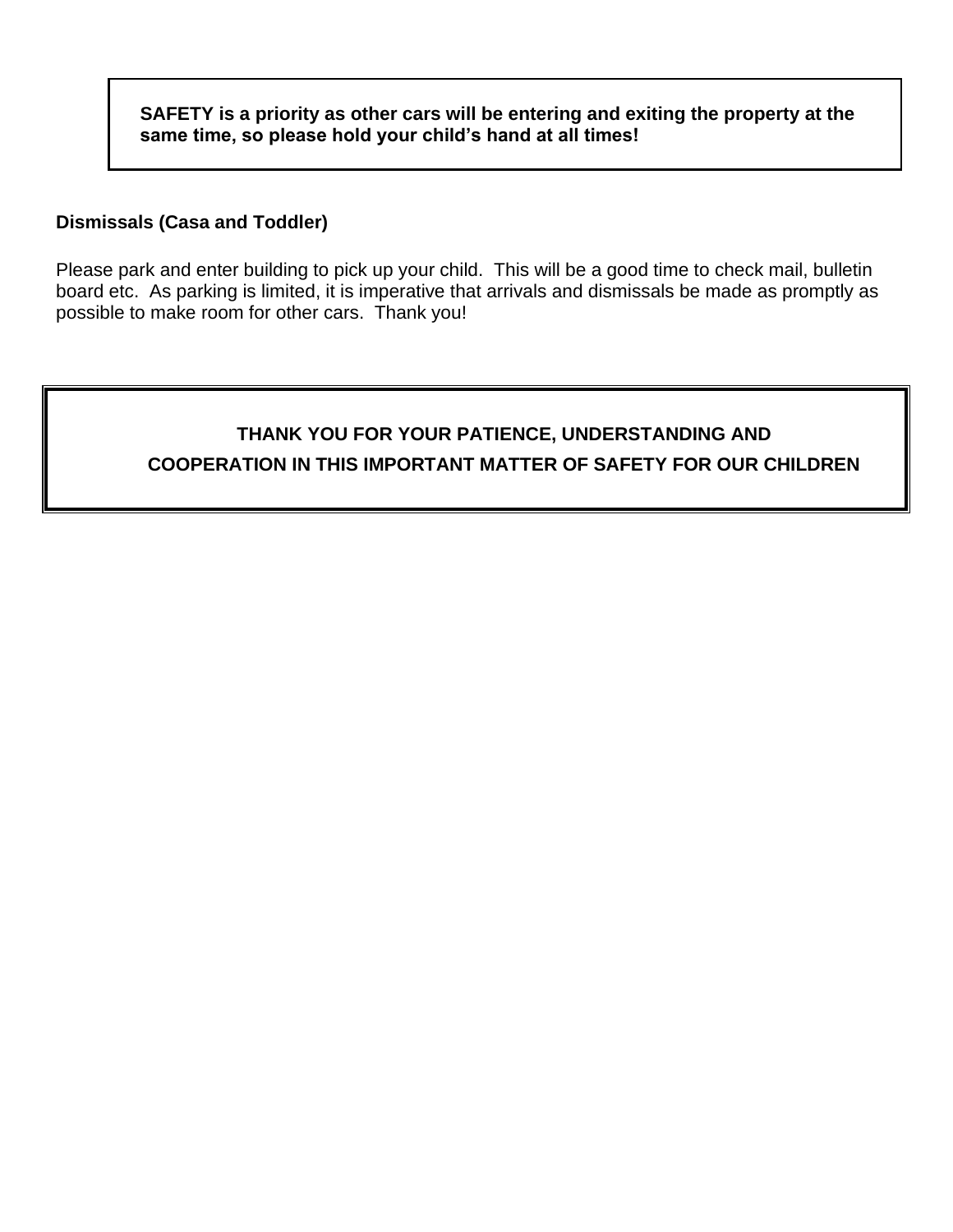**SAFETY is a priority as other cars will be entering and exiting the property at the same time, so please hold your child's hand at all times!**

**Dismissals (Casa and Toddler)**

Please park and enter building to pick up your child. This will be a good time to check mail, bulletin board etc. As parking is limited, it is imperative that arrivals and dismissals be made as promptly as possible to make room for other cars. Thank you!

**THANK YOU FOR YOUR PATIENCE, UNDERSTANDING AND COOPERATION IN THIS IMPORTANT MATTER OF SAFETY FOR OUR CHILDREN**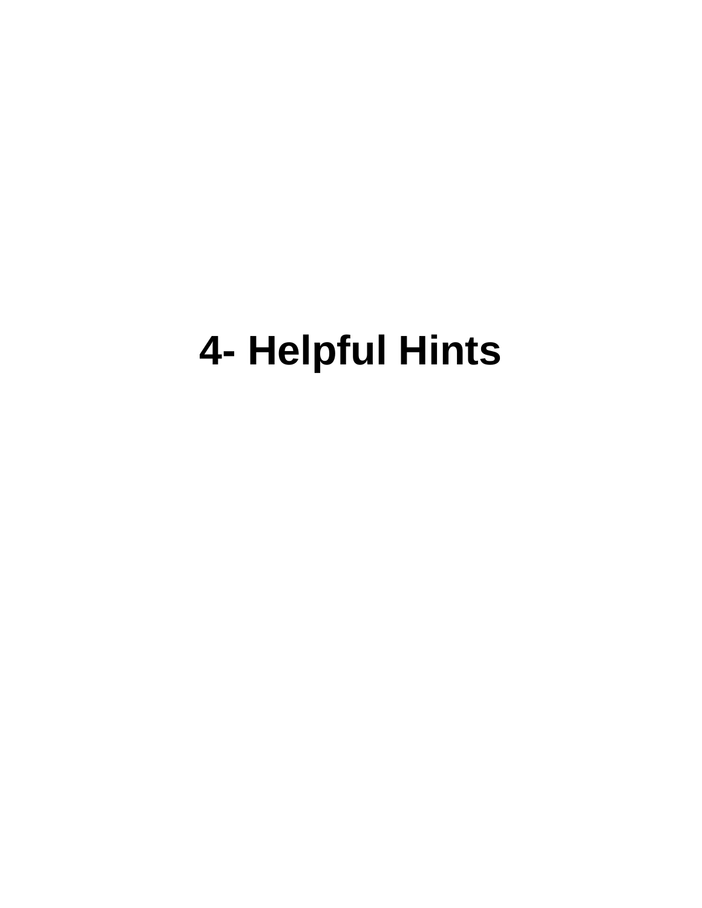# 4- Helpful Hints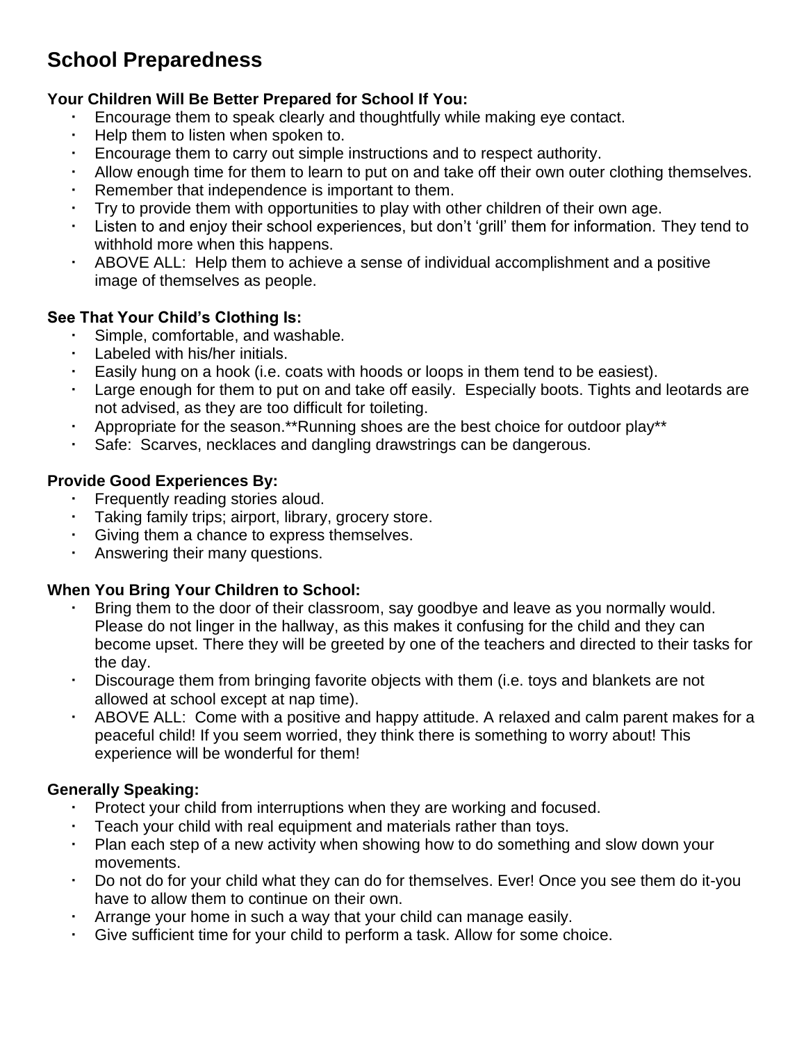# School Preparedness

**Your Children Will Be Better Prepared for School If You:**

- Encourage them to speak clearly and thoughtfully while making eye contact.
- Help them to listen when spoken to.
- Encourage them to carry out simple instructions and to respect authority.
- Allow enough time for them to learn to put on and take off their own outer clothing themselves.
- Remember that independence is important to them.
- Try to provide them with opportunities to play with other children of their own age.
- Listen to and enjoy their school experiences, but don't 'grill' them for information. They tend to withhold more when this happens.
- ABOVE ALL: Help them to achieve a sense of individual accomplishment and a positive image of themselves as people.

**See That Your Child's Clothing Is:**

- Simple, comfortable, and washable.
- Labeled with his/her initials.
- Easily hung on a hook (i.e. coats with hoods or loops in them tend to be easiest).
- Large enough for them to put on and take off easily. Especially boots. Tights and leotards are not advised, as they are too difficult for toileting.
- Appropriate for the season.**Running shoes are the best choice for outdoor play**
- Safe: Scarves, necklaces and dangling drawstrings can be dangerous.

**Provide Good Experiences By:**

- Frequently reading stories aloud.
- Taking family trips; airport, library, grocery store.
- Giving them a chance to express themselves.
- Answering their many questions.

**When You Bring Your Children to School:**

- Bring them to the door of their classroom, say goodbye and leave as you normally would. Please do not linger in the hallway, as this makes it confusing for the child and they can become upset. There they will be greeted by one of the teachers and directed to their tasks for the day.
- Discourage them from bringing favorite objects with them (i.e. toys and blankets are not allowed at school except at nap time).
- ABOVE ALL: Come with a positive and happy attitude. A relaxed and calm parent makes for a peaceful child! If you seem worried, they think there is something to worry about! This experience will be wonderful for them!

**Generally Speaking:**

- Protect your child from interruptions when they are working and focused.
- Teach your child with real equipment and materials rather than toys.
- Plan each step of a new activity when showing how to do something and slow down your movements.
- Do not do for your child what they can do for themselves. Ever! Once you see them do it-you have to allow them to continue on their own.
- Arrange your home in such a way that your child can manage easily.
- Give sufficient time for your child to perform a task. Allow for some choice.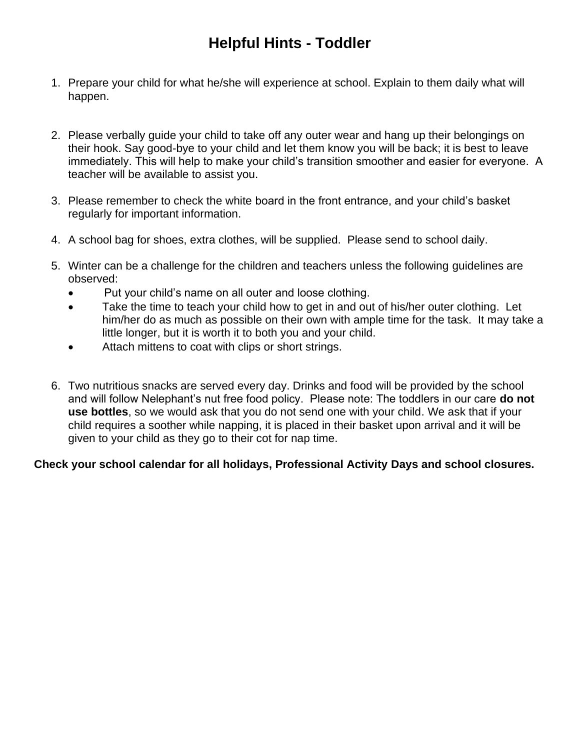# Helpful Hints - Toddler

1. Prepare your child for what he/she will experience at school. Explain to them daily what will happen.

2. Please verbally guide your child to take off any outer wear and hang up their belongings on their hook. Say good-bye to your child and let them know you will be back; it is best to leave immediately. This will help to make your child's transition smoother and easier for everyone. A teacher will be available to assist you.

3. Please remember to check the white board in the front entrance, and your child's basket regularly for important information.

4. A school bag for shoes, extra clothes, will be supplied. Please send to school daily.

5. Winter can be a challenge for the children and teachers unless the following guidelines are observed:
   - Put your child's name on all outer and loose clothing.
   - Take the time to teach your child how to get in and out of his/her outer clothing. Let him/her do as much as possible on their own with ample time for the task. It may take a little longer, but it is worth it to both you and your child.
   - Attach mittens to coat with clips or short strings.

6. Two nutritious snacks are served every day. Drinks and food will be provided by the school and will follow Nelephant's nut free food policy. Please note: The toddlers in our care **do not use bottles**, so we would ask that you do not send one with your child. We ask that if your child requires a soother while napping, it is placed in their basket upon arrival and it will be given to your child as they go to their cot for nap time.

**Check your school calendar for all holidays, Professional Activity Days and school closures.**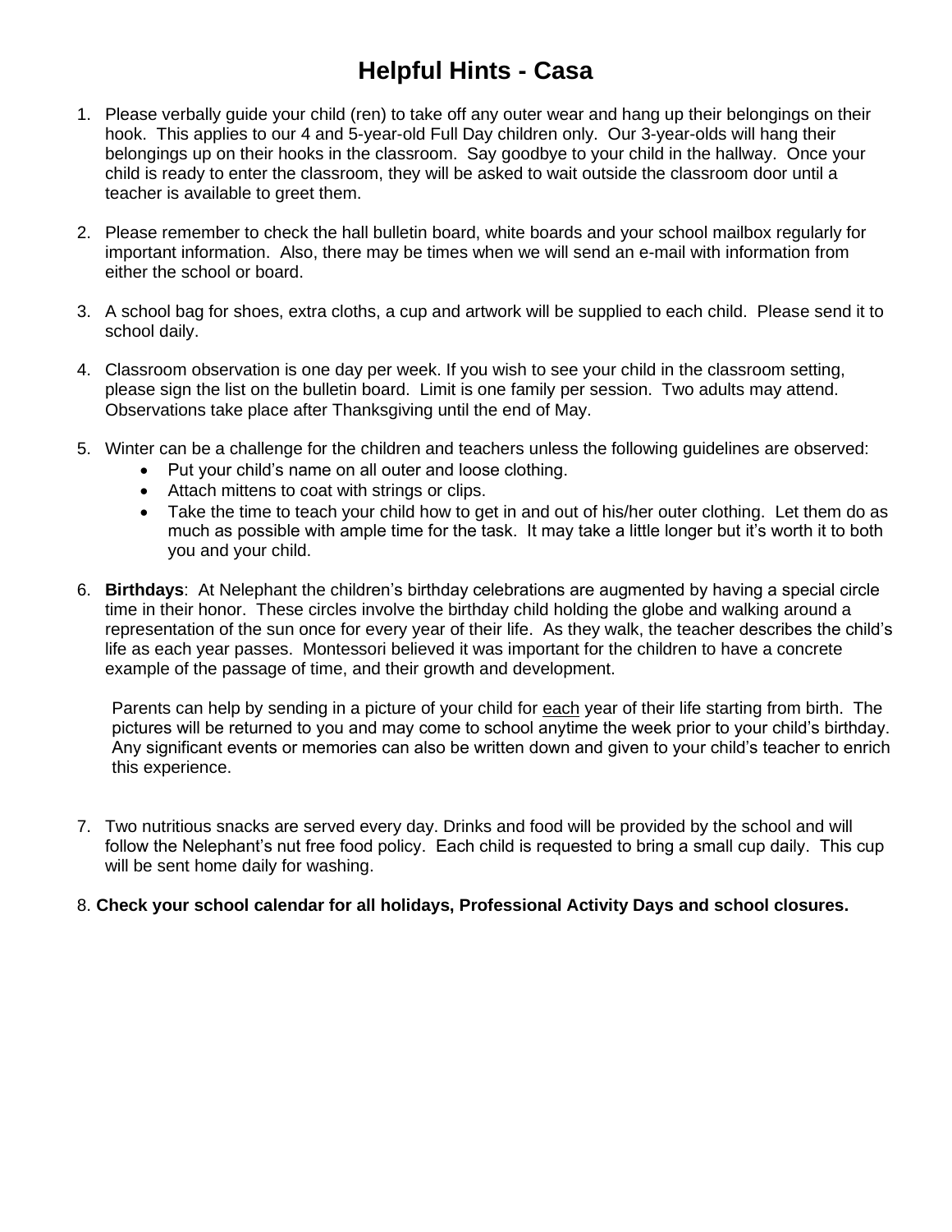# Helpful Hints - Casa

1. Please verbally guide your child (ren) to take off any outer wear and hang up their belongings on their hook. This applies to our 4 and 5-year-old Full Day children only. Our 3-year-olds will hang their belongings up on their hooks in the classroom. Say goodbye to your child in the hallway. Once your child is ready to enter the classroom, they will be asked to wait outside the classroom door until a teacher is available to greet them.

2. Please remember to check the hall bulletin board, white boards and your school mailbox regularly for important information. Also, there may be times when we will send an e-mail with information from either the school or board.

3. A school bag for shoes, extra cloths, a cup and artwork will be supplied to each child. Please send it to school daily.

4. Classroom observation is one day per week. If you wish to see your child in the classroom setting, please sign the list on the bulletin board. Limit is one family per session. Two adults may attend. Observations take place after Thanksgiving until the end of May.

5. Winter can be a challenge for the children and teachers unless the following guidelines are observed:
   - Put your child's name on all outer and loose clothing.
   - Attach mittens to coat with strings or clips.
   - Take the time to teach your child how to get in and out of his/her outer clothing. Let them do as much as possible with ample time for the task. It may take a little longer but it's worth it to both you and your child.

6. **Birthdays**: At Nelephant the children's birthday celebrations are augmented by having a special circle time in their honor. These circles involve the birthday child holding the globe and walking around a representation of the sun once for every year of their life. As they walk, the teacher describes the child's life as each year passes. Montessori believed it was important for the children to have a concrete example of the passage of time, and their growth and development.

   Parents can help by sending in a picture of your child for <u>each</u> year of their life starting from birth. The pictures will be returned to you and may come to school anytime the week prior to your child's birthday. Any significant events or memories can also be written down and given to your child's teacher to enrich this experience.

7. Two nutritious snacks are served every day. Drinks and food will be provided by the school and will follow the Nelephant's nut free food policy. Each child is requested to bring a small cup daily. This cup will be sent home daily for washing.

8. **Check your school calendar for all holidays, Professional Activity Days and school closures.**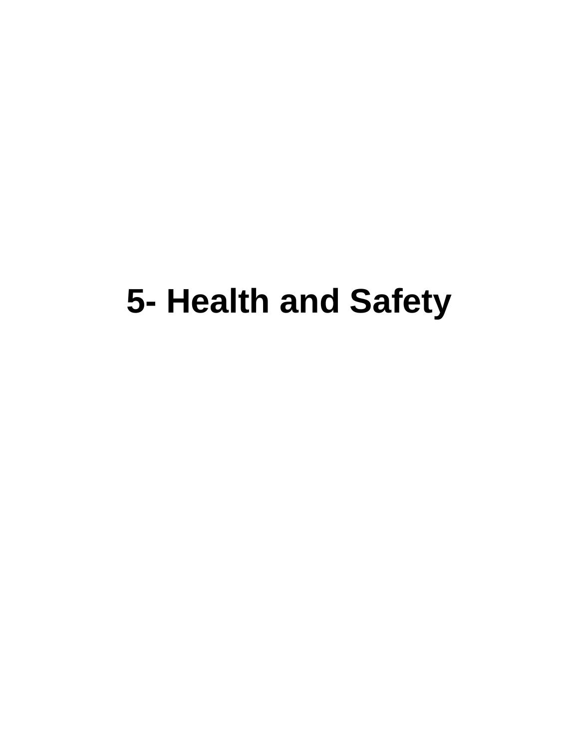# 5- Health and Safety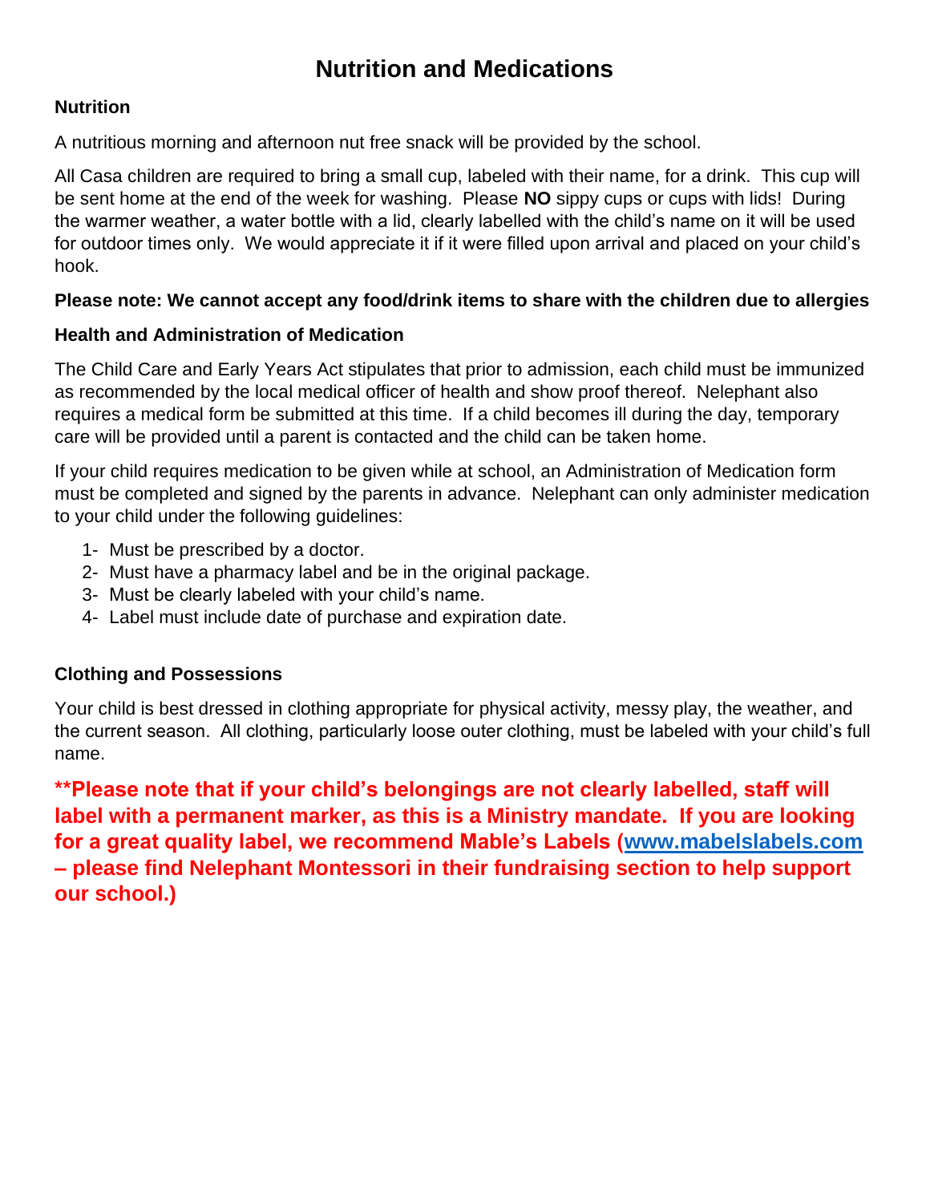# Nutrition and Medications

## Nutrition

A nutritious morning and afternoon nut free snack will be provided by the school.

All Casa children are required to bring a small cup, labeled with their name, for a drink. This cup will be sent home at the end of the week for washing. Please **NO** sippy cups or cups with lids! During the warmer weather, a water bottle with a lid, clearly labelled with the child's name on it will be used for outdoor times only. We would appreciate it if it were filled upon arrival and placed on your child's hook.

**Please note: We cannot accept any food/drink items to share with the children due to allergies**

## Health and Administration of Medication

The Child Care and Early Years Act stipulates that prior to admission, each child must be immunized as recommended by the local medical officer of health and show proof thereof. Nelephant also requires a medical form be submitted at this time. If a child becomes ill during the day, temporary care will be provided until a parent is contacted and the child can be taken home.

If your child requires medication to be given while at school, an Administration of Medication form must be completed and signed by the parents in advance. Nelephant can only administer medication to your child under the following guidelines:

1- Must be prescribed by a doctor.
2- Must have a pharmacy label and be in the original package.
3- Must be clearly labeled with your child's name.
4- Label must include date of purchase and expiration date.

## Clothing and Possessions

Your child is best dressed in clothing appropriate for physical activity, messy play, the weather, and the current season. All clothing, particularly loose outer clothing, must be labeled with your child's full name.

****Please note that if your child's belongings are not clearly labelled, staff will label with a permanent marker, as this is a Ministry mandate. If you are looking for a great quality label, we recommend Mable's Labels ([www.mabelslabels.com](http://www.mabelslabels.com) – please find Nelephant Montessori in their fundraising section to help support our school.)**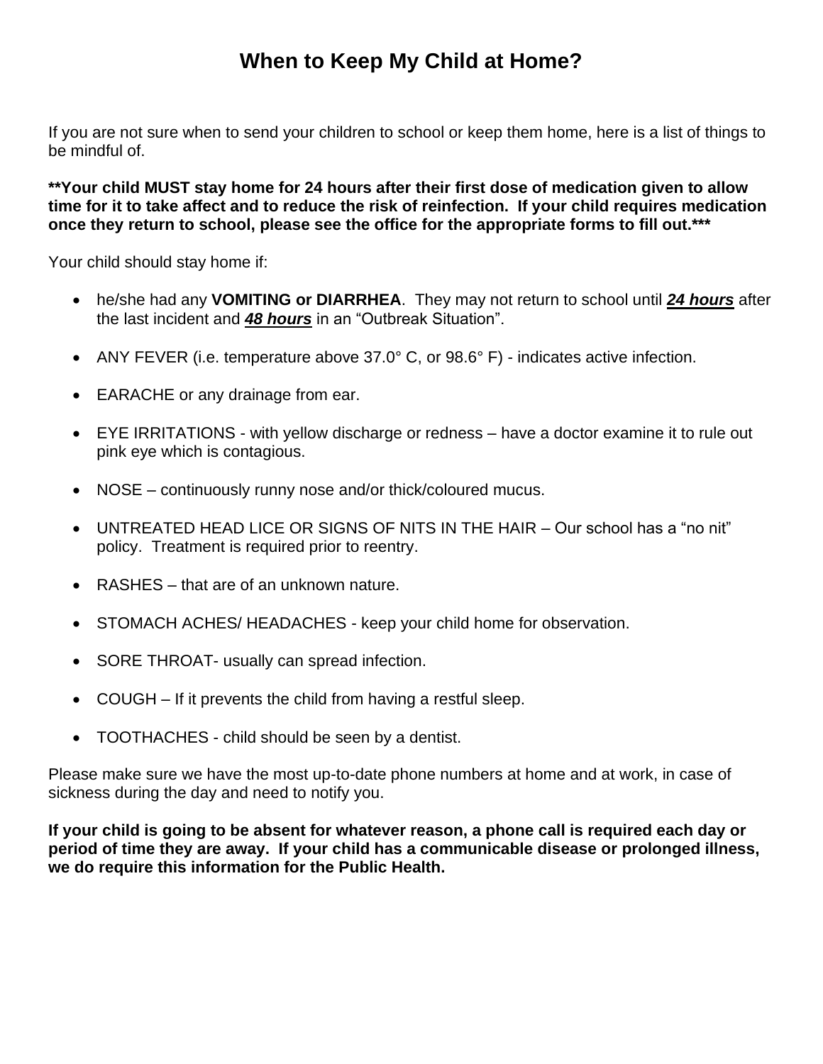# When to Keep My Child at Home?

If you are not sure when to send your children to school or keep them home, here is a list of things to be mindful of.

**\*\*Your child MUST stay home for 24 hours after their first dose of medication given to allow time for it to take affect and to reduce the risk of reinfection. If your child requires medication once they return to school, please see the office for the appropriate forms to fill out.\*\*\***

Your child should stay home if:

- he/she had any **VOMITING or DIARRHEA**. They may not return to school until ***<u>24 hours</u>*** after the last incident and ***<u>48 hours</u>*** in an "Outbreak Situation".
- ANY FEVER (i.e. temperature above 37.0° C, or 98.6° F) - indicates active infection.
- EARACHE or any drainage from ear.
- EYE IRRITATIONS - with yellow discharge or redness – have a doctor examine it to rule out pink eye which is contagious.
- NOSE – continuously runny nose and/or thick/coloured mucus.
- UNTREATED HEAD LICE OR SIGNS OF NITS IN THE HAIR – Our school has a "no nit" policy. Treatment is required prior to reentry.
- RASHES – that are of an unknown nature.
- STOMACH ACHES/ HEADACHES - keep your child home for observation.
- SORE THROAT- usually can spread infection.
- COUGH – If it prevents the child from having a restful sleep.
- TOOTHACHES - child should be seen by a dentist.

Please make sure we have the most up-to-date phone numbers at home and at work, in case of sickness during the day and need to notify you.

**If your child is going to be absent for whatever reason, a phone call is required each day or period of time they are away. If your child has a communicable disease or prolonged illness, we do require this information for the Public Health.**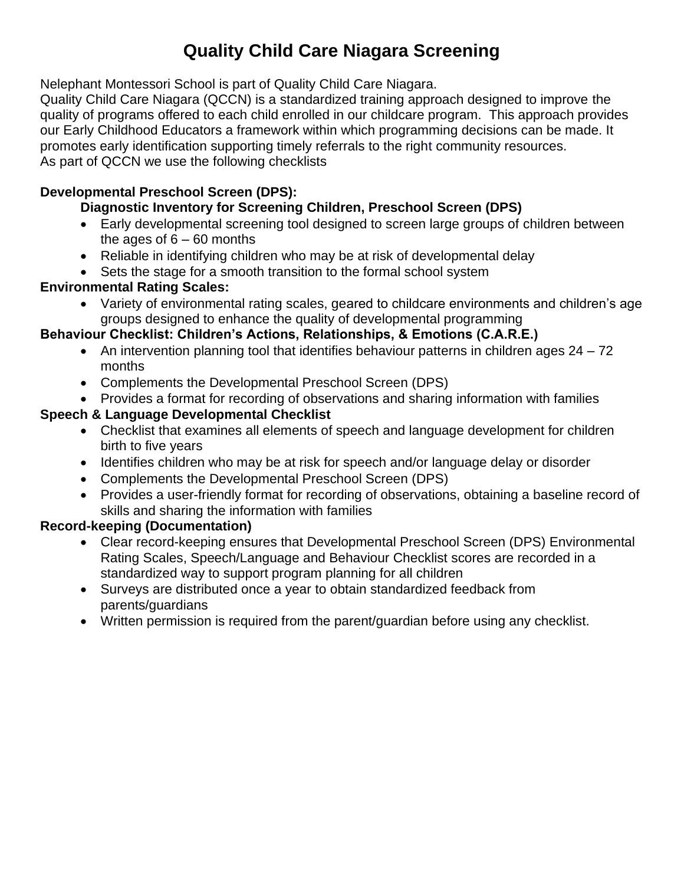# Quality Child Care Niagara Screening

Nelephant Montessori School is part of Quality Child Care Niagara.
Quality Child Care Niagara (QCCN) is a standardized training approach designed to improve the quality of programs offered to each child enrolled in our childcare program. This approach provides our Early Childhood Educators a framework within which programming decisions can be made. It promotes early identification supporting timely referrals to the right community resources.
As part of QCCN we use the following checklists

**Developmental Preschool Screen (DPS):**

**Diagnostic Inventory for Screening Children, Preschool Screen (DPS)**

- Early developmental screening tool designed to screen large groups of children between the ages of 6 – 60 months
- Reliable in identifying children who may be at risk of developmental delay
- Sets the stage for a smooth transition to the formal school system

**Environmental Rating Scales:**

- Variety of environmental rating scales, geared to childcare environments and children's age groups designed to enhance the quality of developmental programming

**Behaviour Checklist: Children's Actions, Relationships, & Emotions (C.A.R.E.)**

- An intervention planning tool that identifies behaviour patterns in children ages 24 – 72 months
- Complements the Developmental Preschool Screen (DPS)
- Provides a format for recording of observations and sharing information with families

**Speech & Language Developmental Checklist**

- Checklist that examines all elements of speech and language development for children birth to five years
- Identifies children who may be at risk for speech and/or language delay or disorder
- Complements the Developmental Preschool Screen (DPS)
- Provides a user-friendly format for recording of observations, obtaining a baseline record of skills and sharing the information with families

**Record-keeping (Documentation)**

- Clear record-keeping ensures that Developmental Preschool Screen (DPS) Environmental Rating Scales, Speech/Language and Behaviour Checklist scores are recorded in a standardized way to support program planning for all children
- Surveys are distributed once a year to obtain standardized feedback from parents/guardians
- Written permission is required from the parent/guardian before using any checklist.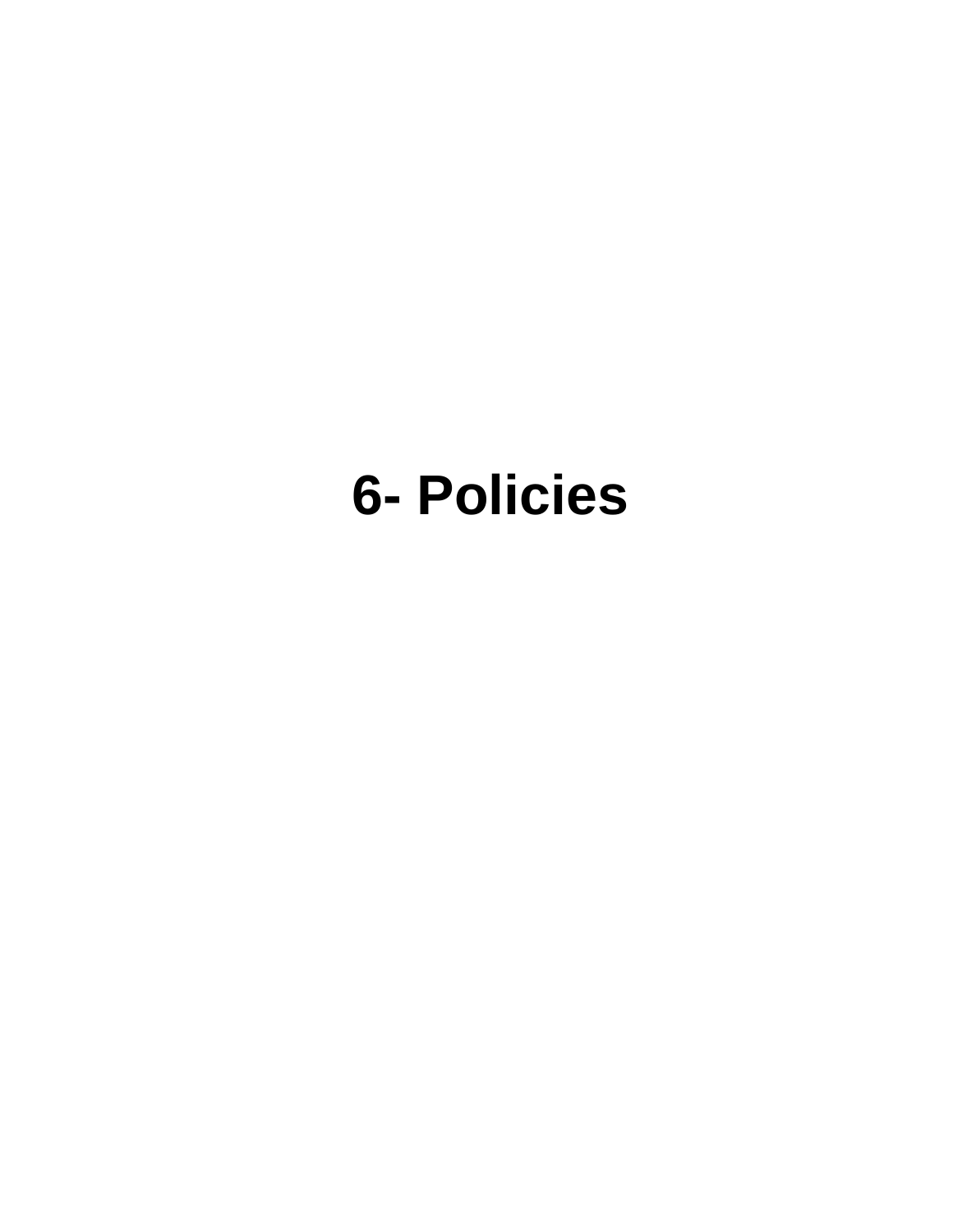# 6- Policies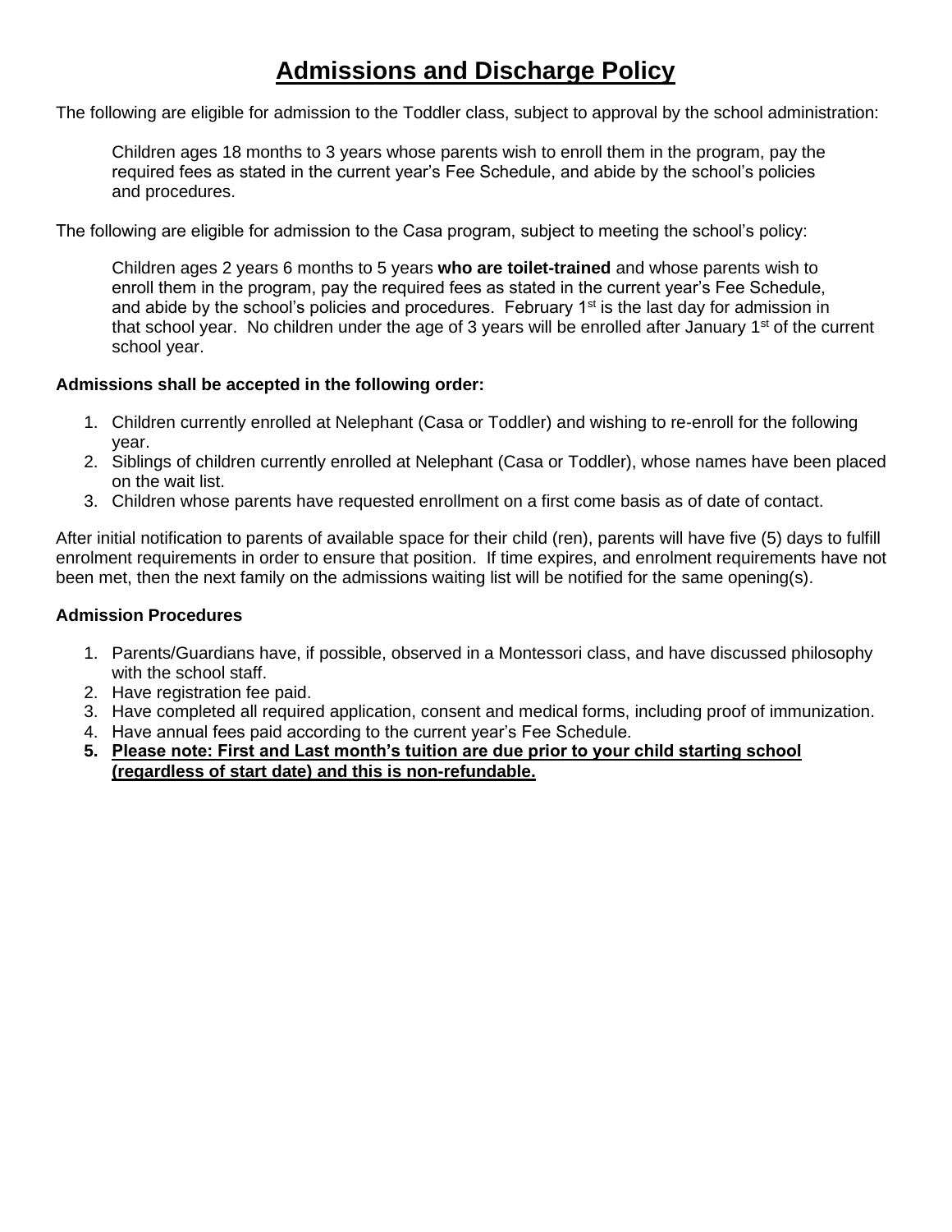# Admissions and Discharge Policy

The following are eligible for admission to the Toddler class, subject to approval by the school administration:

> Children ages 18 months to 3 years whose parents wish to enroll them in the program, pay the required fees as stated in the current year's Fee Schedule, and abide by the school's policies and procedures.

The following are eligible for admission to the Casa program, subject to meeting the school's policy:

> Children ages 2 years 6 months to 5 years **who are toilet-trained** and whose parents wish to enroll them in the program, pay the required fees as stated in the current year's Fee Schedule, and abide by the school's policies and procedures. February 1st is the last day for admission in that school year. No children under the age of 3 years will be enrolled after January 1st of the current school year.

**Admissions shall be accepted in the following order:**

1. Children currently enrolled at Nelephant (Casa or Toddler) and wishing to re-enroll for the following year.
2. Siblings of children currently enrolled at Nelephant (Casa or Toddler), whose names have been placed on the wait list.
3. Children whose parents have requested enrollment on a first come basis as of date of contact.

After initial notification to parents of available space for their child (ren), parents will have five (5) days to fulfill enrolment requirements in order to ensure that position. If time expires, and enrolment requirements have not been met, then the next family on the admissions waiting list will be notified for the same opening(s).

**Admission Procedures**

1. Parents/Guardians have, if possible, observed in a Montessori class, and have discussed philosophy with the school staff.
2. Have registration fee paid.
3. Have completed all required application, consent and medical forms, including proof of immunization.
4. Have annual fees paid according to the current year's Fee Schedule.
5. **Please note: First and Last month's tuition are due prior to your child starting school (regardless of start date) and this is non-refundable.**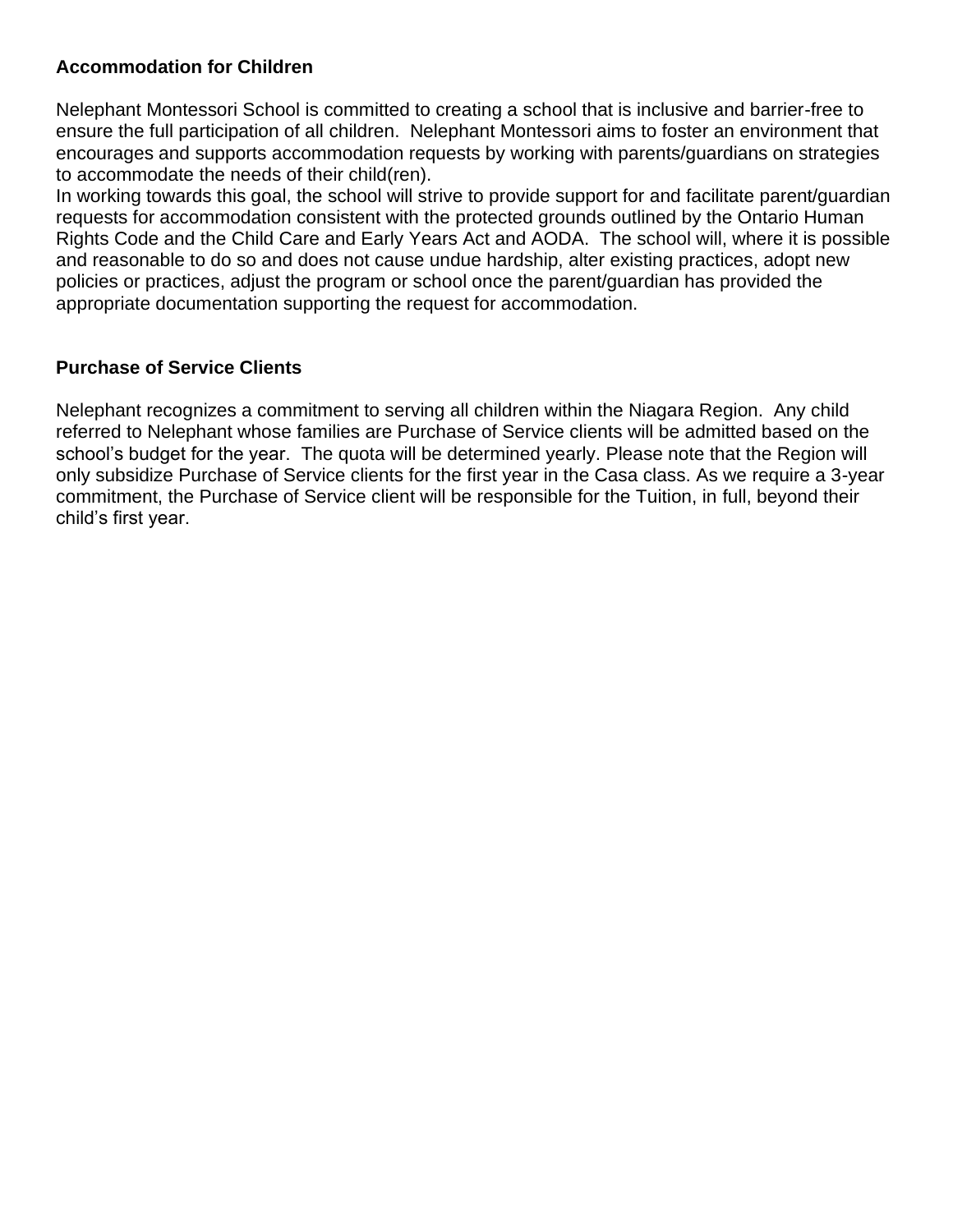**Accommodation for Children**

Nelephant Montessori School is committed to creating a school that is inclusive and barrier-free to ensure the full participation of all children. Nelephant Montessori aims to foster an environment that encourages and supports accommodation requests by working with parents/guardians on strategies to accommodate the needs of their child(ren).
In working towards this goal, the school will strive to provide support for and facilitate parent/guardian requests for accommodation consistent with the protected grounds outlined by the Ontario Human Rights Code and the Child Care and Early Years Act and AODA. The school will, where it is possible and reasonable to do so and does not cause undue hardship, alter existing practices, adopt new policies or practices, adjust the program or school once the parent/guardian has provided the appropriate documentation supporting the request for accommodation.

**Purchase of Service Clients**

Nelephant recognizes a commitment to serving all children within the Niagara Region. Any child referred to Nelephant whose families are Purchase of Service clients will be admitted based on the school's budget for the year. The quota will be determined yearly. Please note that the Region will only subsidize Purchase of Service clients for the first year in the Casa class. As we require a 3-year commitment, the Purchase of Service client will be responsible for the Tuition, in full, beyond their child's first year.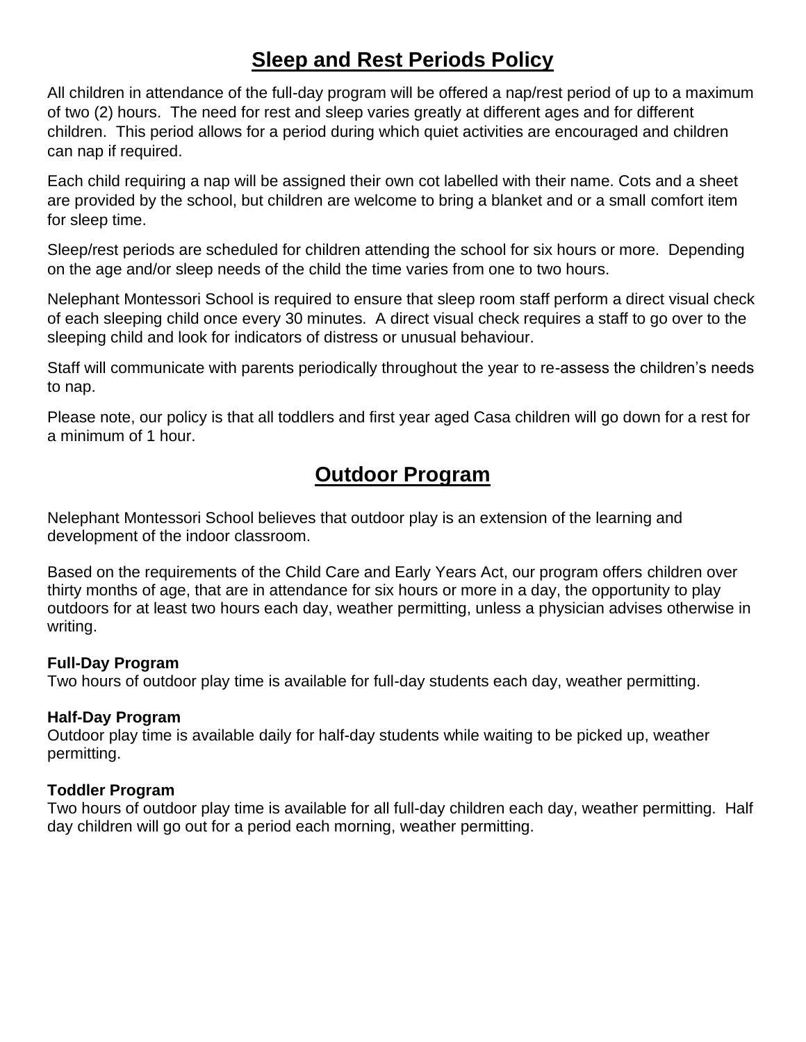## Sleep and Rest Periods Policy

All children in attendance of the full-day program will be offered a nap/rest period of up to a maximum of two (2) hours. The need for rest and sleep varies greatly at different ages and for different children. This period allows for a period during which quiet activities are encouraged and children can nap if required.

Each child requiring a nap will be assigned their own cot labelled with their name. Cots and a sheet are provided by the school, but children are welcome to bring a blanket and or a small comfort item for sleep time.

Sleep/rest periods are scheduled for children attending the school for six hours or more. Depending on the age and/or sleep needs of the child the time varies from one to two hours.

Nelephant Montessori School is required to ensure that sleep room staff perform a direct visual check of each sleeping child once every 30 minutes. A direct visual check requires a staff to go over to the sleeping child and look for indicators of distress or unusual behaviour.

Staff will communicate with parents periodically throughout the year to re-assess the children's needs to nap.

Please note, our policy is that all toddlers and first year aged Casa children will go down for a rest for a minimum of 1 hour.

## Outdoor Program

Nelephant Montessori School believes that outdoor play is an extension of the learning and development of the indoor classroom.

Based on the requirements of the Child Care and Early Years Act, our program offers children over thirty months of age, that are in attendance for six hours or more in a day, the opportunity to play outdoors for at least two hours each day, weather permitting, unless a physician advises otherwise in writing.

**Full-Day Program**
Two hours of outdoor play time is available for full-day students each day, weather permitting.

**Half-Day Program**
Outdoor play time is available daily for half-day students while waiting to be picked up, weather permitting.

**Toddler Program**
Two hours of outdoor play time is available for all full-day children each day, weather permitting. Half day children will go out for a period each morning, weather permitting.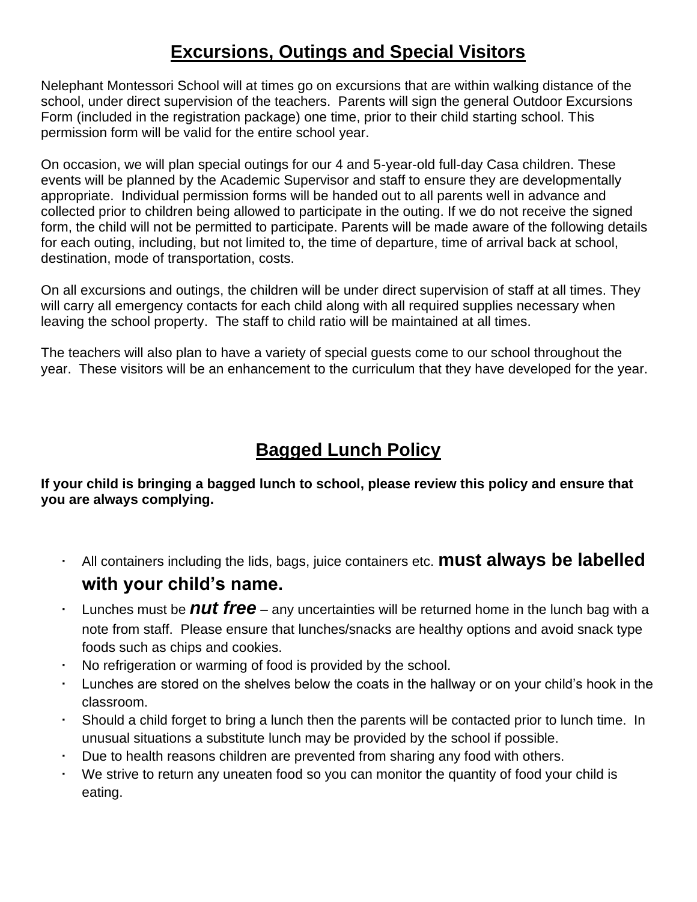## Excursions, Outings and Special Visitors

Nelephant Montessori School will at times go on excursions that are within walking distance of the school, under direct supervision of the teachers. Parents will sign the general Outdoor Excursions Form (included in the registration package) one time, prior to their child starting school. This permission form will be valid for the entire school year.

On occasion, we will plan special outings for our 4 and 5-year-old full-day Casa children. These events will be planned by the Academic Supervisor and staff to ensure they are developmentally appropriate. Individual permission forms will be handed out to all parents well in advance and collected prior to children being allowed to participate in the outing. If we do not receive the signed form, the child will not be permitted to participate. Parents will be made aware of the following details for each outing, including, but not limited to, the time of departure, time of arrival back at school, destination, mode of transportation, costs.

On all excursions and outings, the children will be under direct supervision of staff at all times. They will carry all emergency contacts for each child along with all required supplies necessary when leaving the school property. The staff to child ratio will be maintained at all times.

The teachers will also plan to have a variety of special guests come to our school throughout the year. These visitors will be an enhancement to the curriculum that they have developed for the year.

## Bagged Lunch Policy

**If your child is bringing a bagged lunch to school, please review this policy and ensure that you are always complying.**

- All containers including the lids, bags, juice containers etc. **must always be labelled with your child's name.**
- Lunches must be ***nut free*** – any uncertainties will be returned home in the lunch bag with a note from staff. Please ensure that lunches/snacks are healthy options and avoid snack type foods such as chips and cookies.
- No refrigeration or warming of food is provided by the school.
- Lunches are stored on the shelves below the coats in the hallway or on your child's hook in the classroom.
- Should a child forget to bring a lunch then the parents will be contacted prior to lunch time. In unusual situations a substitute lunch may be provided by the school if possible.
- Due to health reasons children are prevented from sharing any food with others.
- We strive to return any uneaten food so you can monitor the quantity of food your child is eating.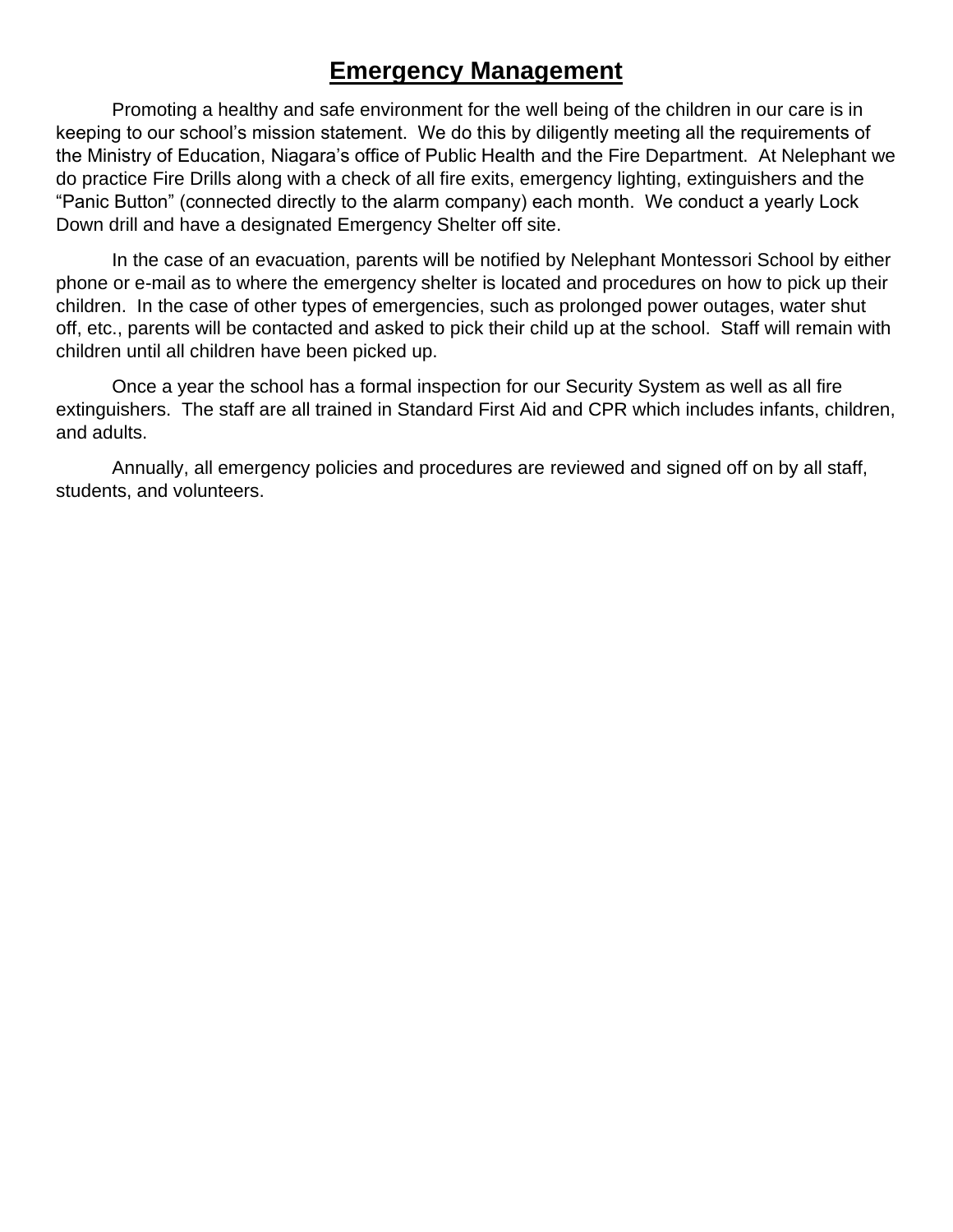# Emergency Management

Promoting a healthy and safe environment for the well being of the children in our care is in keeping to our school's mission statement. We do this by diligently meeting all the requirements of the Ministry of Education, Niagara's office of Public Health and the Fire Department. At Nelephant we do practice Fire Drills along with a check of all fire exits, emergency lighting, extinguishers and the "Panic Button" (connected directly to the alarm company) each month. We conduct a yearly Lock Down drill and have a designated Emergency Shelter off site.

In the case of an evacuation, parents will be notified by Nelephant Montessori School by either phone or e-mail as to where the emergency shelter is located and procedures on how to pick up their children. In the case of other types of emergencies, such as prolonged power outages, water shut off, etc., parents will be contacted and asked to pick their child up at the school. Staff will remain with children until all children have been picked up.

Once a year the school has a formal inspection for our Security System as well as all fire extinguishers. The staff are all trained in Standard First Aid and CPR which includes infants, children, and adults.

Annually, all emergency policies and procedures are reviewed and signed off on by all staff, students, and volunteers.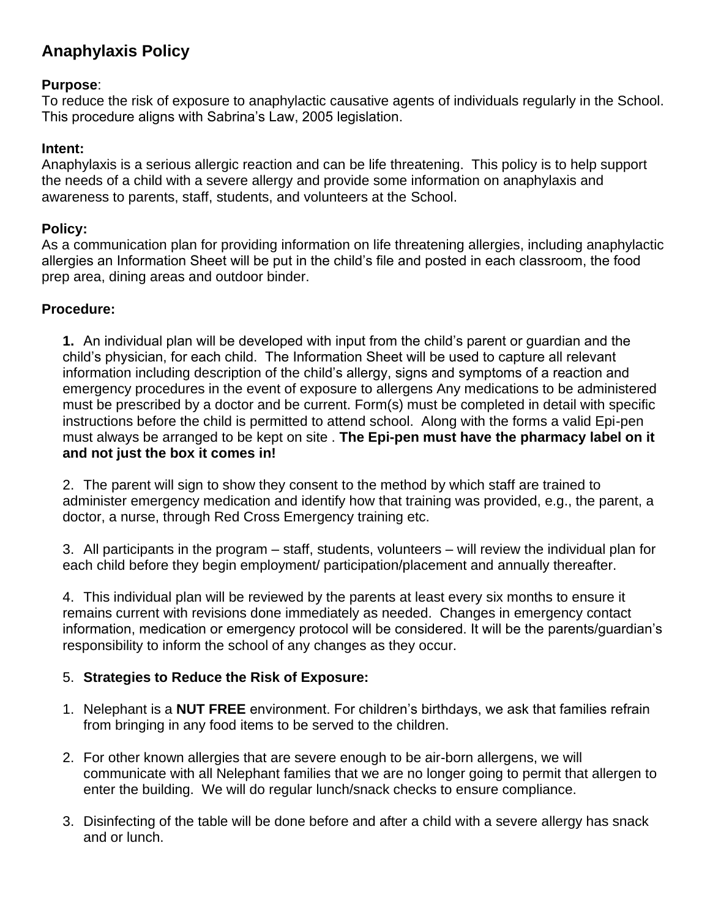## Anaphylaxis Policy

**Purpose**:
To reduce the risk of exposure to anaphylactic causative agents of individuals regularly in the School. This procedure aligns with Sabrina's Law, 2005 legislation.

**Intent:**
Anaphylaxis is a serious allergic reaction and can be life threatening. This policy is to help support the needs of a child with a severe allergy and provide some information on anaphylaxis and awareness to parents, staff, students, and volunteers at the School.

**Policy:**
As a communication plan for providing information on life threatening allergies, including anaphylactic allergies an Information Sheet will be put in the child's file and posted in each classroom, the food prep area, dining areas and outdoor binder.

**Procedure:**

**1.** An individual plan will be developed with input from the child's parent or guardian and the child's physician, for each child. The Information Sheet will be used to capture all relevant information including description of the child's allergy, signs and symptoms of a reaction and emergency procedures in the event of exposure to allergens Any medications to be administered must be prescribed by a doctor and be current. Form(s) must be completed in detail with specific instructions before the child is permitted to attend school. Along with the forms a valid Epi-pen must always be arranged to be kept on site . **The Epi-pen must have the pharmacy label on it and not just the box it comes in!**

2. The parent will sign to show they consent to the method by which staff are trained to administer emergency medication and identify how that training was provided, e.g., the parent, a doctor, a nurse, through Red Cross Emergency training etc.

3. All participants in the program – staff, students, volunteers – will review the individual plan for each child before they begin employment/ participation/placement and annually thereafter.

4. This individual plan will be reviewed by the parents at least every six months to ensure it remains current with revisions done immediately as needed. Changes in emergency contact information, medication or emergency protocol will be considered. It will be the parents/guardian's responsibility to inform the school of any changes as they occur.

5. **Strategies to Reduce the Risk of Exposure:**

1. Nelephant is a **NUT FREE** environment. For children's birthdays, we ask that families refrain from bringing in any food items to be served to the children.
2. For other known allergies that are severe enough to be air-born allergens, we will communicate with all Nelephant families that we are no longer going to permit that allergen to enter the building. We will do regular lunch/snack checks to ensure compliance.
3. Disinfecting of the table will be done before and after a child with a severe allergy has snack and or lunch.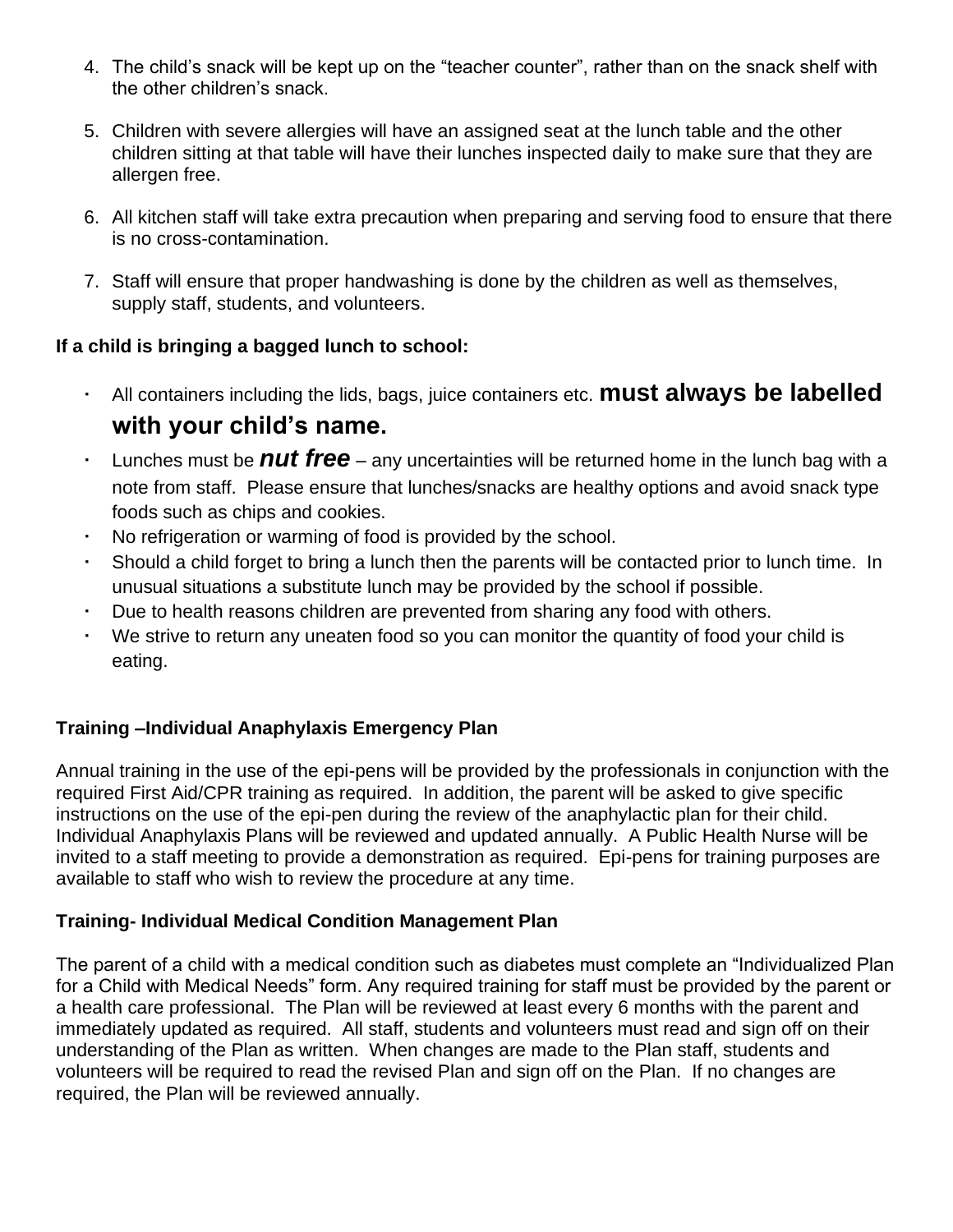4. The child's snack will be kept up on the "teacher counter", rather than on the snack shelf with the other children's snack.

5. Children with severe allergies will have an assigned seat at the lunch table and the other children sitting at that table will have their lunches inspected daily to make sure that they are allergen free.

6. All kitchen staff will take extra precaution when preparing and serving food to ensure that there is no cross-contamination.

7. Staff will ensure that proper handwashing is done by the children as well as themselves, supply staff, students, and volunteers.

**If a child is bringing a bagged lunch to school:**

- All containers including the lids, bags, juice containers etc. **must always be labelled with your child's name.**
- Lunches must be ***nut free*** – any uncertainties will be returned home in the lunch bag with a note from staff. Please ensure that lunches/snacks are healthy options and avoid snack type foods such as chips and cookies.
- No refrigeration or warming of food is provided by the school.
- Should a child forget to bring a lunch then the parents will be contacted prior to lunch time. In unusual situations a substitute lunch may be provided by the school if possible.
- Due to health reasons children are prevented from sharing any food with others.
- We strive to return any uneaten food so you can monitor the quantity of food your child is eating.

**Training –Individual Anaphylaxis Emergency Plan**

Annual training in the use of the epi-pens will be provided by the professionals in conjunction with the required First Aid/CPR training as required. In addition, the parent will be asked to give specific instructions on the use of the epi-pen during the review of the anaphylactic plan for their child. Individual Anaphylaxis Plans will be reviewed and updated annually. A Public Health Nurse will be invited to a staff meeting to provide a demonstration as required. Epi-pens for training purposes are available to staff who wish to review the procedure at any time.

**Training- Individual Medical Condition Management Plan**

The parent of a child with a medical condition such as diabetes must complete an "Individualized Plan for a Child with Medical Needs" form. Any required training for staff must be provided by the parent or a health care professional. The Plan will be reviewed at least every 6 months with the parent and immediately updated as required. All staff, students and volunteers must read and sign off on their understanding of the Plan as written. When changes are made to the Plan staff, students and volunteers will be required to read the revised Plan and sign off on the Plan. If no changes are required, the Plan will be reviewed annually.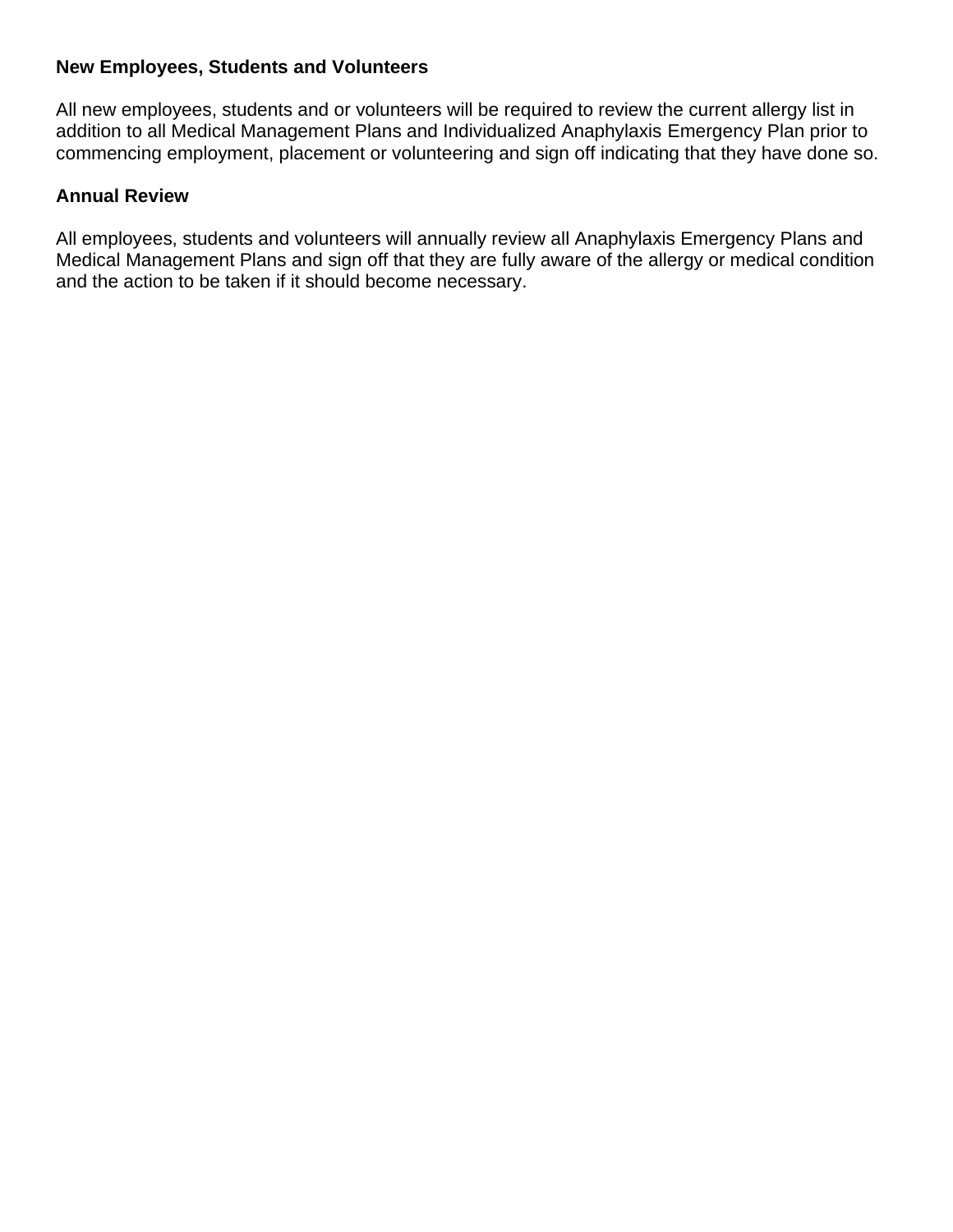**New Employees, Students and Volunteers**

All new employees, students and or volunteers will be required to review the current allergy list in addition to all Medical Management Plans and Individualized Anaphylaxis Emergency Plan prior to commencing employment, placement or volunteering and sign off indicating that they have done so.

**Annual Review**

All employees, students and volunteers will annually review all Anaphylaxis Emergency Plans and Medical Management Plans and sign off that they are fully aware of the allergy or medical condition and the action to be taken if it should become necessary.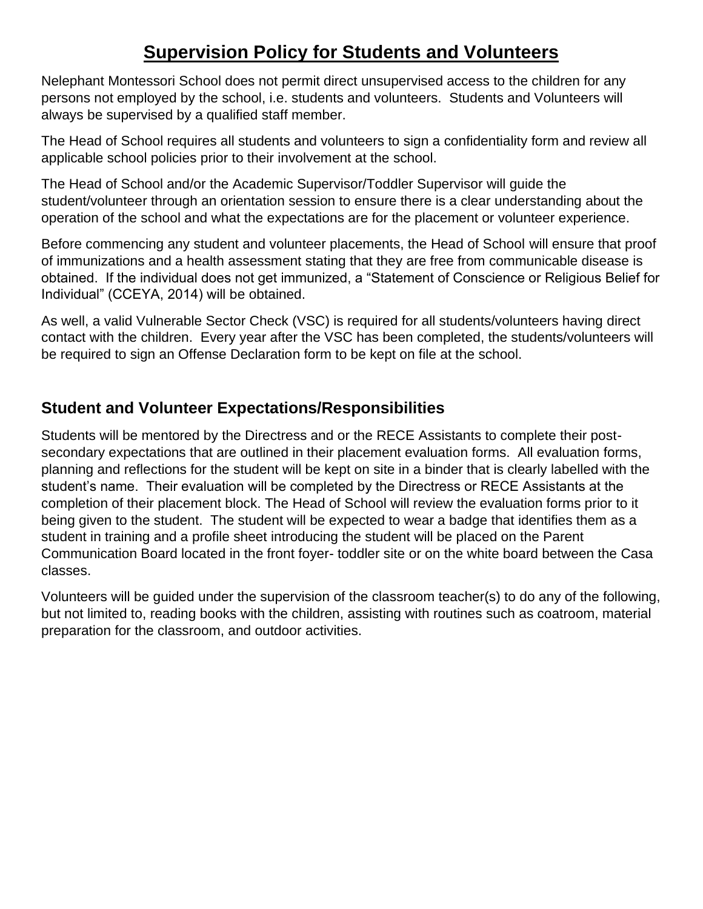# Supervision Policy for Students and Volunteers

Nelephant Montessori School does not permit direct unsupervised access to the children for any persons not employed by the school, i.e. students and volunteers. Students and Volunteers will always be supervised by a qualified staff member.

The Head of School requires all students and volunteers to sign a confidentiality form and review all applicable school policies prior to their involvement at the school.

The Head of School and/or the Academic Supervisor/Toddler Supervisor will guide the student/volunteer through an orientation session to ensure there is a clear understanding about the operation of the school and what the expectations are for the placement or volunteer experience.

Before commencing any student and volunteer placements, the Head of School will ensure that proof of immunizations and a health assessment stating that they are free from communicable disease is obtained. If the individual does not get immunized, a "Statement of Conscience or Religious Belief for Individual" (CCEYA, 2014) will be obtained.

As well, a valid Vulnerable Sector Check (VSC) is required for all students/volunteers having direct contact with the children. Every year after the VSC has been completed, the students/volunteers will be required to sign an Offense Declaration form to be kept on file at the school.

## Student and Volunteer Expectations/Responsibilities

Students will be mentored by the Directress and or the RECE Assistants to complete their post-secondary expectations that are outlined in their placement evaluation forms. All evaluation forms, planning and reflections for the student will be kept on site in a binder that is clearly labelled with the student's name. Their evaluation will be completed by the Directress or RECE Assistants at the completion of their placement block. The Head of School will review the evaluation forms prior to it being given to the student. The student will be expected to wear a badge that identifies them as a student in training and a profile sheet introducing the student will be placed on the Parent Communication Board located in the front foyer- toddler site or on the white board between the Casa classes.

Volunteers will be guided under the supervision of the classroom teacher(s) to do any of the following, but not limited to, reading books with the children, assisting with routines such as coatroom, material preparation for the classroom, and outdoor activities.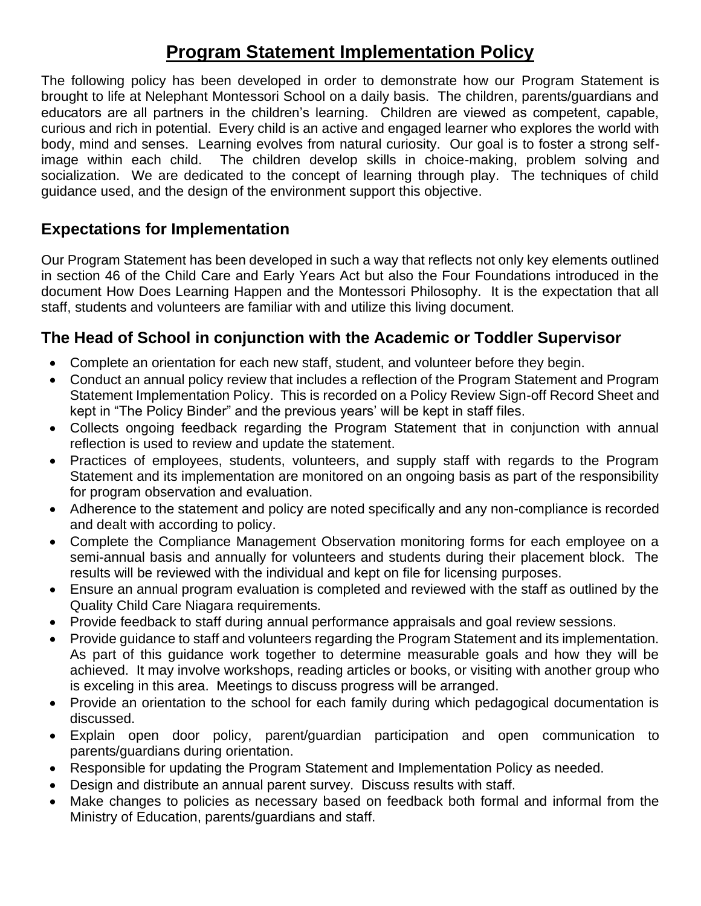# Program Statement Implementation Policy

The following policy has been developed in order to demonstrate how our Program Statement is brought to life at Nelephant Montessori School on a daily basis. The children, parents/guardians and educators are all partners in the children's learning. Children are viewed as competent, capable, curious and rich in potential. Every child is an active and engaged learner who explores the world with body, mind and senses. Learning evolves from natural curiosity. Our goal is to foster a strong self-image within each child. The children develop skills in choice-making, problem solving and socialization. We are dedicated to the concept of learning through play. The techniques of child guidance used, and the design of the environment support this objective.

## Expectations for Implementation

Our Program Statement has been developed in such a way that reflects not only key elements outlined in section 46 of the Child Care and Early Years Act but also the Four Foundations introduced in the document How Does Learning Happen and the Montessori Philosophy. It is the expectation that all staff, students and volunteers are familiar with and utilize this living document.

## The Head of School in conjunction with the Academic or Toddler Supervisor

- Complete an orientation for each new staff, student, and volunteer before they begin.
- Conduct an annual policy review that includes a reflection of the Program Statement and Program Statement Implementation Policy. This is recorded on a Policy Review Sign-off Record Sheet and kept in "The Policy Binder" and the previous years' will be kept in staff files.
- Collects ongoing feedback regarding the Program Statement that in conjunction with annual reflection is used to review and update the statement.
- Practices of employees, students, volunteers, and supply staff with regards to the Program Statement and its implementation are monitored on an ongoing basis as part of the responsibility for program observation and evaluation.
- Adherence to the statement and policy are noted specifically and any non-compliance is recorded and dealt with according to policy.
- Complete the Compliance Management Observation monitoring forms for each employee on a semi-annual basis and annually for volunteers and students during their placement block. The results will be reviewed with the individual and kept on file for licensing purposes.
- Ensure an annual program evaluation is completed and reviewed with the staff as outlined by the Quality Child Care Niagara requirements.
- Provide feedback to staff during annual performance appraisals and goal review sessions.
- Provide guidance to staff and volunteers regarding the Program Statement and its implementation. As part of this guidance work together to determine measurable goals and how they will be achieved. It may involve workshops, reading articles or books, or visiting with another group who is exceling in this area. Meetings to discuss progress will be arranged.
- Provide an orientation to the school for each family during which pedagogical documentation is discussed.
- Explain open door policy, parent/guardian participation and open communication to parents/guardians during orientation.
- Responsible for updating the Program Statement and Implementation Policy as needed.
- Design and distribute an annual parent survey. Discuss results with staff.
- Make changes to policies as necessary based on feedback both formal and informal from the Ministry of Education, parents/guardians and staff.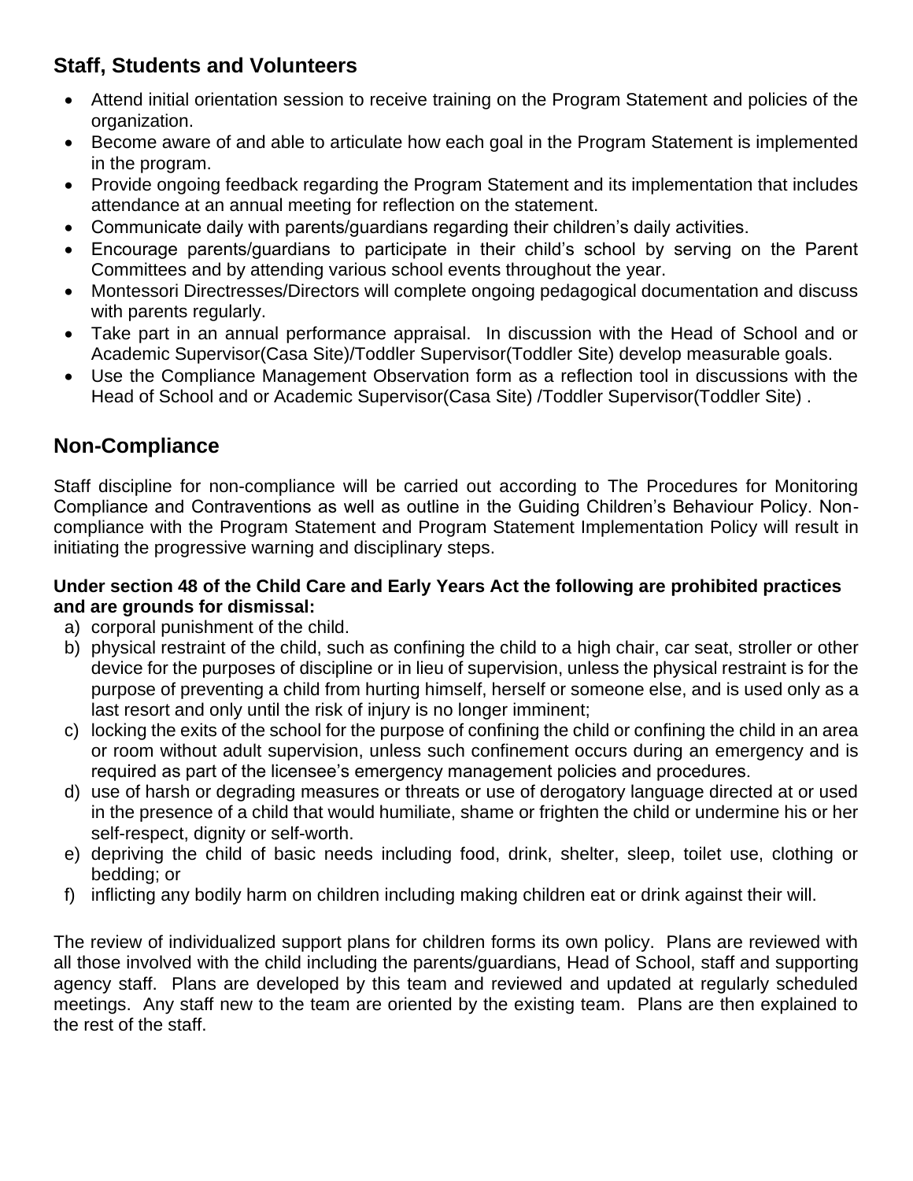## Staff, Students and Volunteers

- Attend initial orientation session to receive training on the Program Statement and policies of the organization.
- Become aware of and able to articulate how each goal in the Program Statement is implemented in the program.
- Provide ongoing feedback regarding the Program Statement and its implementation that includes attendance at an annual meeting for reflection on the statement.
- Communicate daily with parents/guardians regarding their children's daily activities.
- Encourage parents/guardians to participate in their child's school by serving on the Parent Committees and by attending various school events throughout the year.
- Montessori Directresses/Directors will complete ongoing pedagogical documentation and discuss with parents regularly.
- Take part in an annual performance appraisal. In discussion with the Head of School and or Academic Supervisor(Casa Site)/Toddler Supervisor(Toddler Site) develop measurable goals.
- Use the Compliance Management Observation form as a reflection tool in discussions with the Head of School and or Academic Supervisor(Casa Site) /Toddler Supervisor(Toddler Site) .

## Non-Compliance

Staff discipline for non-compliance will be carried out according to The Procedures for Monitoring Compliance and Contraventions as well as outline in the Guiding Children's Behaviour Policy. Non-compliance with the Program Statement and Program Statement Implementation Policy will result in initiating the progressive warning and disciplinary steps.

**Under section 48 of the Child Care and Early Years Act the following are prohibited practices and are grounds for dismissal:**

a) corporal punishment of the child.
b) physical restraint of the child, such as confining the child to a high chair, car seat, stroller or other device for the purposes of discipline or in lieu of supervision, unless the physical restraint is for the purpose of preventing a child from hurting himself, herself or someone else, and is used only as a last resort and only until the risk of injury is no longer imminent;
c) locking the exits of the school for the purpose of confining the child or confining the child in an area or room without adult supervision, unless such confinement occurs during an emergency and is required as part of the licensee's emergency management policies and procedures.
d) use of harsh or degrading measures or threats or use of derogatory language directed at or used in the presence of a child that would humiliate, shame or frighten the child or undermine his or her self-respect, dignity or self-worth.
e) depriving the child of basic needs including food, drink, shelter, sleep, toilet use, clothing or bedding; or
f) inflicting any bodily harm on children including making children eat or drink against their will.

The review of individualized support plans for children forms its own policy. Plans are reviewed with all those involved with the child including the parents/guardians, Head of School, staff and supporting agency staff. Plans are developed by this team and reviewed and updated at regularly scheduled meetings. Any staff new to the team are oriented by the existing team. Plans are then explained to the rest of the staff.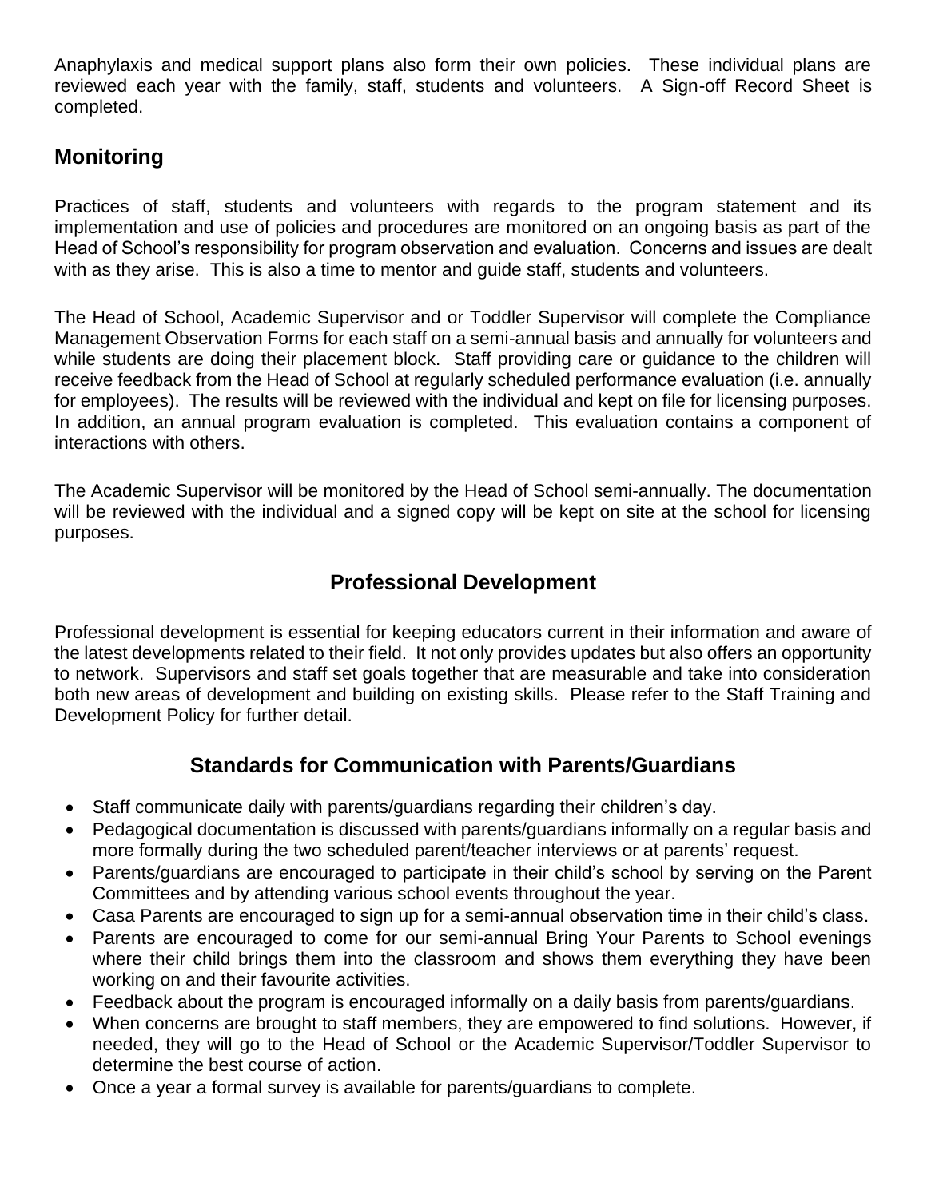Anaphylaxis and medical support plans also form their own policies. These individual plans are reviewed each year with the family, staff, students and volunteers. A Sign-off Record Sheet is completed.

## Monitoring

Practices of staff, students and volunteers with regards to the program statement and its implementation and use of policies and procedures are monitored on an ongoing basis as part of the Head of School's responsibility for program observation and evaluation. Concerns and issues are dealt with as they arise. This is also a time to mentor and guide staff, students and volunteers.

The Head of School, Academic Supervisor and or Toddler Supervisor will complete the Compliance Management Observation Forms for each staff on a semi-annual basis and annually for volunteers and while students are doing their placement block. Staff providing care or guidance to the children will receive feedback from the Head of School at regularly scheduled performance evaluation (i.e. annually for employees). The results will be reviewed with the individual and kept on file for licensing purposes. In addition, an annual program evaluation is completed. This evaluation contains a component of interactions with others.

The Academic Supervisor will be monitored by the Head of School semi-annually. The documentation will be reviewed with the individual and a signed copy will be kept on site at the school for licensing purposes.

## Professional Development

Professional development is essential for keeping educators current in their information and aware of the latest developments related to their field. It not only provides updates but also offers an opportunity to network. Supervisors and staff set goals together that are measurable and take into consideration both new areas of development and building on existing skills. Please refer to the Staff Training and Development Policy for further detail.

## Standards for Communication with Parents/Guardians

- Staff communicate daily with parents/guardians regarding their children's day.
- Pedagogical documentation is discussed with parents/guardians informally on a regular basis and more formally during the two scheduled parent/teacher interviews or at parents' request.
- Parents/guardians are encouraged to participate in their child's school by serving on the Parent Committees and by attending various school events throughout the year.
- Casa Parents are encouraged to sign up for a semi-annual observation time in their child's class.
- Parents are encouraged to come for our semi-annual Bring Your Parents to School evenings where their child brings them into the classroom and shows them everything they have been working on and their favourite activities.
- Feedback about the program is encouraged informally on a daily basis from parents/guardians.
- When concerns are brought to staff members, they are empowered to find solutions. However, if needed, they will go to the Head of School or the Academic Supervisor/Toddler Supervisor to determine the best course of action.
- Once a year a formal survey is available for parents/guardians to complete.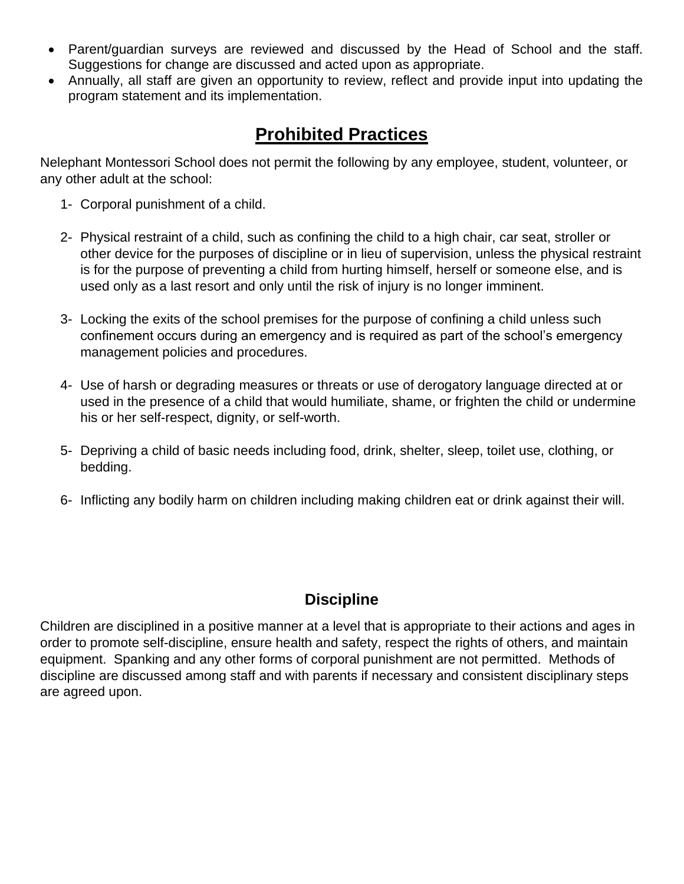- Parent/guardian surveys are reviewed and discussed by the Head of School and the staff. Suggestions for change are discussed and acted upon as appropriate.
- Annually, all staff are given an opportunity to review, reflect and provide input into updating the program statement and its implementation.

## Prohibited Practices

Nelephant Montessori School does not permit the following by any employee, student, volunteer, or any other adult at the school:

1- Corporal punishment of a child.

2- Physical restraint of a child, such as confining the child to a high chair, car seat, stroller or other device for the purposes of discipline or in lieu of supervision, unless the physical restraint is for the purpose of preventing a child from hurting himself, herself or someone else, and is used only as a last resort and only until the risk of injury is no longer imminent.

3- Locking the exits of the school premises for the purpose of confining a child unless such confinement occurs during an emergency and is required as part of the school's emergency management policies and procedures.

4- Use of harsh or degrading measures or threats or use of derogatory language directed at or used in the presence of a child that would humiliate, shame, or frighten the child or undermine his or her self-respect, dignity, or self-worth.

5- Depriving a child of basic needs including food, drink, shelter, sleep, toilet use, clothing, or bedding.

6- Inflicting any bodily harm on children including making children eat or drink against their will.

### Discipline

Children are disciplined in a positive manner at a level that is appropriate to their actions and ages in order to promote self-discipline, ensure health and safety, respect the rights of others, and maintain equipment. Spanking and any other forms of corporal punishment are not permitted. Methods of discipline are discussed among staff and with parents if necessary and consistent disciplinary steps are agreed upon.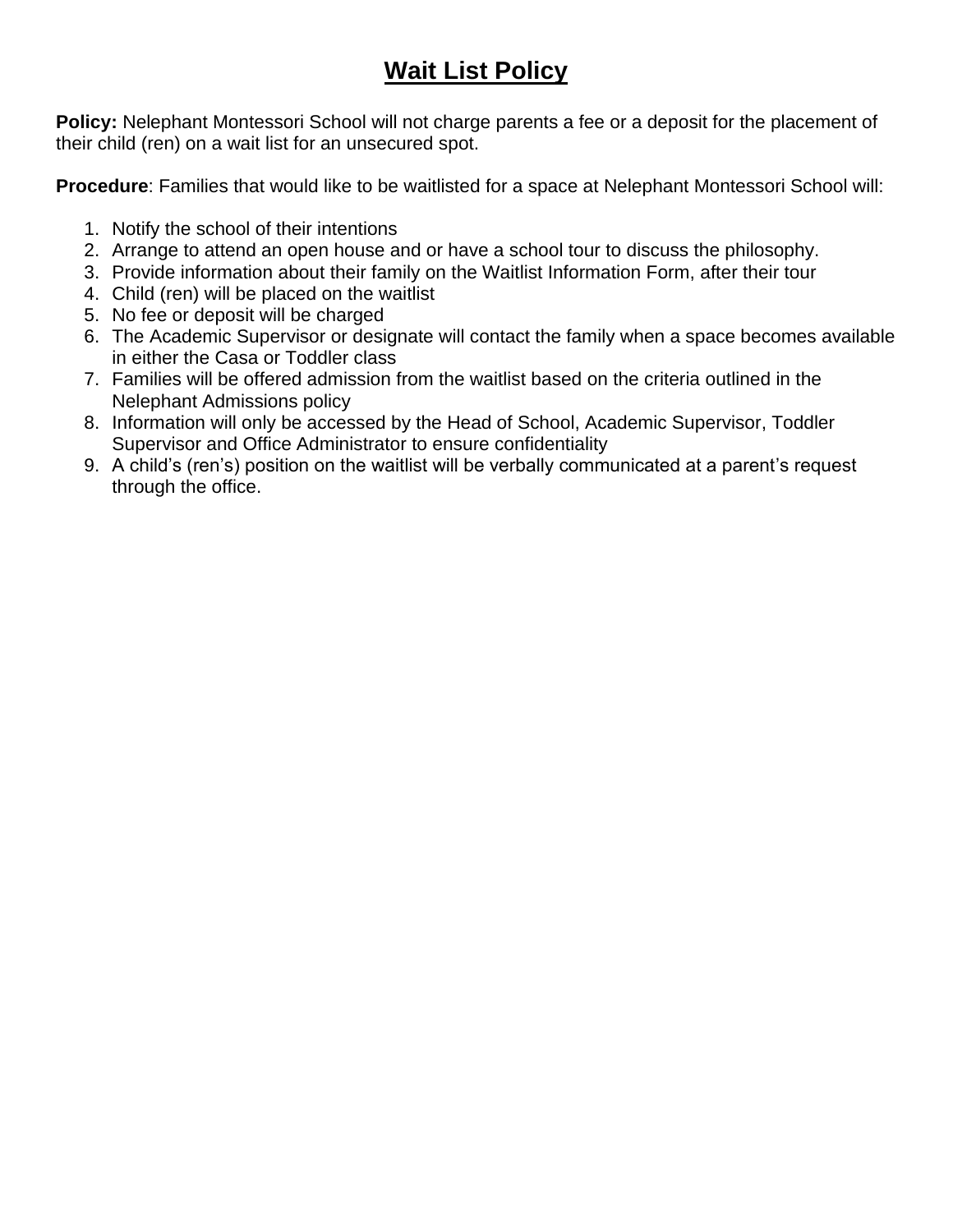# Wait List Policy

**Policy:** Nelephant Montessori School will not charge parents a fee or a deposit for the placement of their child (ren) on a wait list for an unsecured spot.

**Procedure**: Families that would like to be waitlisted for a space at Nelephant Montessori School will:

1. Notify the school of their intentions
2. Arrange to attend an open house and or have a school tour to discuss the philosophy.
3. Provide information about their family on the Waitlist Information Form, after their tour
4. Child (ren) will be placed on the waitlist
5. No fee or deposit will be charged
6. The Academic Supervisor or designate will contact the family when a space becomes available in either the Casa or Toddler class
7. Families will be offered admission from the waitlist based on the criteria outlined in the Nelephant Admissions policy
8. Information will only be accessed by the Head of School, Academic Supervisor, Toddler Supervisor and Office Administrator to ensure confidentiality
9. A child's (ren's) position on the waitlist will be verbally communicated at a parent's request through the office.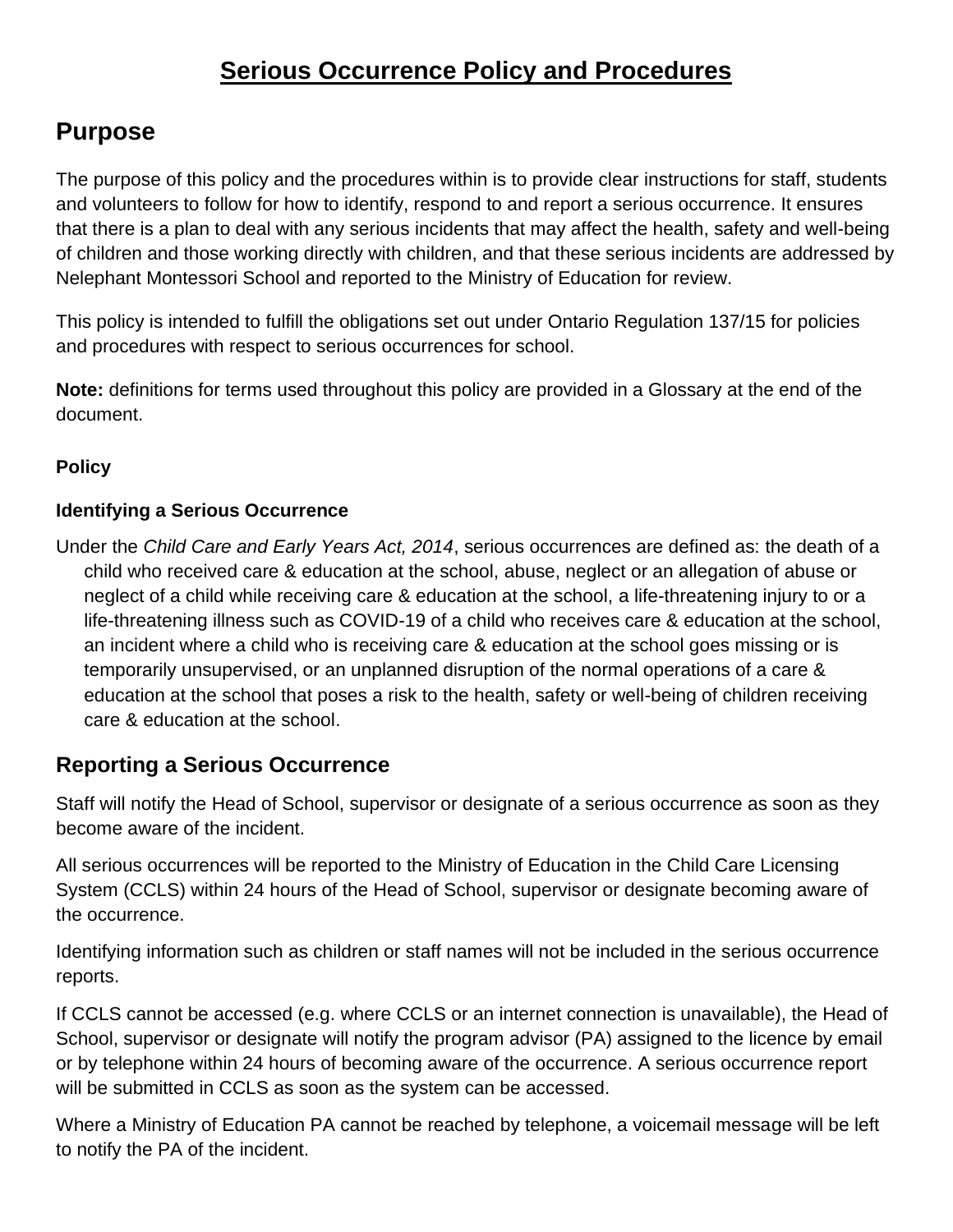# Serious Occurrence Policy and Procedures

## Purpose

The purpose of this policy and the procedures within is to provide clear instructions for staff, students and volunteers to follow for how to identify, respond to and report a serious occurrence. It ensures that there is a plan to deal with any serious incidents that may affect the health, safety and well-being of children and those working directly with children, and that these serious incidents are addressed by Nelephant Montessori School and reported to the Ministry of Education for review.

This policy is intended to fulfill the obligations set out under Ontario Regulation 137/15 for policies and procedures with respect to serious occurrences for school.

**Note:** definitions for terms used throughout this policy are provided in a Glossary at the end of the document.

**Policy**

### Identifying a Serious Occurrence

Under the *Child Care and Early Years Act, 2014*, serious occurrences are defined as: the death of a child who received care & education at the school, abuse, neglect or an allegation of abuse or neglect of a child while receiving care & education at the school, a life-threatening injury to or a life-threatening illness such as COVID-19 of a child who receives care & education at the school, an incident where a child who is receiving care & education at the school goes missing or is temporarily unsupervised, or an unplanned disruption of the normal operations of a care & education at the school that poses a risk to the health, safety or well-being of children receiving care & education at the school.

## Reporting a Serious Occurrence

Staff will notify the Head of School, supervisor or designate of a serious occurrence as soon as they become aware of the incident.

All serious occurrences will be reported to the Ministry of Education in the Child Care Licensing System (CCLS) within 24 hours of the Head of School, supervisor or designate becoming aware of the occurrence.

Identifying information such as children or staff names will not be included in the serious occurrence reports.

If CCLS cannot be accessed (e.g. where CCLS or an internet connection is unavailable), the Head of School, supervisor or designate will notify the program advisor (PA) assigned to the licence by email or by telephone within 24 hours of becoming aware of the occurrence. A serious occurrence report will be submitted in CCLS as soon as the system can be accessed.

Where a Ministry of Education PA cannot be reached by telephone, a voicemail message will be left to notify the PA of the incident.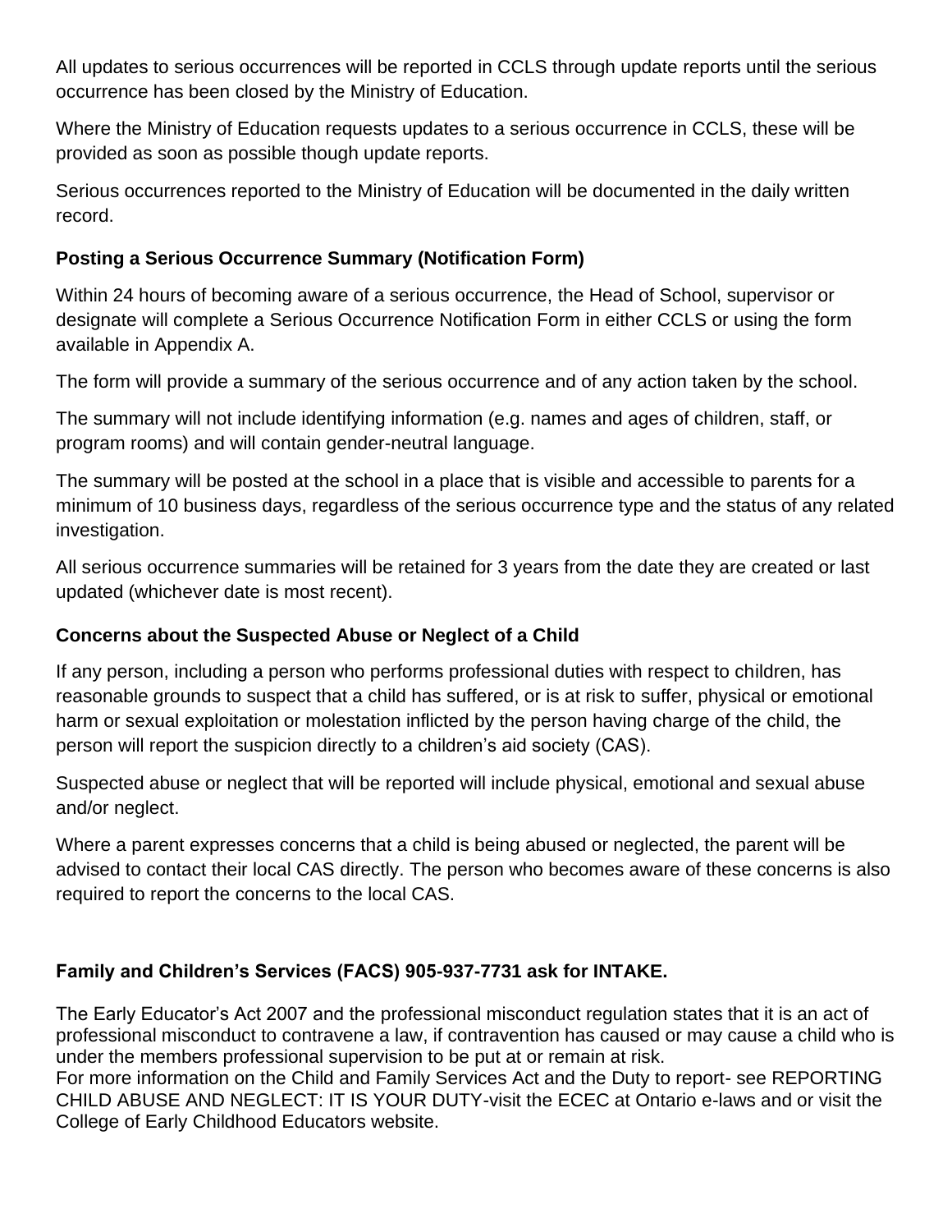All updates to serious occurrences will be reported in CCLS through update reports until the serious occurrence has been closed by the Ministry of Education.

Where the Ministry of Education requests updates to a serious occurrence in CCLS, these will be provided as soon as possible though update reports.

Serious occurrences reported to the Ministry of Education will be documented in the daily written record.

**Posting a Serious Occurrence Summary (Notification Form)**

Within 24 hours of becoming aware of a serious occurrence, the Head of School, supervisor or designate will complete a Serious Occurrence Notification Form in either CCLS or using the form available in Appendix A.

The form will provide a summary of the serious occurrence and of any action taken by the school.

The summary will not include identifying information (e.g. names and ages of children, staff, or program rooms) and will contain gender-neutral language.

The summary will be posted at the school in a place that is visible and accessible to parents for a minimum of 10 business days, regardless of the serious occurrence type and the status of any related investigation.

All serious occurrence summaries will be retained for 3 years from the date they are created or last updated (whichever date is most recent).

**Concerns about the Suspected Abuse or Neglect of a Child**

If any person, including a person who performs professional duties with respect to children, has reasonable grounds to suspect that a child has suffered, or is at risk to suffer, physical or emotional harm or sexual exploitation or molestation inflicted by the person having charge of the child, the person will report the suspicion directly to a children's aid society (CAS).

Suspected abuse or neglect that will be reported will include physical, emotional and sexual abuse and/or neglect.

Where a parent expresses concerns that a child is being abused or neglected, the parent will be advised to contact their local CAS directly. The person who becomes aware of these concerns is also required to report the concerns to the local CAS.

**Family and Children's Services (FACS) 905-937-7731 ask for INTAKE.**

The Early Educator's Act 2007 and the professional misconduct regulation states that it is an act of professional misconduct to contravene a law, if contravention has caused or may cause a child who is under the members professional supervision to be put at or remain at risk.
For more information on the Child and Family Services Act and the Duty to report- see REPORTING CHILD ABUSE AND NEGLECT: IT IS YOUR DUTY-visit the ECEC at Ontario e-laws and or visit the College of Early Childhood Educators website.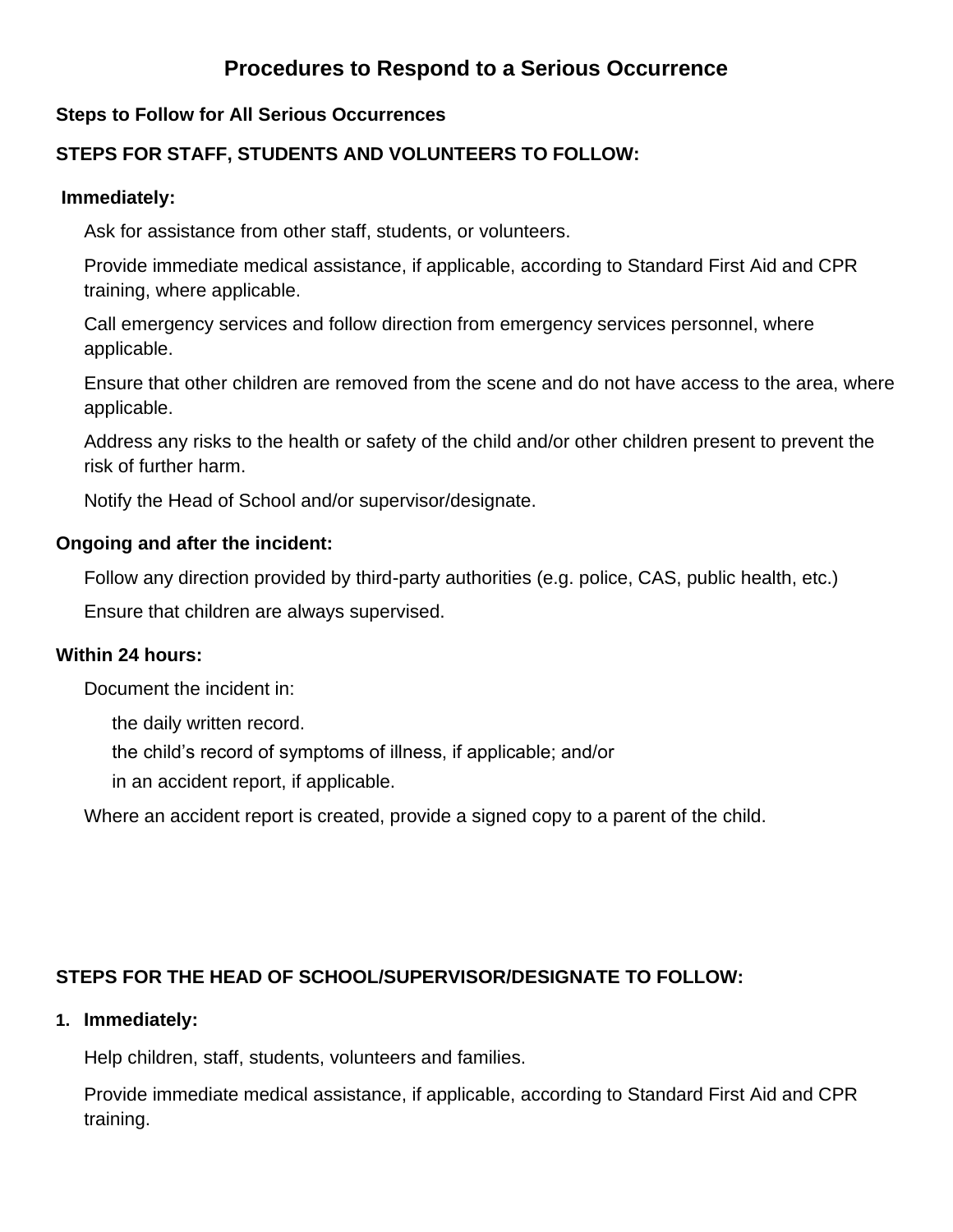# Procedures to Respond to a Serious Occurrence

**Steps to Follow for All Serious Occurrences**

**STEPS FOR STAFF, STUDENTS AND VOLUNTEERS TO FOLLOW:**

**Immediately:**

- Ask for assistance from other staff, students, or volunteers.
- Provide immediate medical assistance, if applicable, according to Standard First Aid and CPR training, where applicable.
- Call emergency services and follow direction from emergency services personnel, where applicable.
- Ensure that other children are removed from the scene and do not have access to the area, where applicable.
- Address any risks to the health or safety of the child and/or other children present to prevent the risk of further harm.
- Notify the Head of School and/or supervisor/designate.

**Ongoing and after the incident:**

- Follow any direction provided by third-party authorities (e.g. police, CAS, public health, etc.)
- Ensure that children are always supervised.

**Within 24 hours:**

- Document the incident in:
  - the daily written record.
  - the child's record of symptoms of illness, if applicable; and/or
  - in an accident report, if applicable.
- Where an accident report is created, provide a signed copy to a parent of the child.

**STEPS FOR THE HEAD OF SCHOOL/SUPERVISOR/DESIGNATE TO FOLLOW:**

1. **Immediately:**

   - Help children, staff, students, volunteers and families.
   - Provide immediate medical assistance, if applicable, according to Standard First Aid and CPR training.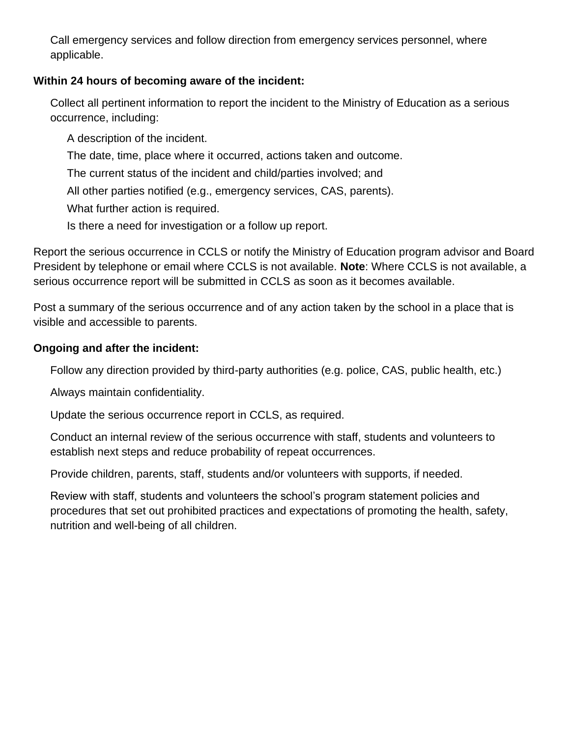- Call emergency services and follow direction from emergency services personnel, where applicable.

**Within 24 hours of becoming aware of the incident:**

- Collect all pertinent information to report the incident to the Ministry of Education as a serious occurrence, including:
  - A description of the incident.
  - The date, time, place where it occurred, actions taken and outcome.
  - The current status of the incident and child/parties involved; and
  - All other parties notified (e.g., emergency services, CAS, parents).
  - What further action is required.
  - Is there a need for investigation or a follow up report.

Report the serious occurrence in CCLS or notify the Ministry of Education program advisor and Board President by telephone or email where CCLS is not available. **Note**: Where CCLS is not available, a serious occurrence report will be submitted in CCLS as soon as it becomes available.

Post a summary of the serious occurrence and of any action taken by the school in a place that is visible and accessible to parents.

**Ongoing and after the incident:**

- Follow any direction provided by third-party authorities (e.g. police, CAS, public health, etc.)
- Always maintain confidentiality.
- Update the serious occurrence report in CCLS, as required.
- Conduct an internal review of the serious occurrence with staff, students and volunteers to establish next steps and reduce probability of repeat occurrences.
- Provide children, parents, staff, students and/or volunteers with supports, if needed.
- Review with staff, students and volunteers the school's program statement policies and procedures that set out prohibited practices and expectations of promoting the health, safety, nutrition and well-being of all children.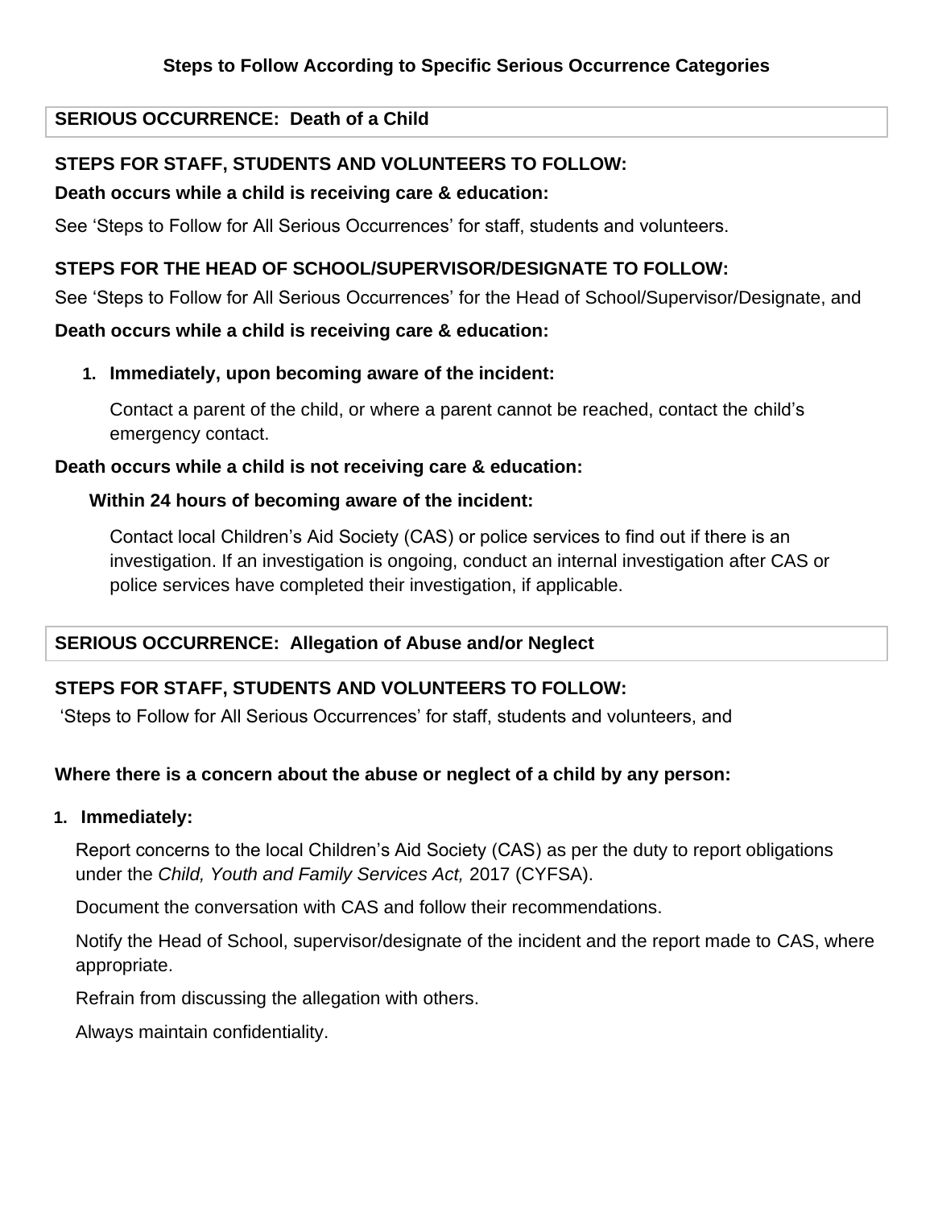### Steps to Follow According to Specific Serious Occurrence Categories

**SERIOUS OCCURRENCE: Death of a Child**

**STEPS FOR STAFF, STUDENTS AND VOLUNTEERS TO FOLLOW:**

**Death occurs while a child is receiving care & education:**

See 'Steps to Follow for All Serious Occurrences' for staff, students and volunteers.

**STEPS FOR THE HEAD OF SCHOOL/SUPERVISOR/DESIGNATE TO FOLLOW:**

See 'Steps to Follow for All Serious Occurrences' for the Head of School/Supervisor/Designate, and

**Death occurs while a child is receiving care & education:**

1. **Immediately, upon becoming aware of the incident:**

   Contact a parent of the child, or where a parent cannot be reached, contact the child's emergency contact.

**Death occurs while a child is not receiving care & education:**

**Within 24 hours of becoming aware of the incident:**

Contact local Children's Aid Society (CAS) or police services to find out if there is an investigation. If an investigation is ongoing, conduct an internal investigation after CAS or police services have completed their investigation, if applicable.

**SERIOUS OCCURRENCE: Allegation of Abuse and/or Neglect**

**STEPS FOR STAFF, STUDENTS AND VOLUNTEERS TO FOLLOW:**

'Steps to Follow for All Serious Occurrences' for staff, students and volunteers, and

**Where there is a concern about the abuse or neglect of a child by any person:**

1. **Immediately:**

   Report concerns to the local Children's Aid Society (CAS) as per the duty to report obligations under the *Child, Youth and Family Services Act,* 2017 (CYFSA).

   Document the conversation with CAS and follow their recommendations.

   Notify the Head of School, supervisor/designate of the incident and the report made to CAS, where appropriate.

   Refrain from discussing the allegation with others.

   Always maintain confidentiality.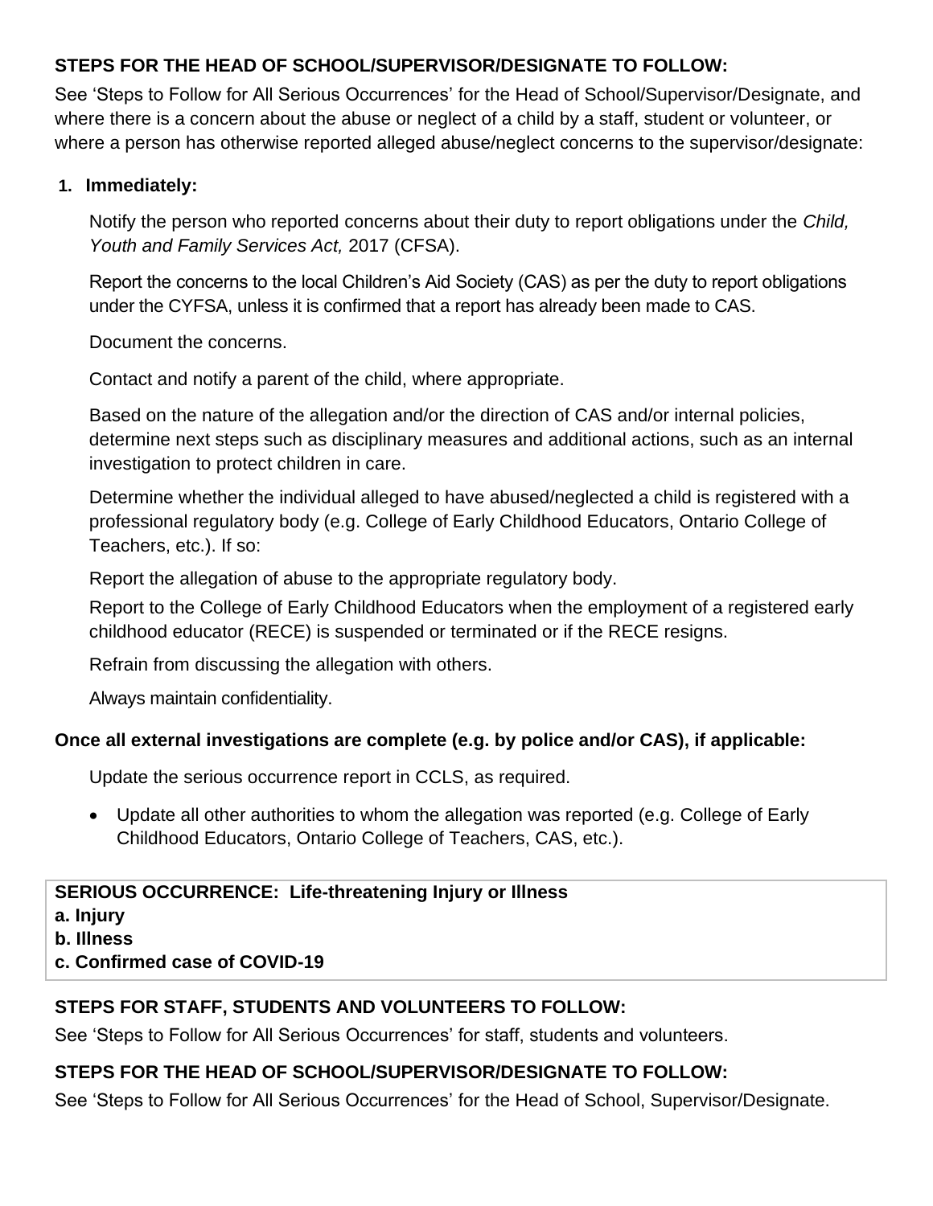**STEPS FOR THE HEAD OF SCHOOL/SUPERVISOR/DESIGNATE TO FOLLOW:**

See 'Steps to Follow for All Serious Occurrences' for the Head of School/Supervisor/Designate, and where there is a concern about the abuse or neglect of a child by a staff, student or volunteer, or where a person has otherwise reported alleged abuse/neglect concerns to the supervisor/designate:

1. **Immediately:**

   Notify the person who reported concerns about their duty to report obligations under the *Child, Youth and Family Services Act,* 2017 (CFSA).

   Report the concerns to the local Children's Aid Society (CAS) as per the duty to report obligations under the CYFSA, unless it is confirmed that a report has already been made to CAS.

   Document the concerns.

   Contact and notify a parent of the child, where appropriate.

   Based on the nature of the allegation and/or the direction of CAS and/or internal policies, determine next steps such as disciplinary measures and additional actions, such as an internal investigation to protect children in care.

   Determine whether the individual alleged to have abused/neglected a child is registered with a professional regulatory body (e.g. College of Early Childhood Educators, Ontario College of Teachers, etc.). If so:

   Report the allegation of abuse to the appropriate regulatory body.

   Report to the College of Early Childhood Educators when the employment of a registered early childhood educator (RECE) is suspended or terminated or if the RECE resigns.

   Refrain from discussing the allegation with others.

   Always maintain confidentiality.

**Once all external investigations are complete (e.g. by police and/or CAS), if applicable:**

Update the serious occurrence report in CCLS, as required.

- Update all other authorities to whom the allegation was reported (e.g. College of Early Childhood Educators, Ontario College of Teachers, CAS, etc.).

**SERIOUS OCCURRENCE: Life-threatening Injury or Illness**
**a. Injury**
**b. Illness**
**c. Confirmed case of COVID-19**

**STEPS FOR STAFF, STUDENTS AND VOLUNTEERS TO FOLLOW:**

See 'Steps to Follow for All Serious Occurrences' for staff, students and volunteers.

**STEPS FOR THE HEAD OF SCHOOL/SUPERVISOR/DESIGNATE TO FOLLOW:**

See 'Steps to Follow for All Serious Occurrences' for the Head of School, Supervisor/Designate.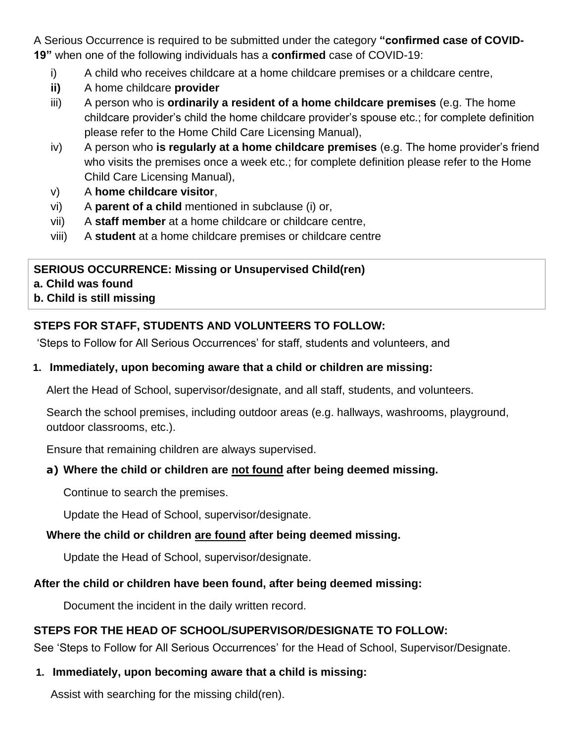A Serious Occurrence is required to be submitted under the category **"confirmed case of COVID-19"** when one of the following individuals has a **confirmed** case of COVID-19:

i) A child who receives childcare at a home childcare premises or a childcare centre,

**ii)** A home childcare **provider**

iii) A person who is **ordinarily a resident of a home childcare premises** (e.g. The home childcare provider's child the home childcare provider's spouse etc.; for complete definition please refer to the Home Child Care Licensing Manual),

iv) A person who **is regularly at a home childcare premises** (e.g. The home provider's friend who visits the premises once a week etc.; for complete definition please refer to the Home Child Care Licensing Manual),

v) A **home childcare visitor**,

vi) A **parent of a child** mentioned in subclause (i) or,

vii) A **staff member** at a home childcare or childcare centre,

viii) A **student** at a home childcare premises or childcare centre

**SERIOUS OCCURRENCE: Missing or Unsupervised Child(ren)**
**a. Child was found**
**b. Child is still missing**

**STEPS FOR STAFF, STUDENTS AND VOLUNTEERS TO FOLLOW:**

'Steps to Follow for All Serious Occurrences' for staff, students and volunteers, and

1. **Immediately, upon becoming aware that a child or children are missing:**

   Alert the Head of School, supervisor/designate, and all staff, students, and volunteers.

   Search the school premises, including outdoor areas (e.g. hallways, washrooms, playground, outdoor classrooms, etc.).

   Ensure that remaining children are always supervised.

   **a) Where the child or children are <u>not found</u> after being deemed missing.**

   Continue to search the premises.

   Update the Head of School, supervisor/designate.

   **Where the child or children <u>are found</u> after being deemed missing.**

   Update the Head of School, supervisor/designate.

**After the child or children have been found, after being deemed missing:**

Document the incident in the daily written record.

**STEPS FOR THE HEAD OF SCHOOL/SUPERVISOR/DESIGNATE TO FOLLOW:**

See 'Steps to Follow for All Serious Occurrences' for the Head of School, Supervisor/Designate.

1. **Immediately, upon becoming aware that a child is missing:**

   Assist with searching for the missing child(ren).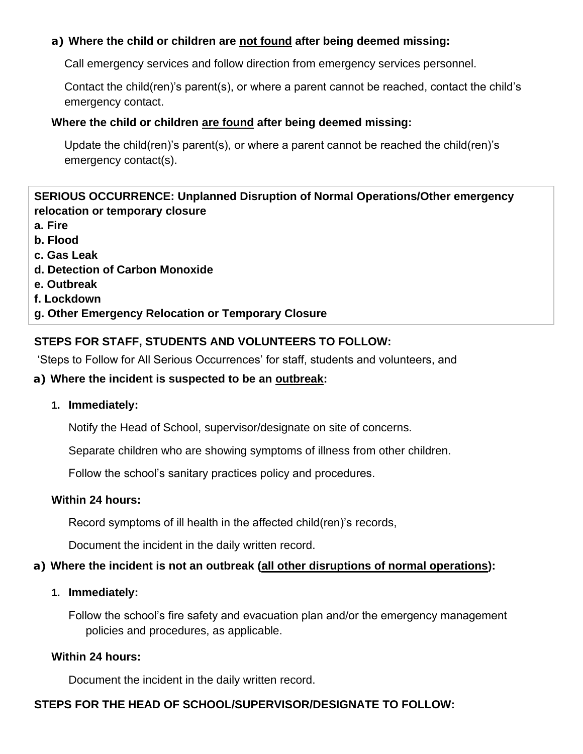**a) Where the child or children are <u>not found</u> after being deemed missing:**

Call emergency services and follow direction from emergency services personnel.

Contact the child(ren)'s parent(s), or where a parent cannot be reached, contact the child's emergency contact.

**Where the child or children <u>are found</u> after being deemed missing:**

Update the child(ren)'s parent(s), or where a parent cannot be reached the child(ren)'s emergency contact(s).

**SERIOUS OCCURRENCE: Unplanned Disruption of Normal Operations/Other emergency relocation or temporary closure**
**a. Fire**
**b. Flood**
**c. Gas Leak**
**d. Detection of Carbon Monoxide**
**e. Outbreak**
**f. Lockdown**
**g. Other Emergency Relocation or Temporary Closure**

**STEPS FOR STAFF, STUDENTS AND VOLUNTEERS TO FOLLOW:**

'Steps to Follow for All Serious Occurrences' for staff, students and volunteers, and

**a) Where the incident is suspected to be an <u>outbreak</u>:**

1. **Immediately:**

   Notify the Head of School, supervisor/designate on site of concerns.

   Separate children who are showing symptoms of illness from other children.

   Follow the school's sanitary practices policy and procedures.

**Within 24 hours:**

Record symptoms of ill health in the affected child(ren)'s records,

Document the incident in the daily written record.

**a) Where the incident is not an outbreak (<u>all other disruptions of normal operations</u>):**

1. **Immediately:**

   Follow the school's fire safety and evacuation plan and/or the emergency management policies and procedures, as applicable.

**Within 24 hours:**

Document the incident in the daily written record.

**STEPS FOR THE HEAD OF SCHOOL/SUPERVISOR/DESIGNATE TO FOLLOW:**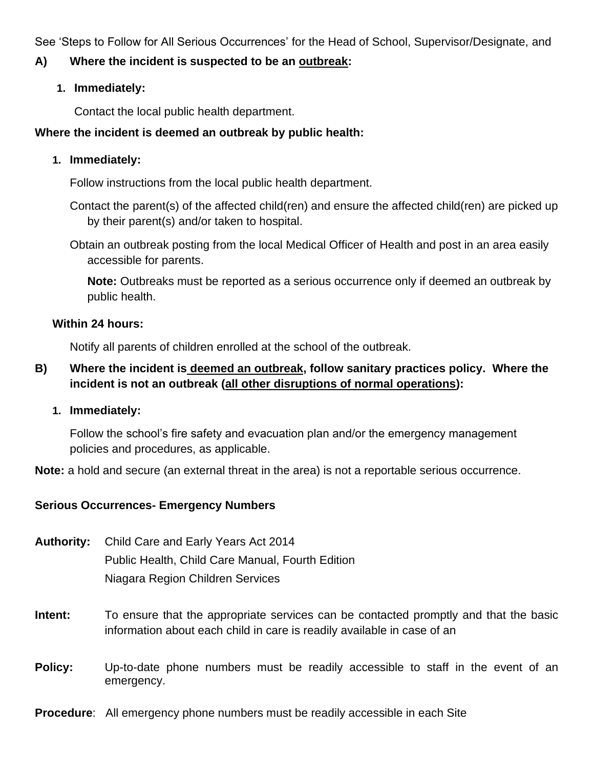See 'Steps to Follow for All Serious Occurrences' for the Head of School, Supervisor/Designate, and

**A) Where the incident is suspected to be an <u>outbreak</u>:**

1. **Immediately:**

   Contact the local public health department.

**Where the incident is deemed an outbreak by public health:**

1. **Immediately:**

   Follow instructions from the local public health department.

   Contact the parent(s) of the affected child(ren) and ensure the affected child(ren) are picked up by their parent(s) and/or taken to hospital.

   Obtain an outbreak posting from the local Medical Officer of Health and post in an area easily accessible for parents.

   **Note:** Outbreaks must be reported as a serious occurrence only if deemed an outbreak by public health.

**Within 24 hours:**

Notify all parents of children enrolled at the school of the outbreak.

**B) Where the incident is <u>deemed an outbreak</u>, follow sanitary practices policy. Where the incident is not an outbreak (<u>all other disruptions of normal operations</u>):**

1. **Immediately:**

   Follow the school's fire safety and evacuation plan and/or the emergency management policies and procedures, as applicable.

**Note:** a hold and secure (an external threat in the area) is not a reportable serious occurrence.

**Serious Occurrences- Emergency Numbers**

**Authority:** Child Care and Early Years Act 2014
Public Health, Child Care Manual, Fourth Edition
Niagara Region Children Services

**Intent:** To ensure that the appropriate services can be contacted promptly and that the basic information about each child in care is readily available in case of an

**Policy:** Up-to-date phone numbers must be readily accessible to staff in the event of an emergency.

**Procedure**: All emergency phone numbers must be readily accessible in each Site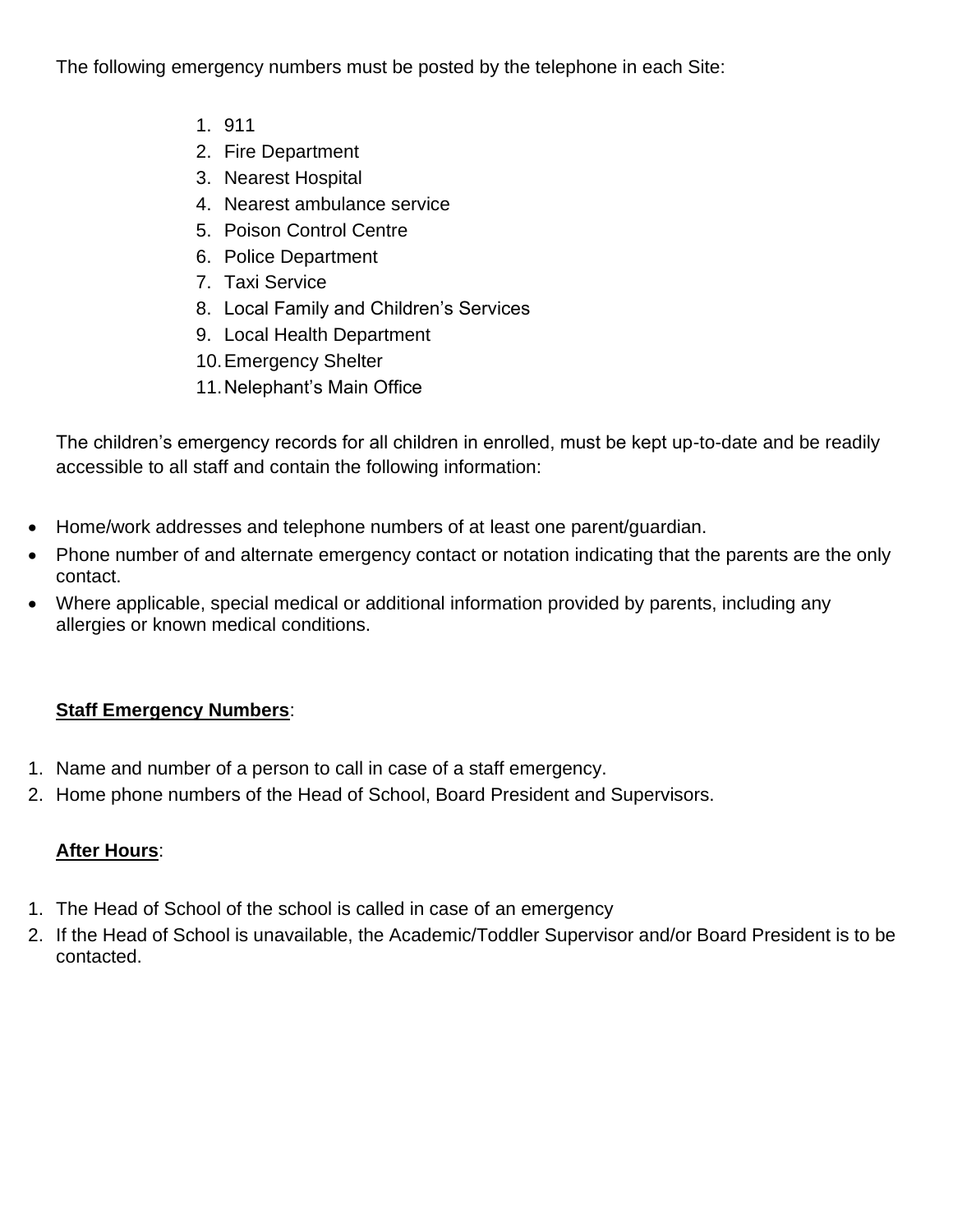The following emergency numbers must be posted by the telephone in each Site:

1. 911
2. Fire Department
3. Nearest Hospital
4. Nearest ambulance service
5. Poison Control Centre
6. Police Department
7. Taxi Service
8. Local Family and Children's Services
9. Local Health Department
10. Emergency Shelter
11. Nelephant's Main Office

The children's emergency records for all children in enrolled, must be kept up-to-date and be readily accessible to all staff and contain the following information:

- Home/work addresses and telephone numbers of at least one parent/guardian.
- Phone number of and alternate emergency contact or notation indicating that the parents are the only contact.
- Where applicable, special medical or additional information provided by parents, including any allergies or known medical conditions.

**Staff Emergency Numbers**:

1. Name and number of a person to call in case of a staff emergency.
2. Home phone numbers of the Head of School, Board President and Supervisors.

**After Hours**:

1. The Head of School of the school is called in case of an emergency
2. If the Head of School is unavailable, the Academic/Toddler Supervisor and/or Board President is to be contacted.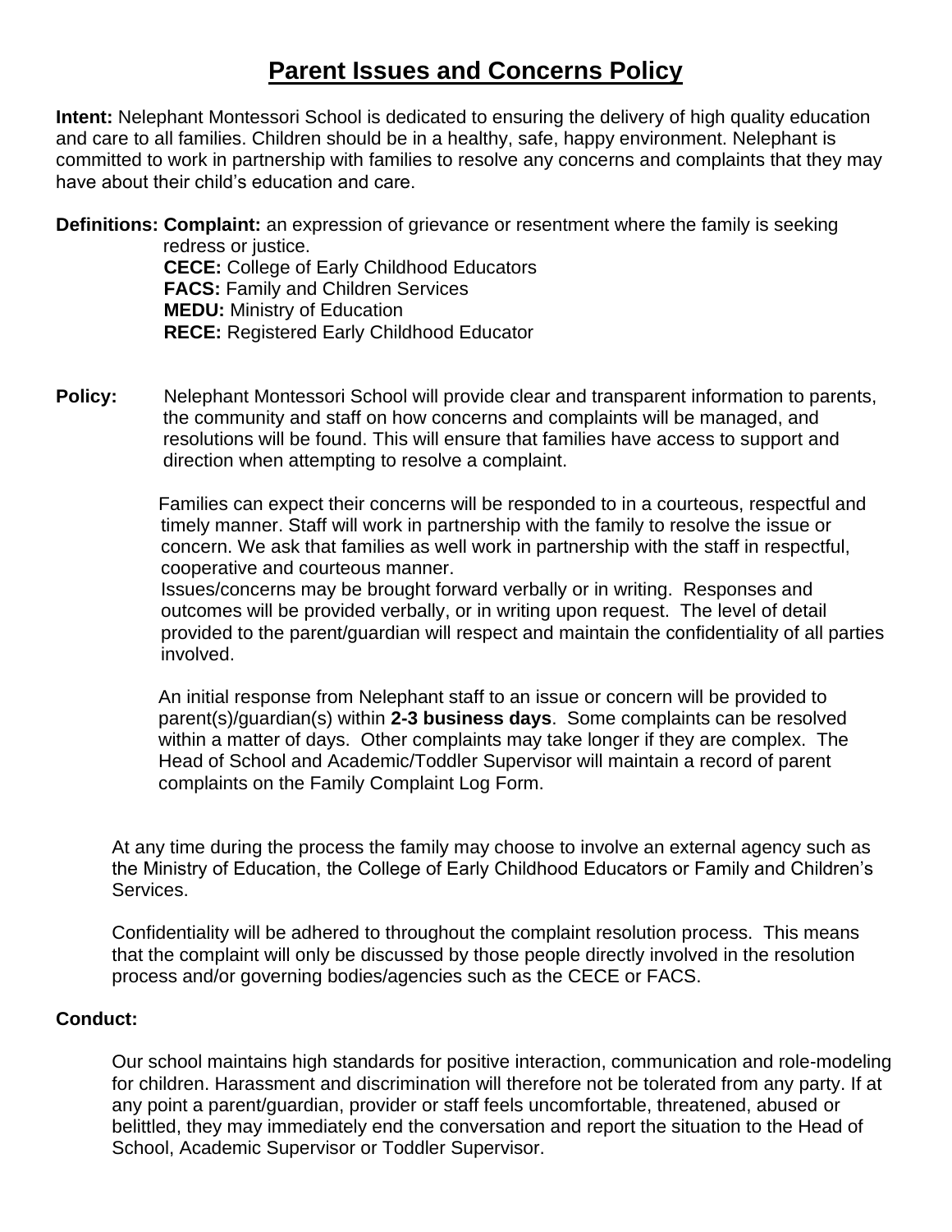# Parent Issues and Concerns Policy

**Intent:** Nelephant Montessori School is dedicated to ensuring the delivery of high quality education and care to all families. Children should be in a healthy, safe, happy environment. Nelephant is committed to work in partnership with families to resolve any concerns and complaints that they may have about their child's education and care.

**Definitions:** **Complaint:** an expression of grievance or resentment where the family is seeking redress or justice.

**CECE:** College of Early Childhood Educators
**FACS:** Family and Children Services
**MEDU:** Ministry of Education
**RECE:** Registered Early Childhood Educator

**Policy:** Nelephant Montessori School will provide clear and transparent information to parents, the community and staff on how concerns and complaints will be managed, and resolutions will be found. This will ensure that families have access to support and direction when attempting to resolve a complaint.

Families can expect their concerns will be responded to in a courteous, respectful and timely manner. Staff will work in partnership with the family to resolve the issue or concern. We ask that families as well work in partnership with the staff in respectful, cooperative and courteous manner.
Issues/concerns may be brought forward verbally or in writing. Responses and outcomes will be provided verbally, or in writing upon request. The level of detail provided to the parent/guardian will respect and maintain the confidentiality of all parties involved.

An initial response from Nelephant staff to an issue or concern will be provided to parent(s)/guardian(s) within **2-3 business days**. Some complaints can be resolved within a matter of days. Other complaints may take longer if they are complex. The Head of School and Academic/Toddler Supervisor will maintain a record of parent complaints on the Family Complaint Log Form.

At any time during the process the family may choose to involve an external agency such as the Ministry of Education, the College of Early Childhood Educators or Family and Children's Services.

Confidentiality will be adhered to throughout the complaint resolution process. This means that the complaint will only be discussed by those people directly involved in the resolution process and/or governing bodies/agencies such as the CECE or FACS.

**Conduct:**

Our school maintains high standards for positive interaction, communication and role-modeling for children. Harassment and discrimination will therefore not be tolerated from any party. If at any point a parent/guardian, provider or staff feels uncomfortable, threatened, abused or belittled, they may immediately end the conversation and report the situation to the Head of School, Academic Supervisor or Toddler Supervisor.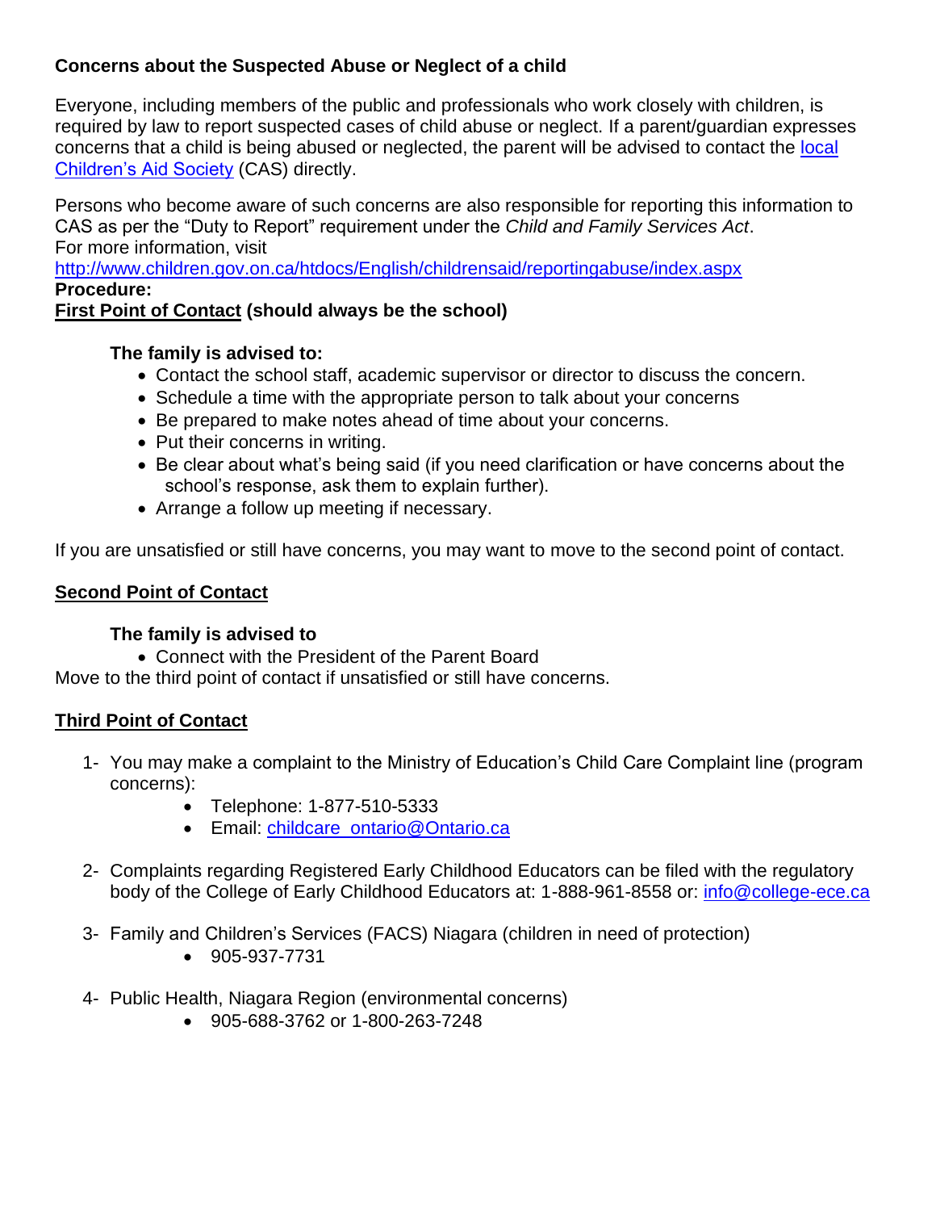**Concerns about the Suspected Abuse or Neglect of a child**

Everyone, including members of the public and professionals who work closely with children, is required by law to report suspected cases of child abuse or neglect. If a parent/guardian expresses concerns that a child is being abused or neglected, the parent will be advised to contact the local Children's Aid Society (CAS) directly.

Persons who become aware of such concerns are also responsible for reporting this information to CAS as per the "Duty to Report" requirement under the *Child and Family Services Act*.
For more information, visit
http://www.children.gov.on.ca/htdocs/English/childrensaid/reportingabuse/index.aspx

**Procedure:**

**First Point of Contact (should always be the school)**

**The family is advised to:**

- Contact the school staff, academic supervisor or director to discuss the concern.
- Schedule a time with the appropriate person to talk about your concerns
- Be prepared to make notes ahead of time about your concerns.
- Put their concerns in writing.
- Be clear about what's being said (if you need clarification or have concerns about the school's response, ask them to explain further).
- Arrange a follow up meeting if necessary.

If you are unsatisfied or still have concerns, you may want to move to the second point of contact.

**Second Point of Contact**

**The family is advised to**

- Connect with the President of the Parent Board

Move to the third point of contact if unsatisfied or still have concerns.

**Third Point of Contact**

1- You may make a complaint to the Ministry of Education's Child Care Complaint line (program concerns):
    - Telephone: 1-877-510-5333
    - Email: childcare_ontario@Ontario.ca

2- Complaints regarding Registered Early Childhood Educators can be filed with the regulatory body of the College of Early Childhood Educators at: 1-888-961-8558 or: info@college-ece.ca

3- Family and Children's Services (FACS) Niagara (children in need of protection)
    - 905-937-7731

4- Public Health, Niagara Region (environmental concerns)
    - 905-688-3762 or 1-800-263-7248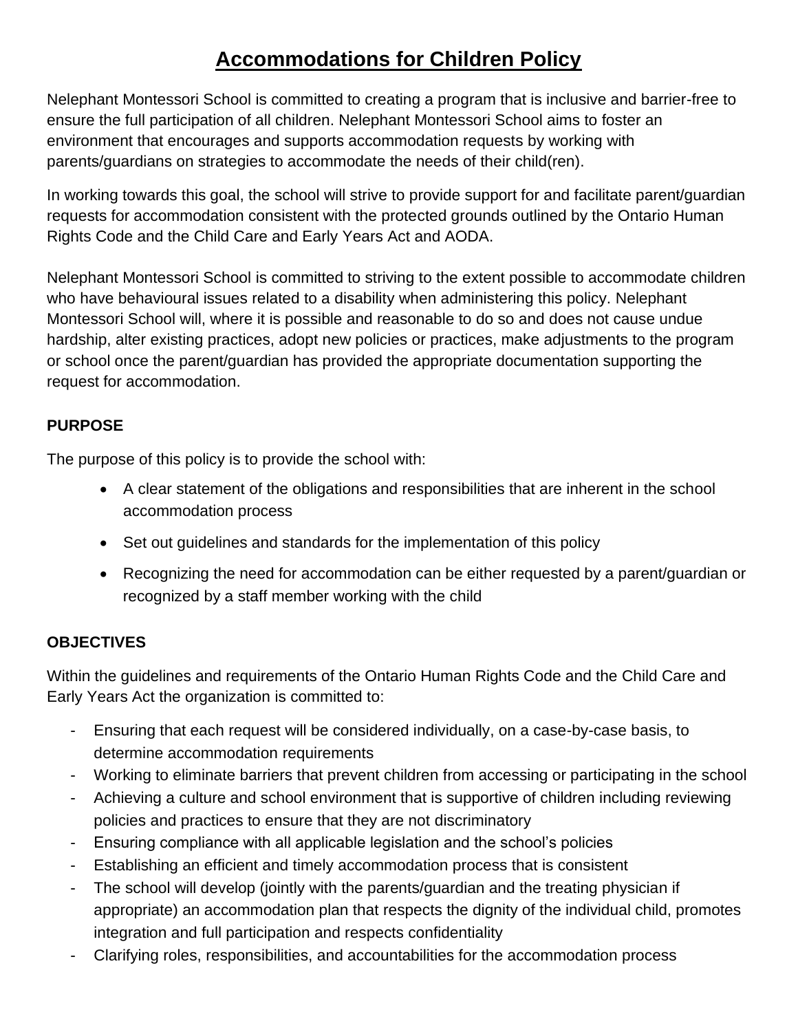# Accommodations for Children Policy

Nelephant Montessori School is committed to creating a program that is inclusive and barrier-free to ensure the full participation of all children. Nelephant Montessori School aims to foster an environment that encourages and supports accommodation requests by working with parents/guardians on strategies to accommodate the needs of their child(ren).

In working towards this goal, the school will strive to provide support for and facilitate parent/guardian requests for accommodation consistent with the protected grounds outlined by the Ontario Human Rights Code and the Child Care and Early Years Act and AODA.

Nelephant Montessori School is committed to striving to the extent possible to accommodate children who have behavioural issues related to a disability when administering this policy. Nelephant Montessori School will, where it is possible and reasonable to do so and does not cause undue hardship, alter existing practices, adopt new policies or practices, make adjustments to the program or school once the parent/guardian has provided the appropriate documentation supporting the request for accommodation.

**PURPOSE**

The purpose of this policy is to provide the school with:

- A clear statement of the obligations and responsibilities that are inherent in the school accommodation process
- Set out guidelines and standards for the implementation of this policy
- Recognizing the need for accommodation can be either requested by a parent/guardian or recognized by a staff member working with the child

**OBJECTIVES**

Within the guidelines and requirements of the Ontario Human Rights Code and the Child Care and Early Years Act the organization is committed to:

- Ensuring that each request will be considered individually, on a case-by-case basis, to determine accommodation requirements
- Working to eliminate barriers that prevent children from accessing or participating in the school
- Achieving a culture and school environment that is supportive of children including reviewing policies and practices to ensure that they are not discriminatory
- Ensuring compliance with all applicable legislation and the school's policies
- Establishing an efficient and timely accommodation process that is consistent
- The school will develop (jointly with the parents/guardian and the treating physician if appropriate) an accommodation plan that respects the dignity of the individual child, promotes integration and full participation and respects confidentiality
- Clarifying roles, responsibilities, and accountabilities for the accommodation process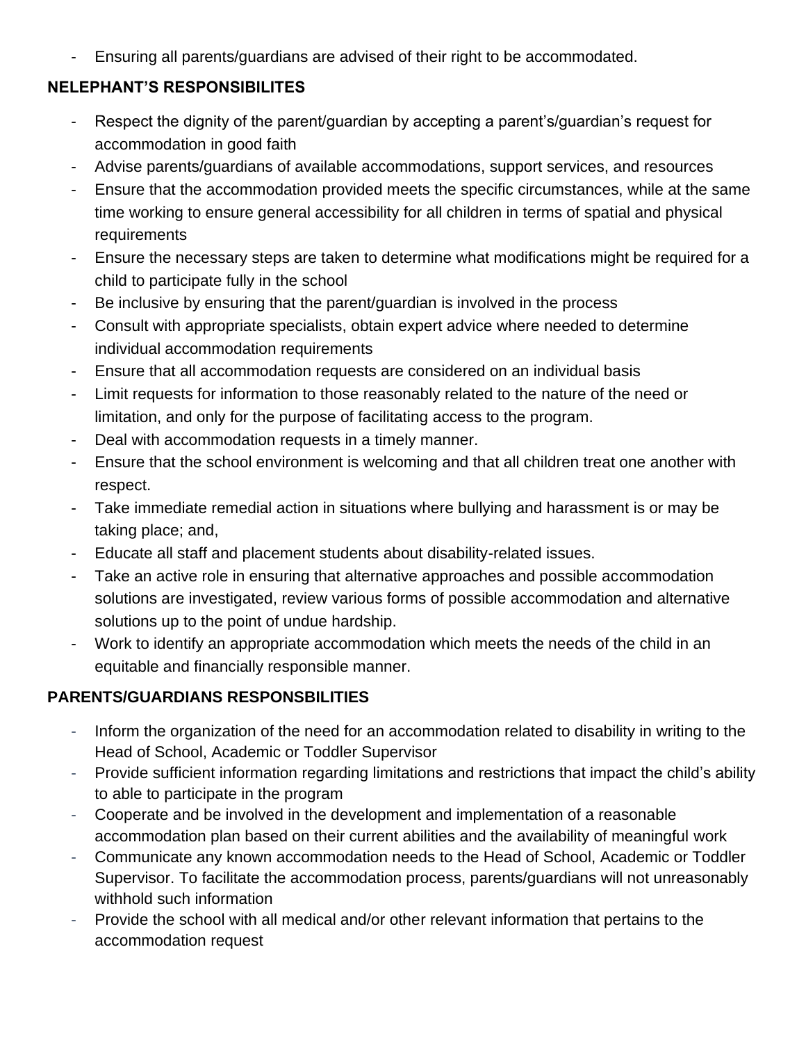- Ensuring all parents/guardians are advised of their right to be accommodated.

**NELEPHANT'S RESPONSIBILITES**

- Respect the dignity of the parent/guardian by accepting a parent's/guardian's request for accommodation in good faith
- Advise parents/guardians of available accommodations, support services, and resources
- Ensure that the accommodation provided meets the specific circumstances, while at the same time working to ensure general accessibility for all children in terms of spatial and physical requirements
- Ensure the necessary steps are taken to determine what modifications might be required for a child to participate fully in the school
- Be inclusive by ensuring that the parent/guardian is involved in the process
- Consult with appropriate specialists, obtain expert advice where needed to determine individual accommodation requirements
- Ensure that all accommodation requests are considered on an individual basis
- Limit requests for information to those reasonably related to the nature of the need or limitation, and only for the purpose of facilitating access to the program.
- Deal with accommodation requests in a timely manner.
- Ensure that the school environment is welcoming and that all children treat one another with respect.
- Take immediate remedial action in situations where bullying and harassment is or may be taking place; and,
- Educate all staff and placement students about disability-related issues.
- Take an active role in ensuring that alternative approaches and possible accommodation solutions are investigated, review various forms of possible accommodation and alternative solutions up to the point of undue hardship.
- Work to identify an appropriate accommodation which meets the needs of the child in an equitable and financially responsible manner.

**PARENTS/GUARDIANS RESPONSBILITIES**

- Inform the organization of the need for an accommodation related to disability in writing to the Head of School, Academic or Toddler Supervisor
- Provide sufficient information regarding limitations and restrictions that impact the child's ability to able to participate in the program
- Cooperate and be involved in the development and implementation of a reasonable accommodation plan based on their current abilities and the availability of meaningful work
- Communicate any known accommodation needs to the Head of School, Academic or Toddler Supervisor. To facilitate the accommodation process, parents/guardians will not unreasonably withhold such information
- Provide the school with all medical and/or other relevant information that pertains to the accommodation request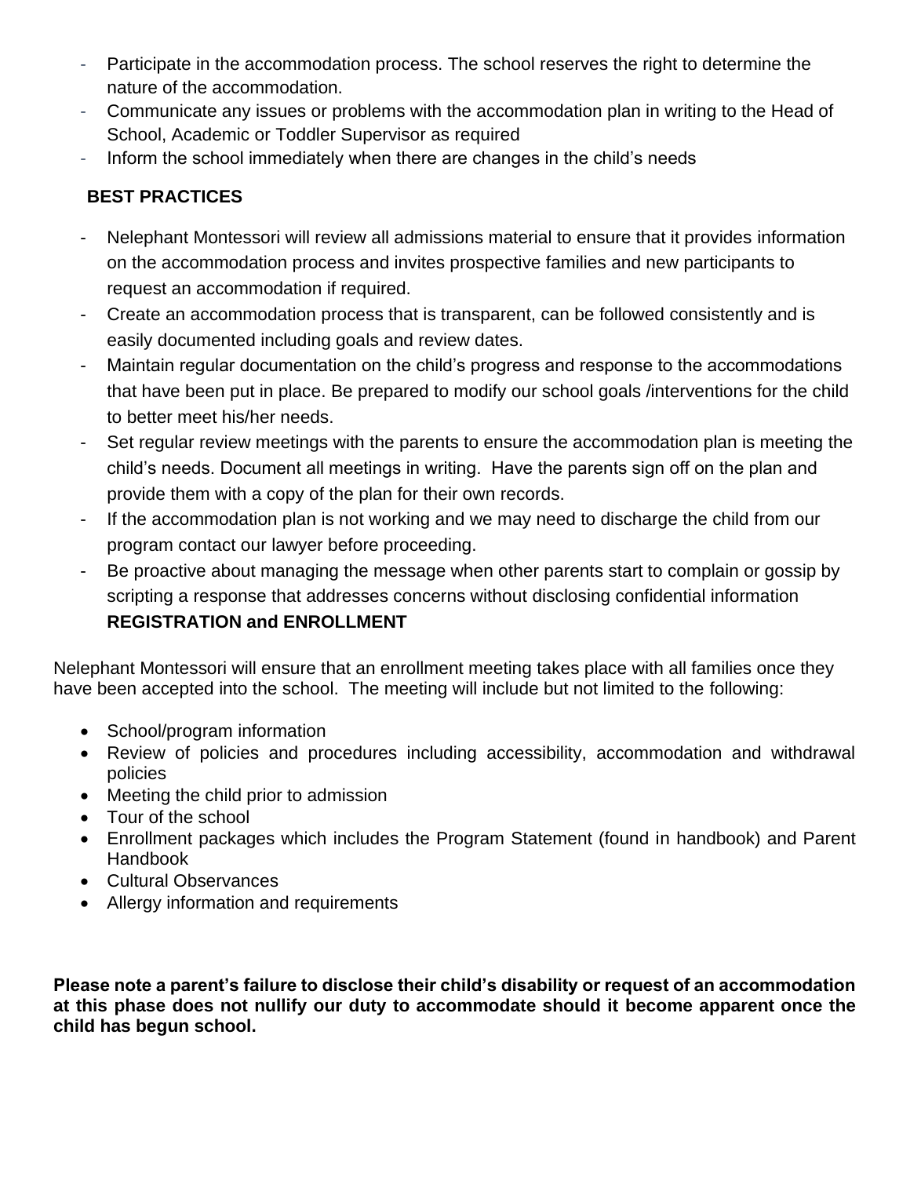- Participate in the accommodation process. The school reserves the right to determine the nature of the accommodation.
- Communicate any issues or problems with the accommodation plan in writing to the Head of School, Academic or Toddler Supervisor as required
- Inform the school immediately when there are changes in the child's needs

**BEST PRACTICES**

- Nelephant Montessori will review all admissions material to ensure that it provides information on the accommodation process and invites prospective families and new participants to request an accommodation if required.
- Create an accommodation process that is transparent, can be followed consistently and is easily documented including goals and review dates.
- Maintain regular documentation on the child's progress and response to the accommodations that have been put in place. Be prepared to modify our school goals /interventions for the child to better meet his/her needs.
- Set regular review meetings with the parents to ensure the accommodation plan is meeting the child's needs. Document all meetings in writing. Have the parents sign off on the plan and provide them with a copy of the plan for their own records.
- If the accommodation plan is not working and we may need to discharge the child from our program contact our lawyer before proceeding.
- Be proactive about managing the message when other parents start to complain or gossip by scripting a response that addresses concerns without disclosing confidential information

**REGISTRATION and ENROLLMENT**

Nelephant Montessori will ensure that an enrollment meeting takes place with all families once they have been accepted into the school. The meeting will include but not limited to the following:

- School/program information
- Review of policies and procedures including accessibility, accommodation and withdrawal policies
- Meeting the child prior to admission
- Tour of the school
- Enrollment packages which includes the Program Statement (found in handbook) and Parent Handbook
- Cultural Observances
- Allergy information and requirements

**Please note a parent's failure to disclose their child's disability or request of an accommodation at this phase does not nullify our duty to accommodate should it become apparent once the child has begun school.**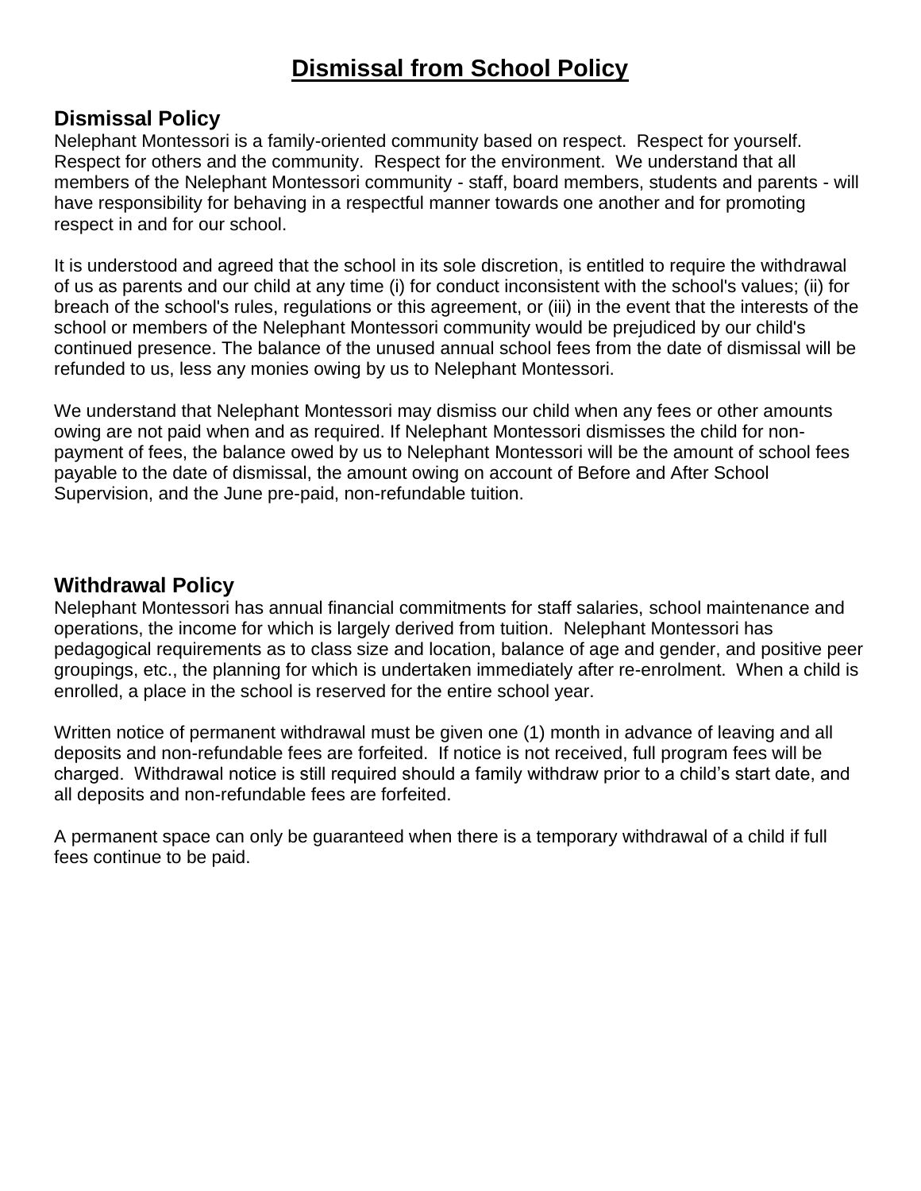# Dismissal from School Policy

## Dismissal Policy

Nelephant Montessori is a family-oriented community based on respect. Respect for yourself. Respect for others and the community. Respect for the environment. We understand that all members of the Nelephant Montessori community - staff, board members, students and parents - will have responsibility for behaving in a respectful manner towards one another and for promoting respect in and for our school.

It is understood and agreed that the school in its sole discretion, is entitled to require the withdrawal of us as parents and our child at any time (i) for conduct inconsistent with the school's values; (ii) for breach of the school's rules, regulations or this agreement, or (iii) in the event that the interests of the school or members of the Nelephant Montessori community would be prejudiced by our child's continued presence. The balance of the unused annual school fees from the date of dismissal will be refunded to us, less any monies owing by us to Nelephant Montessori.

We understand that Nelephant Montessori may dismiss our child when any fees or other amounts owing are not paid when and as required. If Nelephant Montessori dismisses the child for non-payment of fees, the balance owed by us to Nelephant Montessori will be the amount of school fees payable to the date of dismissal, the amount owing on account of Before and After School Supervision, and the June pre-paid, non-refundable tuition.

## Withdrawal Policy

Nelephant Montessori has annual financial commitments for staff salaries, school maintenance and operations, the income for which is largely derived from tuition. Nelephant Montessori has pedagogical requirements as to class size and location, balance of age and gender, and positive peer groupings, etc., the planning for which is undertaken immediately after re-enrolment. When a child is enrolled, a place in the school is reserved for the entire school year.

Written notice of permanent withdrawal must be given one (1) month in advance of leaving and all deposits and non-refundable fees are forfeited. If notice is not received, full program fees will be charged. Withdrawal notice is still required should a family withdraw prior to a child's start date, and all deposits and non-refundable fees are forfeited.

A permanent space can only be guaranteed when there is a temporary withdrawal of a child if full fees continue to be paid.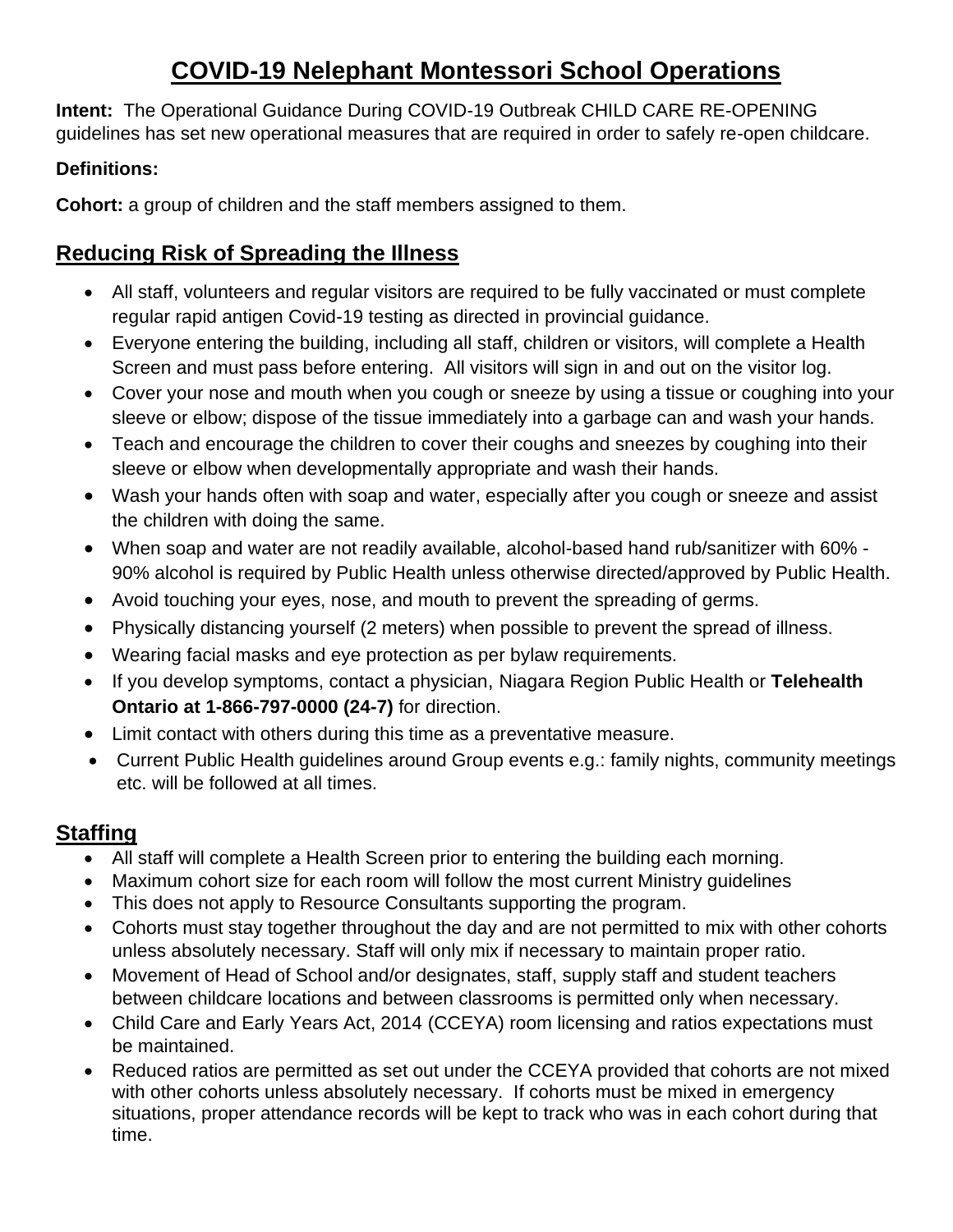# COVID-19 Nelephant Montessori School Operations

**Intent:** The Operational Guidance During COVID-19 Outbreak CHILD CARE RE-OPENING guidelines has set new operational measures that are required in order to safely re-open childcare.

**Definitions:**

**Cohort:** a group of children and the staff members assigned to them.

## Reducing Risk of Spreading the Illness

- All staff, volunteers and regular visitors are required to be fully vaccinated or must complete regular rapid antigen Covid-19 testing as directed in provincial guidance.
- Everyone entering the building, including all staff, children or visitors, will complete a Health Screen and must pass before entering. All visitors will sign in and out on the visitor log.
- Cover your nose and mouth when you cough or sneeze by using a tissue or coughing into your sleeve or elbow; dispose of the tissue immediately into a garbage can and wash your hands.
- Teach and encourage the children to cover their coughs and sneezes by coughing into their sleeve or elbow when developmentally appropriate and wash their hands.
- Wash your hands often with soap and water, especially after you cough or sneeze and assist the children with doing the same.
- When soap and water are not readily available, alcohol-based hand rub/sanitizer with 60% - 90% alcohol is required by Public Health unless otherwise directed/approved by Public Health.
- Avoid touching your eyes, nose, and mouth to prevent the spreading of germs.
- Physically distancing yourself (2 meters) when possible to prevent the spread of illness.
- Wearing facial masks and eye protection as per bylaw requirements.
- If you develop symptoms, contact a physician, Niagara Region Public Health or **Telehealth Ontario at 1-866-797-0000 (24-7)** for direction.
- Limit contact with others during this time as a preventative measure.
- Current Public Health guidelines around Group events e.g.: family nights, community meetings etc. will be followed at all times.

## Staffing

- All staff will complete a Health Screen prior to entering the building each morning.
- Maximum cohort size for each room will follow the most current Ministry guidelines
- This does not apply to Resource Consultants supporting the program.
- Cohorts must stay together throughout the day and are not permitted to mix with other cohorts unless absolutely necessary. Staff will only mix if necessary to maintain proper ratio.
- Movement of Head of School and/or designates, staff, supply staff and student teachers between childcare locations and between classrooms is permitted only when necessary.
- Child Care and Early Years Act, 2014 (CCEYA) room licensing and ratios expectations must be maintained.
- Reduced ratios are permitted as set out under the CCEYA provided that cohorts are not mixed with other cohorts unless absolutely necessary. If cohorts must be mixed in emergency situations, proper attendance records will be kept to track who was in each cohort during that time.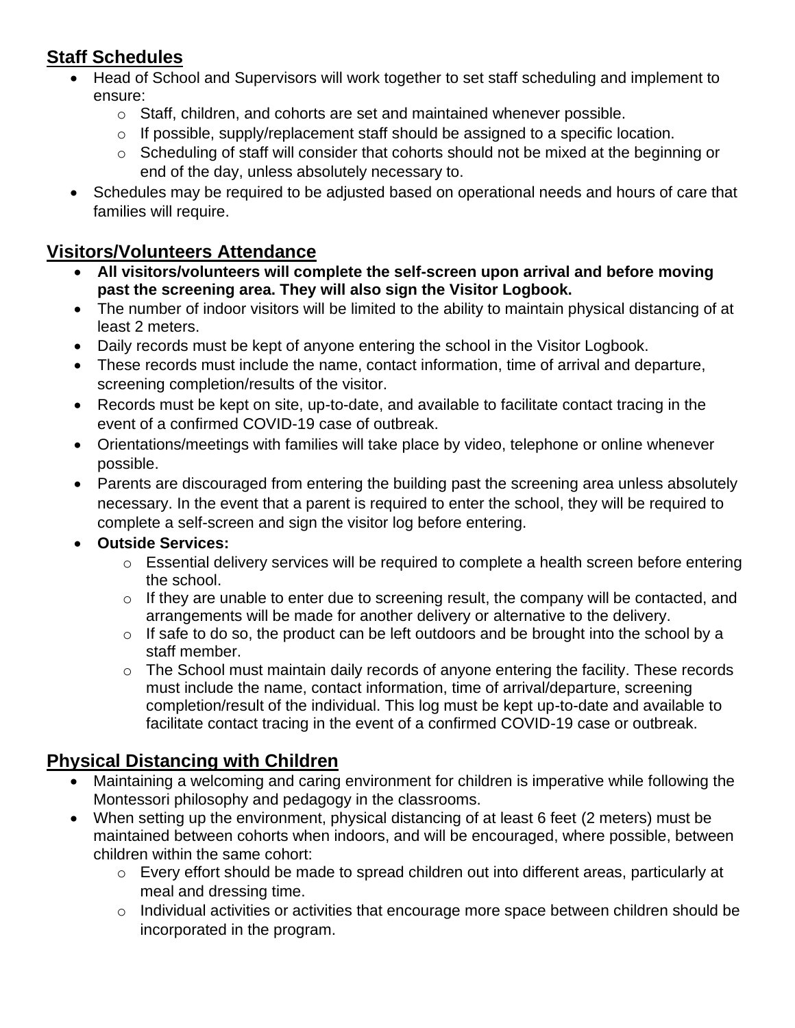## Staff Schedules

- Head of School and Supervisors will work together to set staff scheduling and implement to ensure:
  - Staff, children, and cohorts are set and maintained whenever possible.
  - If possible, supply/replacement staff should be assigned to a specific location.
  - Scheduling of staff will consider that cohorts should not be mixed at the beginning or end of the day, unless absolutely necessary to.
- Schedules may be required to be adjusted based on operational needs and hours of care that families will require.

## Visitors/Volunteers Attendance

- **All visitors/volunteers will complete the self-screen upon arrival and before moving past the screening area. They will also sign the Visitor Logbook.**
- The number of indoor visitors will be limited to the ability to maintain physical distancing of at least 2 meters.
- Daily records must be kept of anyone entering the school in the Visitor Logbook.
- These records must include the name, contact information, time of arrival and departure, screening completion/results of the visitor.
- Records must be kept on site, up-to-date, and available to facilitate contact tracing in the event of a confirmed COVID-19 case of outbreak.
- Orientations/meetings with families will take place by video, telephone or online whenever possible.
- Parents are discouraged from entering the building past the screening area unless absolutely necessary. In the event that a parent is required to enter the school, they will be required to complete a self-screen and sign the visitor log before entering.
- **Outside Services:**
  - Essential delivery services will be required to complete a health screen before entering the school.
  - If they are unable to enter due to screening result, the company will be contacted, and arrangements will be made for another delivery or alternative to the delivery.
  - If safe to do so, the product can be left outdoors and be brought into the school by a staff member.
  - The School must maintain daily records of anyone entering the facility. These records must include the name, contact information, time of arrival/departure, screening completion/result of the individual. This log must be kept up-to-date and available to facilitate contact tracing in the event of a confirmed COVID-19 case or outbreak.

## Physical Distancing with Children

- Maintaining a welcoming and caring environment for children is imperative while following the Montessori philosophy and pedagogy in the classrooms.
- When setting up the environment, physical distancing of at least 6 feet (2 meters) must be maintained between cohorts when indoors, and will be encouraged, where possible, between children within the same cohort:
  - Every effort should be made to spread children out into different areas, particularly at meal and dressing time.
  - Individual activities or activities that encourage more space between children should be incorporated in the program.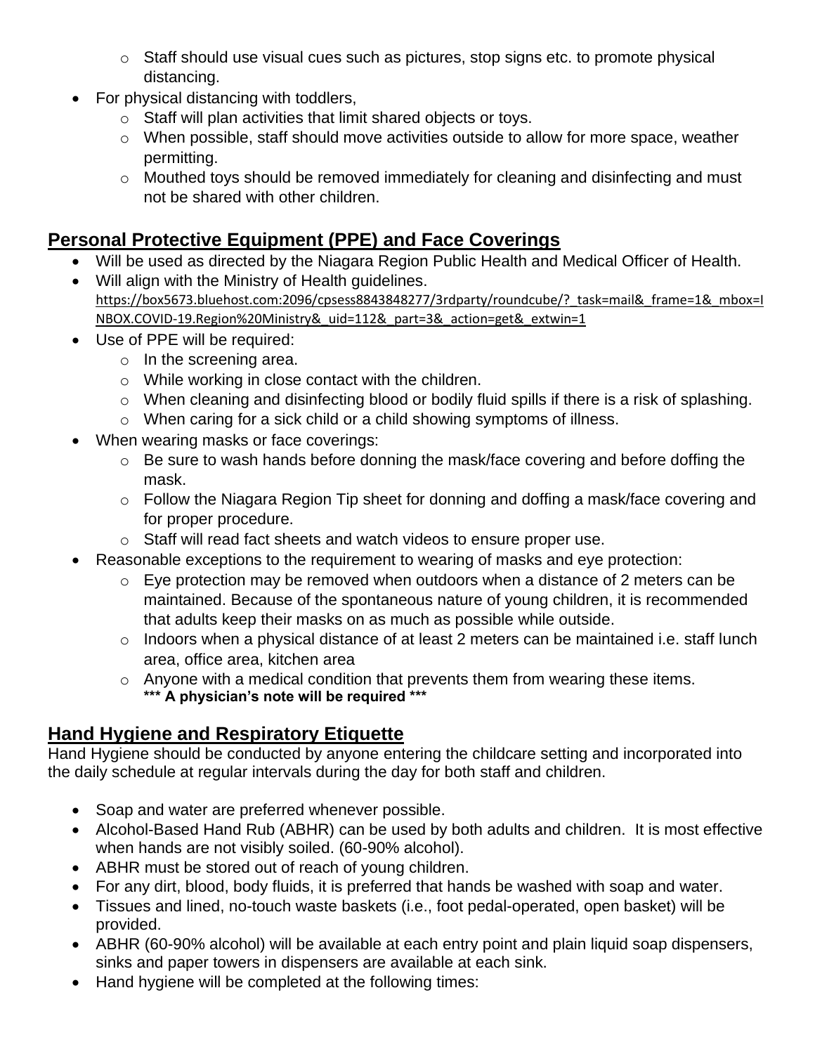- Staff should use visual cues such as pictures, stop signs etc. to promote physical distancing.
- For physical distancing with toddlers,
  - Staff will plan activities that limit shared objects or toys.
  - When possible, staff should move activities outside to allow for more space, weather permitting.
  - Mouthed toys should be removed immediately for cleaning and disinfecting and must not be shared with other children.

## Personal Protective Equipment (PPE) and Face Coverings

- Will be used as directed by the Niagara Region Public Health and Medical Officer of Health.
- Will align with the Ministry of Health guidelines. https://box5673.bluehost.com:2096/cpsess8843848277/3rdparty/roundcube/?_task=mail&_frame=1&_mbox=INBOX.COVID-19.Region%20Ministry&_uid=112&_part=3&_action=get&_extwin=1
- Use of PPE will be required:
  - In the screening area.
  - While working in close contact with the children.
  - When cleaning and disinfecting blood or bodily fluid spills if there is a risk of splashing.
  - When caring for a sick child or a child showing symptoms of illness.
- When wearing masks or face coverings:
  - Be sure to wash hands before donning the mask/face covering and before doffing the mask.
  - Follow the Niagara Region Tip sheet for donning and doffing a mask/face covering and for proper procedure.
  - Staff will read fact sheets and watch videos to ensure proper use.
- Reasonable exceptions to the requirement to wearing of masks and eye protection:
  - Eye protection may be removed when outdoors when a distance of 2 meters can be maintained. Because of the spontaneous nature of young children, it is recommended that adults keep their masks on as much as possible while outside.
  - Indoors when a physical distance of at least 2 meters can be maintained i.e. staff lunch area, office area, kitchen area
  - Anyone with a medical condition that prevents them from wearing these items. **\*\*\* A physician's note will be required \*\*\***

## Hand Hygiene and Respiratory Etiquette

Hand Hygiene should be conducted by anyone entering the childcare setting and incorporated into the daily schedule at regular intervals during the day for both staff and children.

- Soap and water are preferred whenever possible.
- Alcohol-Based Hand Rub (ABHR) can be used by both adults and children. It is most effective when hands are not visibly soiled. (60-90% alcohol).
- ABHR must be stored out of reach of young children.
- For any dirt, blood, body fluids, it is preferred that hands be washed with soap and water.
- Tissues and lined, no-touch waste baskets (i.e., foot pedal-operated, open basket) will be provided.
- ABHR (60-90% alcohol) will be available at each entry point and plain liquid soap dispensers, sinks and paper towers in dispensers are available at each sink.
- Hand hygiene will be completed at the following times: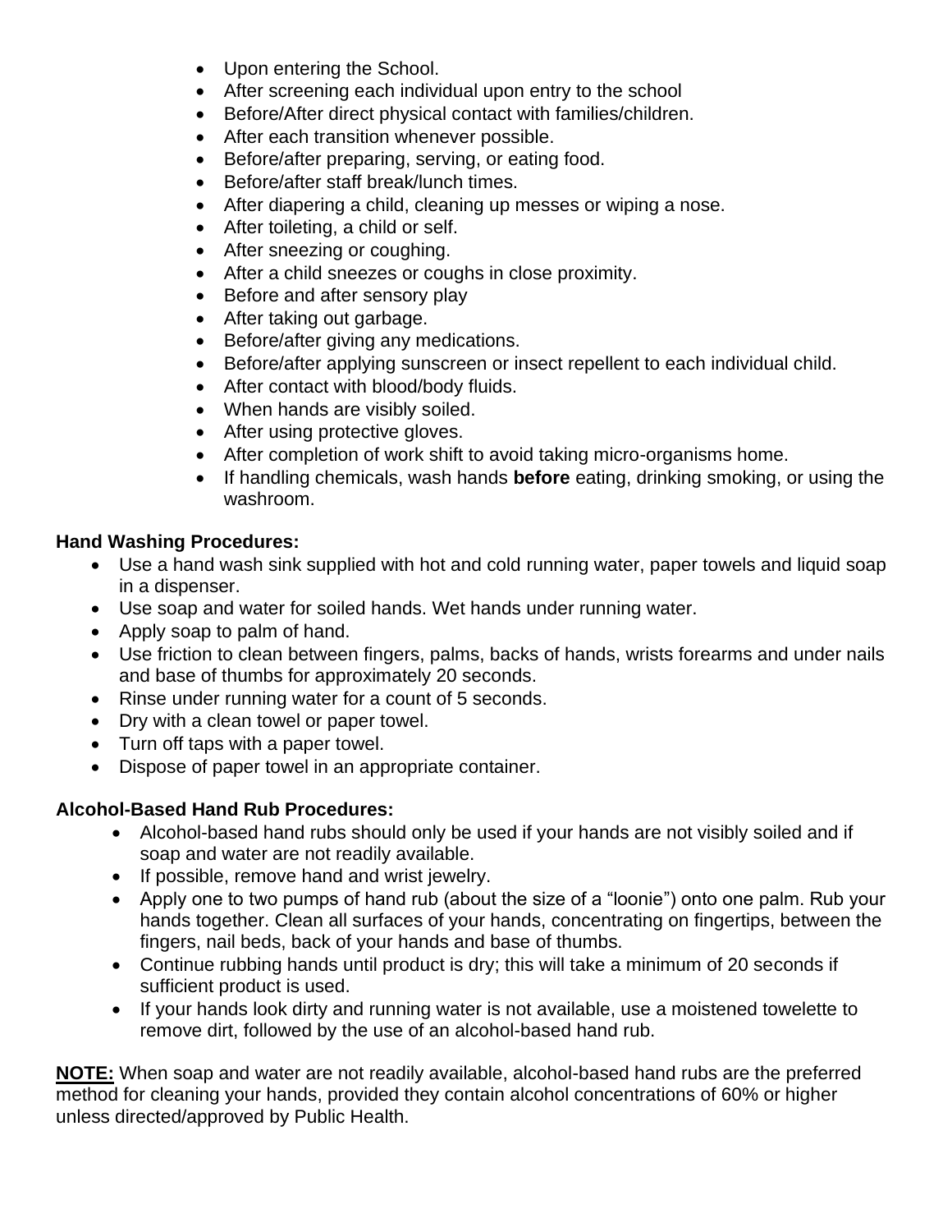- Upon entering the School.
- After screening each individual upon entry to the school
- Before/After direct physical contact with families/children.
- After each transition whenever possible.
- Before/after preparing, serving, or eating food.
- Before/after staff break/lunch times.
- After diapering a child, cleaning up messes or wiping a nose.
- After toileting, a child or self.
- After sneezing or coughing.
- After a child sneezes or coughs in close proximity.
- Before and after sensory play
- After taking out garbage.
- Before/after giving any medications.
- Before/after applying sunscreen or insect repellent to each individual child.
- After contact with blood/body fluids.
- When hands are visibly soiled.
- After using protective gloves.
- After completion of work shift to avoid taking micro-organisms home.
- If handling chemicals, wash hands **before** eating, drinking smoking, or using the washroom.

**Hand Washing Procedures:**

- Use a hand wash sink supplied with hot and cold running water, paper towels and liquid soap in a dispenser.
- Use soap and water for soiled hands. Wet hands under running water.
- Apply soap to palm of hand.
- Use friction to clean between fingers, palms, backs of hands, wrists forearms and under nails and base of thumbs for approximately 20 seconds.
- Rinse under running water for a count of 5 seconds.
- Dry with a clean towel or paper towel.
- Turn off taps with a paper towel.
- Dispose of paper towel in an appropriate container.

**Alcohol-Based Hand Rub Procedures:**

- Alcohol-based hand rubs should only be used if your hands are not visibly soiled and if soap and water are not readily available.
- If possible, remove hand and wrist jewelry.
- Apply one to two pumps of hand rub (about the size of a "loonie") onto one palm. Rub your hands together. Clean all surfaces of your hands, concentrating on fingertips, between the fingers, nail beds, back of your hands and base of thumbs.
- Continue rubbing hands until product is dry; this will take a minimum of 20 seconds if sufficient product is used.
- If your hands look dirty and running water is not available, use a moistened towelette to remove dirt, followed by the use of an alcohol-based hand rub.

**NOTE:** When soap and water are not readily available, alcohol-based hand rubs are the preferred method for cleaning your hands, provided they contain alcohol concentrations of 60% or higher unless directed/approved by Public Health.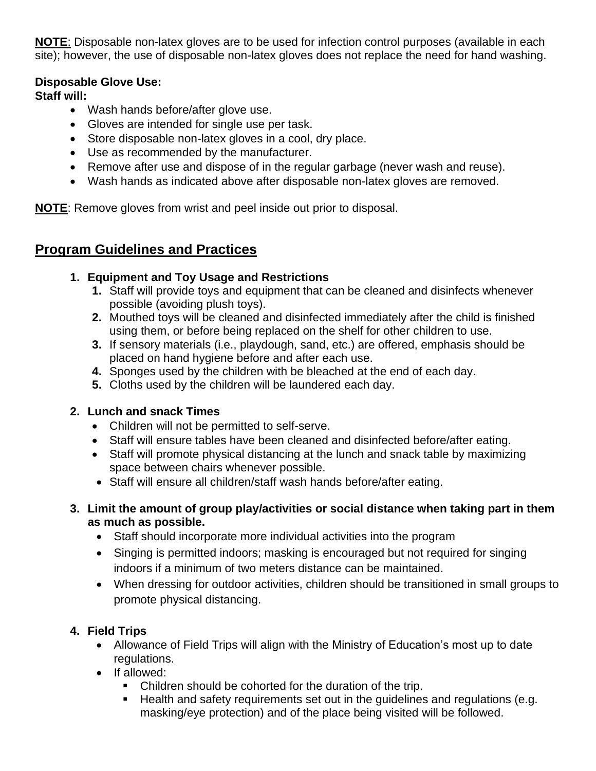**NOTE**: Disposable non-latex gloves are to be used for infection control purposes (available in each site); however, the use of disposable non-latex gloves does not replace the need for hand washing.

**Disposable Glove Use:**
**Staff will:**

- Wash hands before/after glove use.
- Gloves are intended for single use per task.
- Store disposable non-latex gloves in a cool, dry place.
- Use as recommended by the manufacturer.
- Remove after use and dispose of in the regular garbage (never wash and reuse).
- Wash hands as indicated above after disposable non-latex gloves are removed.

**NOTE**: Remove gloves from wrist and peel inside out prior to disposal.

## Program Guidelines and Practices

1. **Equipment and Toy Usage and Restrictions**
   1. Staff will provide toys and equipment that can be cleaned and disinfects whenever possible (avoiding plush toys).
   2. Mouthed toys will be cleaned and disinfected immediately after the child is finished using them, or before being replaced on the shelf for other children to use.
   3. If sensory materials (i.e., playdough, sand, etc.) are offered, emphasis should be placed on hand hygiene before and after each use.
   4. Sponges used by the children with be bleached at the end of each day.
   5. Cloths used by the children will be laundered each day.

2. **Lunch and snack Times**
   - Children will not be permitted to self-serve.
   - Staff will ensure tables have been cleaned and disinfected before/after eating.
   - Staff will promote physical distancing at the lunch and snack table by maximizing space between chairs whenever possible.
   - Staff will ensure all children/staff wash hands before/after eating.

3. **Limit the amount of group play/activities or social distance when taking part in them as much as possible.**
   - Staff should incorporate more individual activities into the program
   - Singing is permitted indoors; masking is encouraged but not required for singing indoors if a minimum of two meters distance can be maintained.
   - When dressing for outdoor activities, children should be transitioned in small groups to promote physical distancing.

4. **Field Trips**
   - Allowance of Field Trips will align with the Ministry of Education's most up to date regulations.
   - If allowed:
     - Children should be cohorted for the duration of the trip.
     - Health and safety requirements set out in the guidelines and regulations (e.g. masking/eye protection) and of the place being visited will be followed.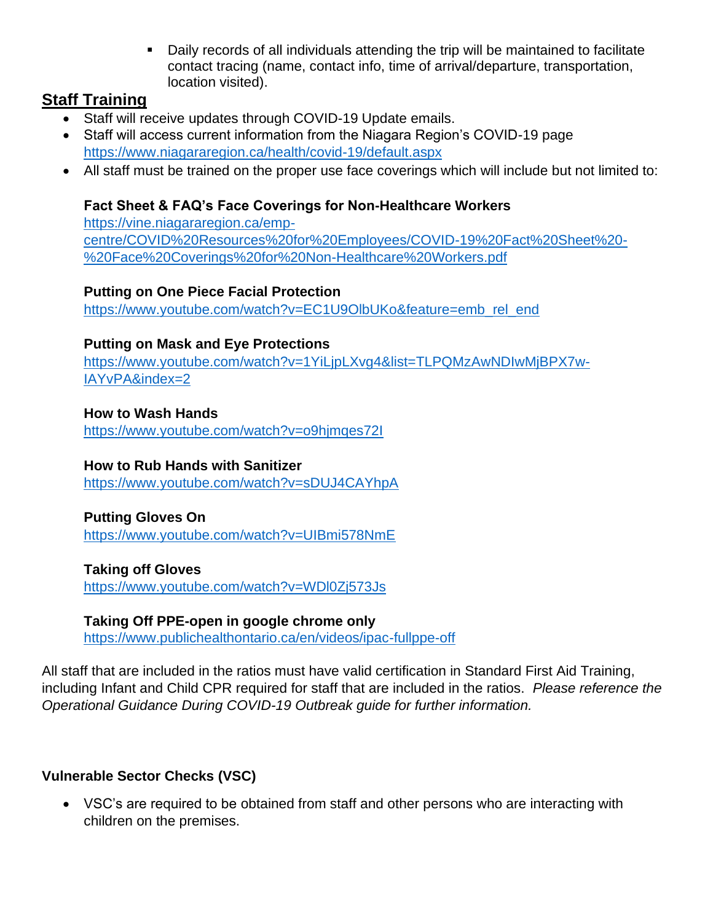- Daily records of all individuals attending the trip will be maintained to facilitate contact tracing (name, contact info, time of arrival/departure, transportation, location visited).

## Staff Training

- Staff will receive updates through COVID-19 Update emails.
- Staff will access current information from the Niagara Region's COVID-19 page https://www.niagararegion.ca/health/covid-19/default.aspx
- All staff must be trained on the proper use face coverings which will include but not limited to:

  **Fact Sheet & FAQ's Face Coverings for Non-Healthcare Workers**
  https://vine.niagararegion.ca/emp-centre/COVID%20Resources%20for%20Employees/COVID-19%20Fact%20Sheet%20-%20Face%20Coverings%20for%20Non-Healthcare%20Workers.pdf

  **Putting on One Piece Facial Protection**
  https://www.youtube.com/watch?v=EC1U9OlbUKo&feature=emb_rel_end

  **Putting on Mask and Eye Protections**
  https://www.youtube.com/watch?v=1YiLjpLXvg4&list=TLPQMzAwNDIwMjBPX7w-IAYvPA&index=2

  **How to Wash Hands**
  https://www.youtube.com/watch?v=o9hjmqes72I

  **How to Rub Hands with Sanitizer**
  https://www.youtube.com/watch?v=sDUJ4CAYhpA

  **Putting Gloves On**
  https://www.youtube.com/watch?v=UIBmi578NmE

  **Taking off Gloves**
  https://www.youtube.com/watch?v=WDl0Zj573Js

  **Taking Off PPE-open in google chrome only**
  https://www.publichealthontario.ca/en/videos/ipac-fullppe-off

All staff that are included in the ratios must have valid certification in Standard First Aid Training, including Infant and Child CPR required for staff that are included in the ratios. *Please reference the Operational Guidance During COVID-19 Outbreak guide for further information.*

**Vulnerable Sector Checks (VSC)**

- VSC's are required to be obtained from staff and other persons who are interacting with children on the premises.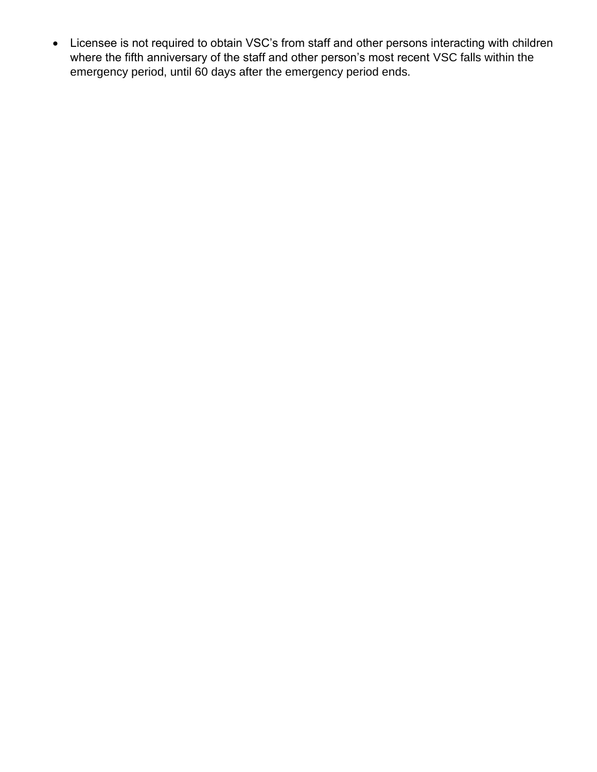- Licensee is not required to obtain VSC's from staff and other persons interacting with children where the fifth anniversary of the staff and other person's most recent VSC falls within the emergency period, until 60 days after the emergency period ends.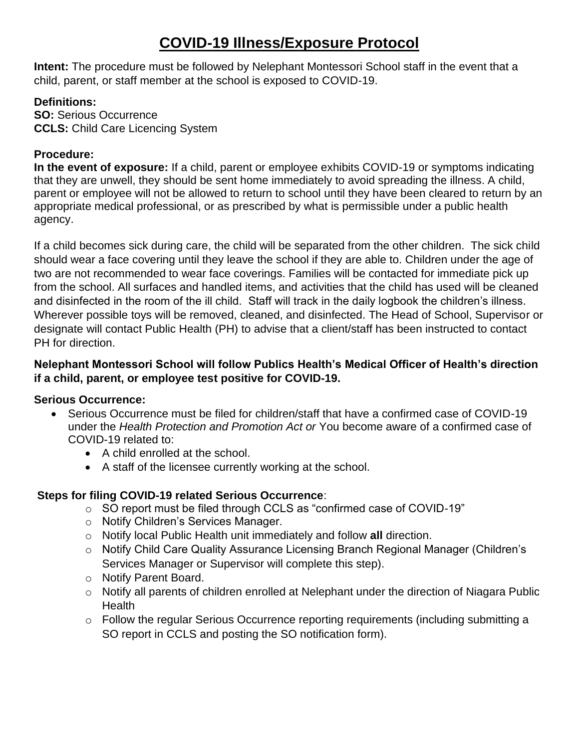# COVID-19 Illness/Exposure Protocol

**Intent:** The procedure must be followed by Nelephant Montessori School staff in the event that a child, parent, or staff member at the school is exposed to COVID-19.

**Definitions:**
**SO:** Serious Occurrence
**CCLS:** Child Care Licencing System

**Procedure:**
**In the event of exposure:** If a child, parent or employee exhibits COVID-19 or symptoms indicating that they are unwell, they should be sent home immediately to avoid spreading the illness. A child, parent or employee will not be allowed to return to school until they have been cleared to return by an appropriate medical professional, or as prescribed by what is permissible under a public health agency.

If a child becomes sick during care, the child will be separated from the other children. The sick child should wear a face covering until they leave the school if they are able to. Children under the age of two are not recommended to wear face coverings. Families will be contacted for immediate pick up from the school. All surfaces and handled items, and activities that the child has used will be cleaned and disinfected in the room of the ill child. Staff will track in the daily logbook the children's illness. Wherever possible toys will be removed, cleaned, and disinfected. The Head of School, Supervisor or designate will contact Public Health (PH) to advise that a client/staff has been instructed to contact PH for direction.

**Nelephant Montessori School will follow Publics Health's Medical Officer of Health's direction if a child, parent, or employee test positive for COVID-19.**

**Serious Occurrence:**

- Serious Occurrence must be filed for children/staff that have a confirmed case of COVID-19 under the *Health Protection and Promotion Act or* You become aware of a confirmed case of COVID-19 related to:
  - A child enrolled at the school.
  - A staff of the licensee currently working at the school.

**Steps for filing COVID-19 related Serious Occurrence**:

- SO report must be filed through CCLS as "confirmed case of COVID-19"
- Notify Children's Services Manager.
- Notify local Public Health unit immediately and follow **all** direction.
- Notify Child Care Quality Assurance Licensing Branch Regional Manager (Children's Services Manager or Supervisor will complete this step).
- Notify Parent Board.
- Notify all parents of children enrolled at Nelephant under the direction of Niagara Public Health
- Follow the regular Serious Occurrence reporting requirements (including submitting a SO report in CCLS and posting the SO notification form).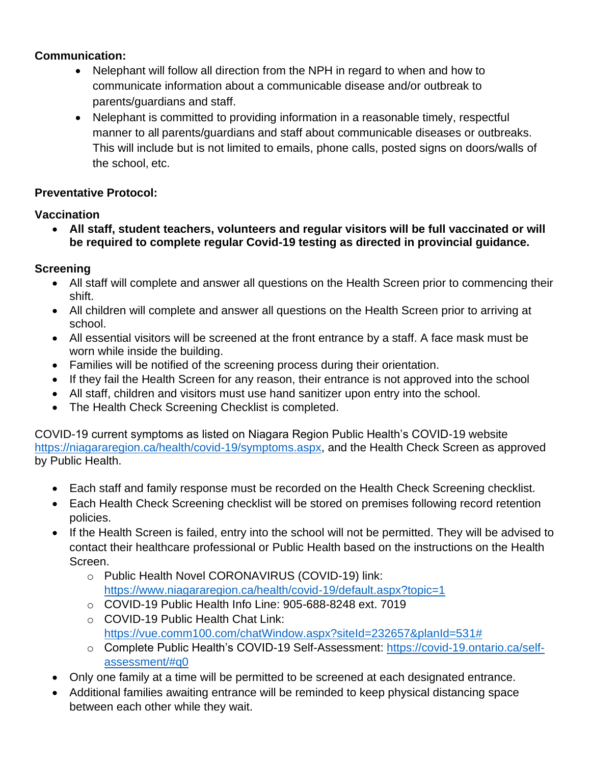**Communication:**

- Nelephant will follow all direction from the NPH in regard to when and how to communicate information about a communicable disease and/or outbreak to parents/guardians and staff.
- Nelephant is committed to providing information in a reasonable timely, respectful manner to all parents/guardians and staff about communicable diseases or outbreaks. This will include but is not limited to emails, phone calls, posted signs on doors/walls of the school, etc.

**Preventative Protocol:**

**Vaccination**

- **All staff, student teachers, volunteers and regular visitors will be full vaccinated or will be required to complete regular Covid-19 testing as directed in provincial guidance.**

**Screening**

- All staff will complete and answer all questions on the Health Screen prior to commencing their shift.
- All children will complete and answer all questions on the Health Screen prior to arriving at school.
- All essential visitors will be screened at the front entrance by a staff. A face mask must be worn while inside the building.
- Families will be notified of the screening process during their orientation.
- If they fail the Health Screen for any reason, their entrance is not approved into the school
- All staff, children and visitors must use hand sanitizer upon entry into the school.
- The Health Check Screening Checklist is completed.

COVID-19 current symptoms as listed on Niagara Region Public Health's COVID-19 website https://niagararegion.ca/health/covid-19/symptoms.aspx, and the Health Check Screen as approved by Public Health.

- Each staff and family response must be recorded on the Health Check Screening checklist.
- Each Health Check Screening checklist will be stored on premises following record retention policies.
- If the Health Screen is failed, entry into the school will not be permitted. They will be advised to contact their healthcare professional or Public Health based on the instructions on the Health Screen.
  - Public Health Novel CORONAVIRUS (COVID-19) link: https://www.niagararegion.ca/health/covid-19/default.aspx?topic=1
  - COVID-19 Public Health Info Line: 905-688-8248 ext. 7019
  - COVID-19 Public Health Chat Link: https://vue.comm100.com/chatWindow.aspx?siteId=232657&planId=531#
  - Complete Public Health's COVID-19 Self-Assessment: https://covid-19.ontario.ca/self-assessment/#q0
- Only one family at a time will be permitted to be screened at each designated entrance.
- Additional families awaiting entrance will be reminded to keep physical distancing space between each other while they wait.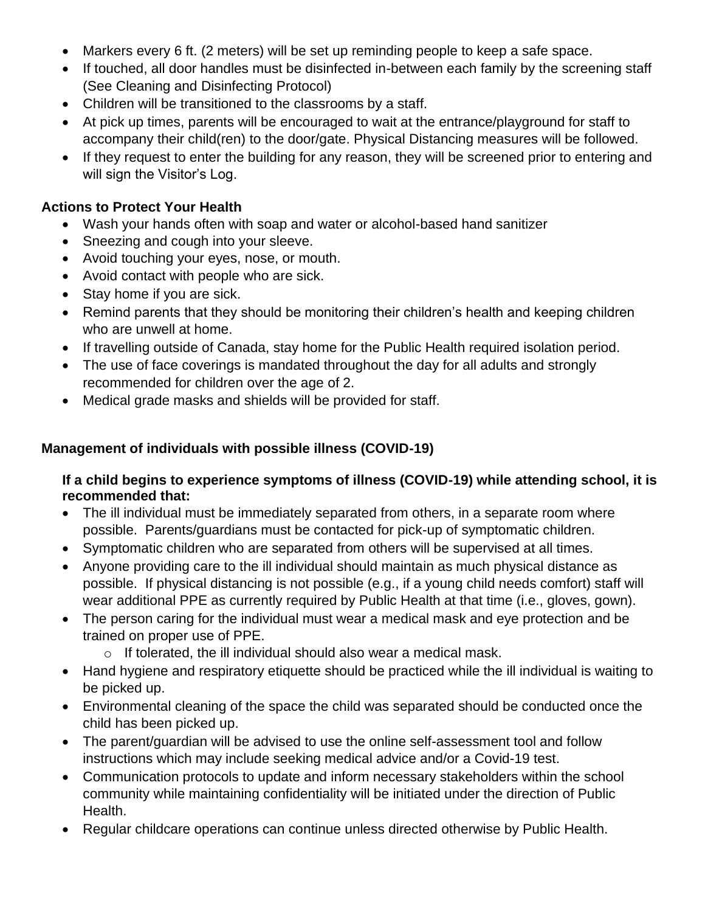- Markers every 6 ft. (2 meters) will be set up reminding people to keep a safe space.
- If touched, all door handles must be disinfected in-between each family by the screening staff (See Cleaning and Disinfecting Protocol)
- Children will be transitioned to the classrooms by a staff.
- At pick up times, parents will be encouraged to wait at the entrance/playground for staff to accompany their child(ren) to the door/gate. Physical Distancing measures will be followed.
- If they request to enter the building for any reason, they will be screened prior to entering and will sign the Visitor's Log.

**Actions to Protect Your Health**

- Wash your hands often with soap and water or alcohol-based hand sanitizer
- Sneezing and cough into your sleeve.
- Avoid touching your eyes, nose, or mouth.
- Avoid contact with people who are sick.
- Stay home if you are sick.
- Remind parents that they should be monitoring their children's health and keeping children who are unwell at home.
- If travelling outside of Canada, stay home for the Public Health required isolation period.
- The use of face coverings is mandated throughout the day for all adults and strongly recommended for children over the age of 2.
- Medical grade masks and shields will be provided for staff.

**Management of individuals with possible illness (COVID-19)**

**If a child begins to experience symptoms of illness (COVID-19) while attending school, it is recommended that:**

- The ill individual must be immediately separated from others, in a separate room where possible. Parents/guardians must be contacted for pick-up of symptomatic children.
- Symptomatic children who are separated from others will be supervised at all times.
- Anyone providing care to the ill individual should maintain as much physical distance as possible. If physical distancing is not possible (e.g., if a young child needs comfort) staff will wear additional PPE as currently required by Public Health at that time (i.e., gloves, gown).
- The person caring for the individual must wear a medical mask and eye protection and be trained on proper use of PPE.
  - If tolerated, the ill individual should also wear a medical mask.
- Hand hygiene and respiratory etiquette should be practiced while the ill individual is waiting to be picked up.
- Environmental cleaning of the space the child was separated should be conducted once the child has been picked up.
- The parent/guardian will be advised to use the online self-assessment tool and follow instructions which may include seeking medical advice and/or a Covid-19 test.
- Communication protocols to update and inform necessary stakeholders within the school community while maintaining confidentiality will be initiated under the direction of Public Health.
- Regular childcare operations can continue unless directed otherwise by Public Health.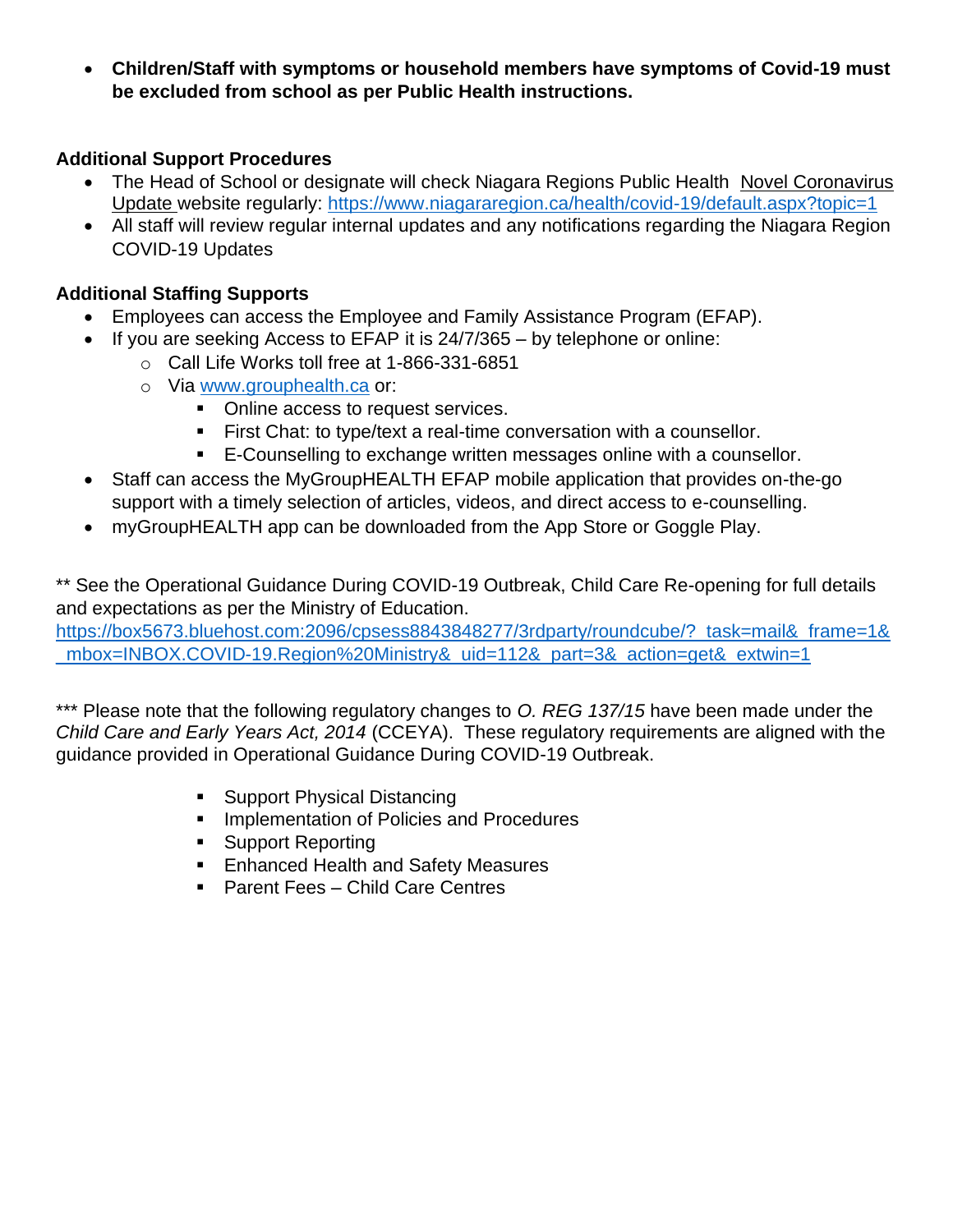- **Children/Staff with symptoms or household members have symptoms of Covid-19 must be excluded from school as per Public Health instructions.**

**Additional Support Procedures**

- The Head of School or designate will check Niagara Regions Public Health Novel Coronavirus Update website regularly: https://www.niagararegion.ca/health/covid-19/default.aspx?topic=1
- All staff will review regular internal updates and any notifications regarding the Niagara Region COVID-19 Updates

**Additional Staffing Supports**

- Employees can access the Employee and Family Assistance Program (EFAP).
- If you are seeking Access to EFAP it is 24/7/365 – by telephone or online:
  - Call Life Works toll free at 1-866-331-6851
  - Via www.grouphealth.ca or:
    - Online access to request services.
    - First Chat: to type/text a real-time conversation with a counsellor.
    - E-Counselling to exchange written messages online with a counsellor.
- Staff can access the MyGroupHEALTH EFAP mobile application that provides on-the-go support with a timely selection of articles, videos, and direct access to e-counselling.
- myGroupHEALTH app can be downloaded from the App Store or Goggle Play.

** See the Operational Guidance During COVID-19 Outbreak, Child Care Re-opening for full details and expectations as per the Ministry of Education.
https://box5673.bluehost.com:2096/cpsess8843848277/3rdparty/roundcube/?_task=mail&_frame=1&_mbox=INBOX.COVID-19.Region%20Ministry&_uid=112&_part=3&_action=get&_extwin=1

*** Please note that the following regulatory changes to *O. REG 137/15* have been made under the *Child Care and Early Years Act, 2014* (CCEYA). These regulatory requirements are aligned with the guidance provided in Operational Guidance During COVID-19 Outbreak.

- Support Physical Distancing
- Implementation of Policies and Procedures
- Support Reporting
- Enhanced Health and Safety Measures
- Parent Fees – Child Care Centres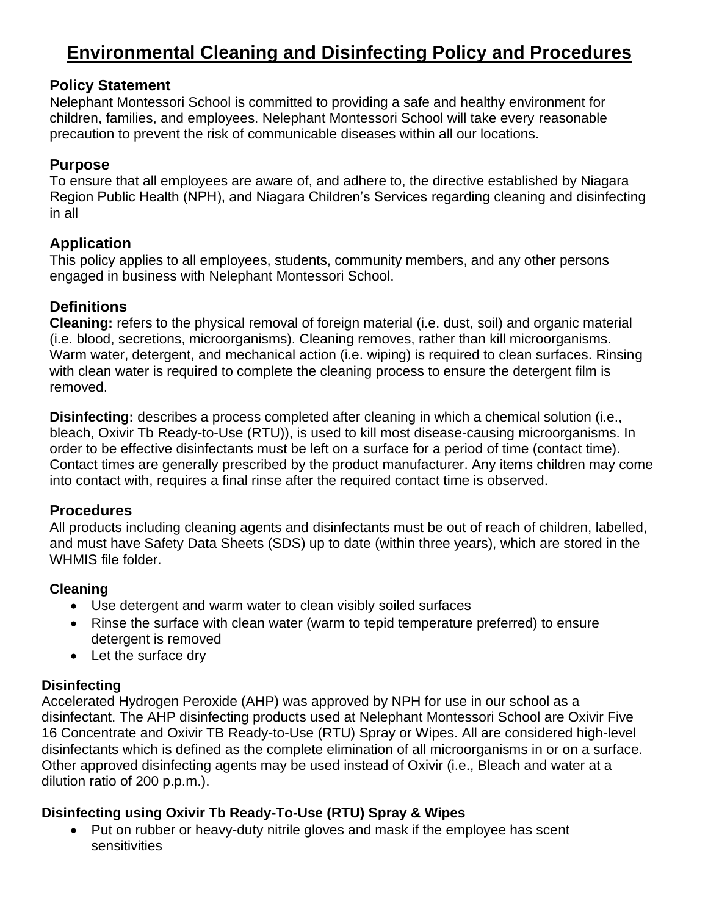# Environmental Cleaning and Disinfecting Policy and Procedures

## Policy Statement

Nelephant Montessori School is committed to providing a safe and healthy environment for children, families, and employees. Nelephant Montessori School will take every reasonable precaution to prevent the risk of communicable diseases within all our locations.

## Purpose

To ensure that all employees are aware of, and adhere to, the directive established by Niagara Region Public Health (NPH), and Niagara Children's Services regarding cleaning and disinfecting in all

## Application

This policy applies to all employees, students, community members, and any other persons engaged in business with Nelephant Montessori School.

## Definitions

**Cleaning:** refers to the physical removal of foreign material (i.e. dust, soil) and organic material (i.e. blood, secretions, microorganisms). Cleaning removes, rather than kill microorganisms. Warm water, detergent, and mechanical action (i.e. wiping) is required to clean surfaces. Rinsing with clean water is required to complete the cleaning process to ensure the detergent film is removed.

**Disinfecting:** describes a process completed after cleaning in which a chemical solution (i.e., bleach, Oxivir Tb Ready-to-Use (RTU)), is used to kill most disease-causing microorganisms. In order to be effective disinfectants must be left on a surface for a period of time (contact time). Contact times are generally prescribed by the product manufacturer. Any items children may come into contact with, requires a final rinse after the required contact time is observed.

## Procedures

All products including cleaning agents and disinfectants must be out of reach of children, labelled, and must have Safety Data Sheets (SDS) up to date (within three years), which are stored in the WHMIS file folder.

### Cleaning

- Use detergent and warm water to clean visibly soiled surfaces
- Rinse the surface with clean water (warm to tepid temperature preferred) to ensure detergent is removed
- Let the surface dry

### Disinfecting

Accelerated Hydrogen Peroxide (AHP) was approved by NPH for use in our school as a disinfectant. The AHP disinfecting products used at Nelephant Montessori School are Oxivir Five 16 Concentrate and Oxivir TB Ready-to-Use (RTU) Spray or Wipes. All are considered high-level disinfectants which is defined as the complete elimination of all microorganisms in or on a surface. Other approved disinfecting agents may be used instead of Oxivir (i.e., Bleach and water at a dilution ratio of 200 p.p.m.).

### Disinfecting using Oxivir Tb Ready-To-Use (RTU) Spray & Wipes

- Put on rubber or heavy-duty nitrile gloves and mask if the employee has scent sensitivities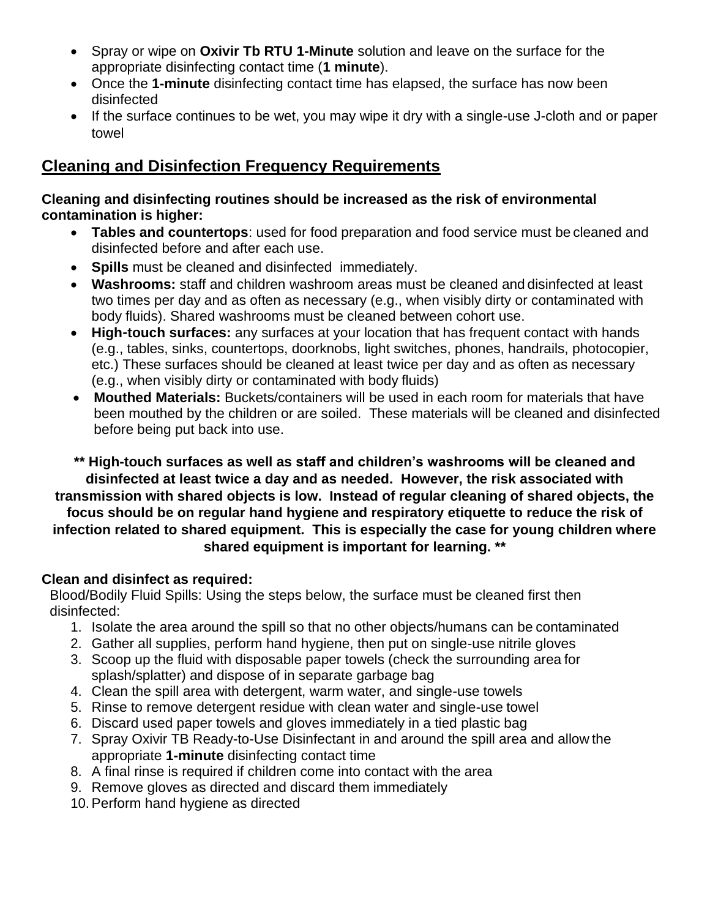- Spray or wipe on **Oxivir Tb RTU 1-Minute** solution and leave on the surface for the appropriate disinfecting contact time (**1 minute**).
- Once the **1-minute** disinfecting contact time has elapsed, the surface has now been disinfected
- If the surface continues to be wet, you may wipe it dry with a single-use J-cloth and or paper towel

## Cleaning and Disinfection Frequency Requirements

**Cleaning and disinfecting routines should be increased as the risk of environmental contamination is higher:**

- **Tables and countertops**: used for food preparation and food service must be cleaned and disinfected before and after each use.
- **Spills** must be cleaned and disinfected immediately.
- **Washrooms:** staff and children washroom areas must be cleaned and disinfected at least two times per day and as often as necessary (e.g., when visibly dirty or contaminated with body fluids). Shared washrooms must be cleaned between cohort use.
- **High-touch surfaces:** any surfaces at your location that has frequent contact with hands (e.g., tables, sinks, countertops, doorknobs, light switches, phones, handrails, photocopier, etc.) These surfaces should be cleaned at least twice per day and as often as necessary (e.g., when visibly dirty or contaminated with body fluids)
- **Mouthed Materials:** Buckets/containers will be used in each room for materials that have been mouthed by the children or are soiled. These materials will be cleaned and disinfected before being put back into use.

**** High-touch surfaces as well as staff and children's washrooms will be cleaned and disinfected at least twice a day and as needed. However, the risk associated with transmission with shared objects is low. Instead of regular cleaning of shared objects, the focus should be on regular hand hygiene and respiratory etiquette to reduce the risk of infection related to shared equipment. This is especially the case for young children where shared equipment is important for learning. ****

**Clean and disinfect as required:**

Blood/Bodily Fluid Spills: Using the steps below, the surface must be cleaned first then disinfected:

1. Isolate the area around the spill so that no other objects/humans can be contaminated
2. Gather all supplies, perform hand hygiene, then put on single-use nitrile gloves
3. Scoop up the fluid with disposable paper towels (check the surrounding area for splash/splatter) and dispose of in separate garbage bag
4. Clean the spill area with detergent, warm water, and single-use towels
5. Rinse to remove detergent residue with clean water and single-use towel
6. Discard used paper towels and gloves immediately in a tied plastic bag
7. Spray Oxivir TB Ready-to-Use Disinfectant in and around the spill area and allow the appropriate **1-minute** disinfecting contact time
8. A final rinse is required if children come into contact with the area
9. Remove gloves as directed and discard them immediately
10. Perform hand hygiene as directed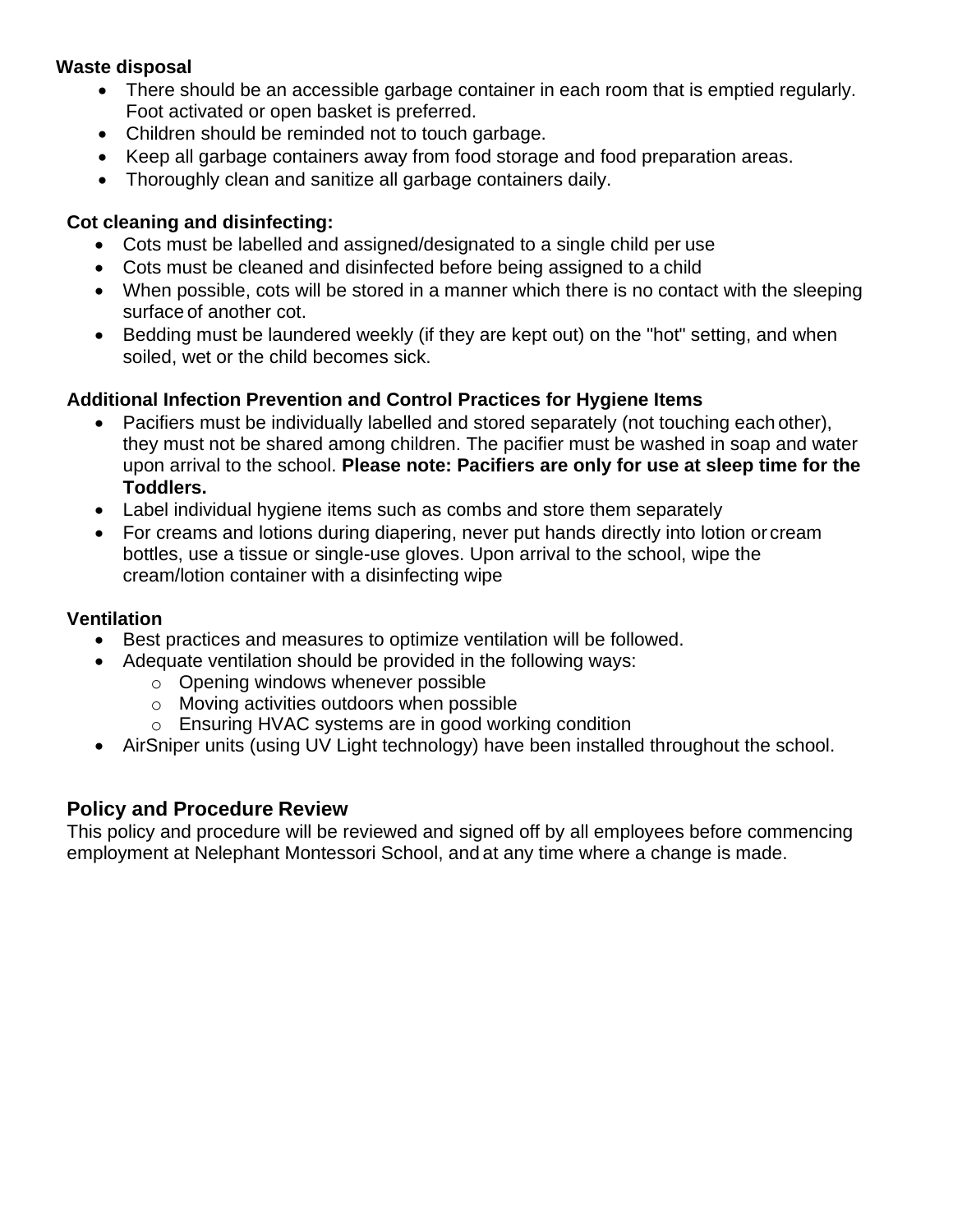**Waste disposal**

- There should be an accessible garbage container in each room that is emptied regularly. Foot activated or open basket is preferred.
- Children should be reminded not to touch garbage.
- Keep all garbage containers away from food storage and food preparation areas.
- Thoroughly clean and sanitize all garbage containers daily.

**Cot cleaning and disinfecting:**

- Cots must be labelled and assigned/designated to a single child per use
- Cots must be cleaned and disinfected before being assigned to a child
- When possible, cots will be stored in a manner which there is no contact with the sleeping surface of another cot.
- Bedding must be laundered weekly (if they are kept out) on the "hot" setting, and when soiled, wet or the child becomes sick.

**Additional Infection Prevention and Control Practices for Hygiene Items**

- Pacifiers must be individually labelled and stored separately (not touching each other), they must not be shared among children. The pacifier must be washed in soap and water upon arrival to the school. **Please note: Pacifiers are only for use at sleep time for the Toddlers.**
- Label individual hygiene items such as combs and store them separately
- For creams and lotions during diapering, never put hands directly into lotion or cream bottles, use a tissue or single-use gloves. Upon arrival to the school, wipe the cream/lotion container with a disinfecting wipe

**Ventilation**

- Best practices and measures to optimize ventilation will be followed.
- Adequate ventilation should be provided in the following ways:
  - Opening windows whenever possible
  - Moving activities outdoors when possible
  - Ensuring HVAC systems are in good working condition
- AirSniper units (using UV Light technology) have been installed throughout the school.

## Policy and Procedure Review

This policy and procedure will be reviewed and signed off by all employees before commencing employment at Nelephant Montessori School, and at any time where a change is made.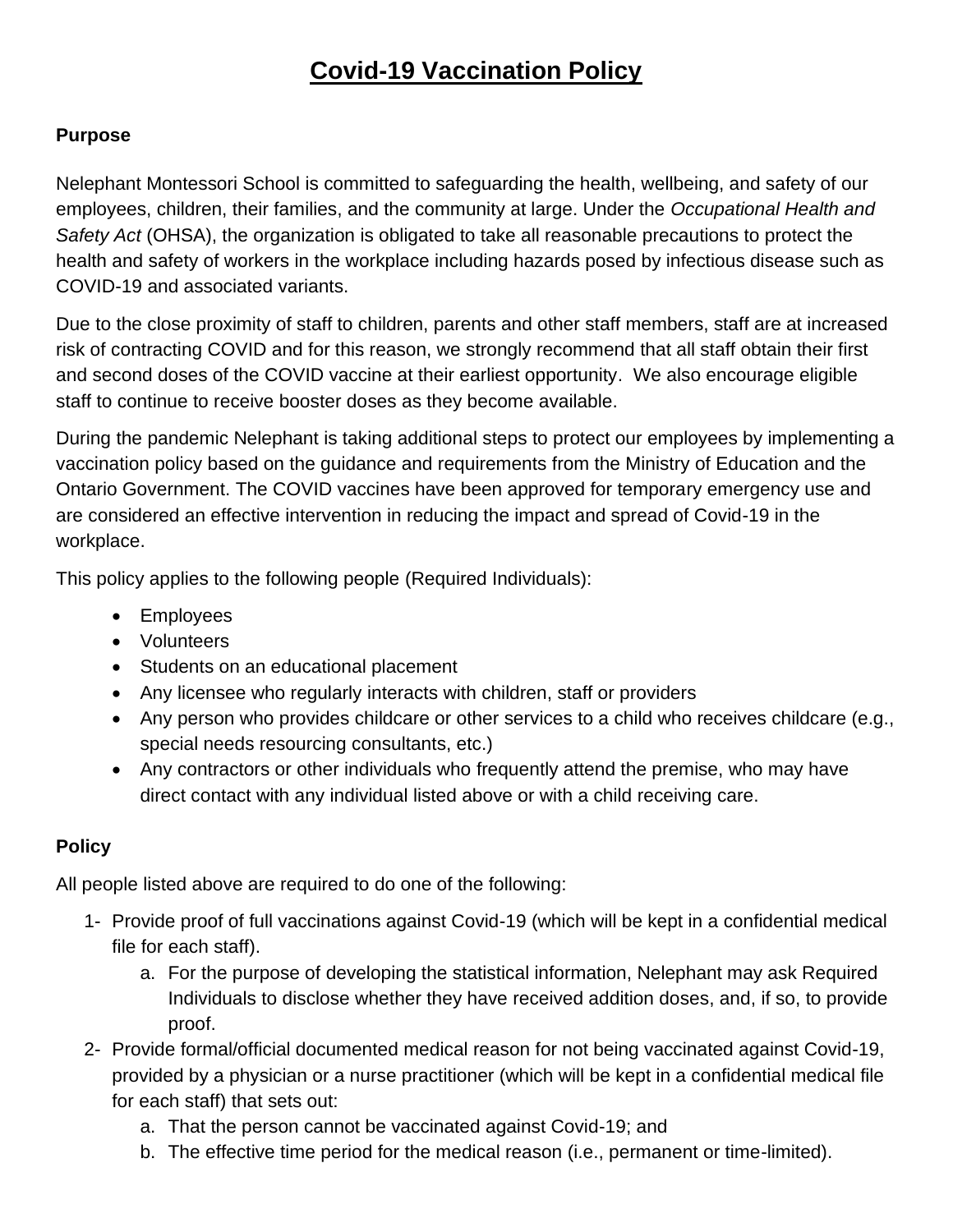# Covid-19 Vaccination Policy

**Purpose**

Nelephant Montessori School is committed to safeguarding the health, wellbeing, and safety of our employees, children, their families, and the community at large. Under the *Occupational Health and Safety Act* (OHSA), the organization is obligated to take all reasonable precautions to protect the health and safety of workers in the workplace including hazards posed by infectious disease such as COVID-19 and associated variants.

Due to the close proximity of staff to children, parents and other staff members, staff are at increased risk of contracting COVID and for this reason, we strongly recommend that all staff obtain their first and second doses of the COVID vaccine at their earliest opportunity. We also encourage eligible staff to continue to receive booster doses as they become available.

During the pandemic Nelephant is taking additional steps to protect our employees by implementing a vaccination policy based on the guidance and requirements from the Ministry of Education and the Ontario Government. The COVID vaccines have been approved for temporary emergency use and are considered an effective intervention in reducing the impact and spread of Covid-19 in the workplace.

This policy applies to the following people (Required Individuals):

- Employees
- Volunteers
- Students on an educational placement
- Any licensee who regularly interacts with children, staff or providers
- Any person who provides childcare or other services to a child who receives childcare (e.g., special needs resourcing consultants, etc.)
- Any contractors or other individuals who frequently attend the premise, who may have direct contact with any individual listed above or with a child receiving care.

**Policy**

All people listed above are required to do one of the following:

1- Provide proof of full vaccinations against Covid-19 (which will be kept in a confidential medical file for each staff).
   a. For the purpose of developing the statistical information, Nelephant may ask Required Individuals to disclose whether they have received addition doses, and, if so, to provide proof.
2- Provide formal/official documented medical reason for not being vaccinated against Covid-19, provided by a physician or a nurse practitioner (which will be kept in a confidential medical file for each staff) that sets out:
   a. That the person cannot be vaccinated against Covid-19; and
   b. The effective time period for the medical reason (i.e., permanent or time-limited).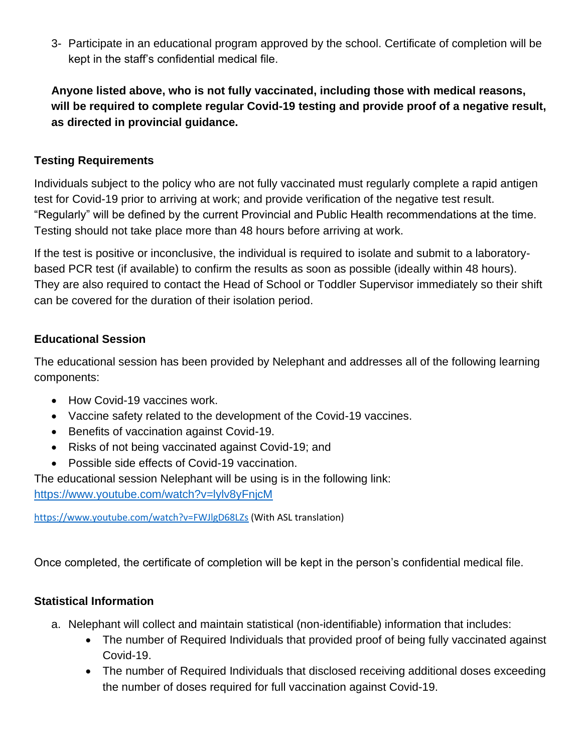3- Participate in an educational program approved by the school. Certificate of completion will be kept in the staff's confidential medical file.

**Anyone listed above, who is not fully vaccinated, including those with medical reasons, will be required to complete regular Covid-19 testing and provide proof of a negative result, as directed in provincial guidance.**

**Testing Requirements**

Individuals subject to the policy who are not fully vaccinated must regularly complete a rapid antigen test for Covid-19 prior to arriving at work; and provide verification of the negative test result. "Regularly" will be defined by the current Provincial and Public Health recommendations at the time. Testing should not take place more than 48 hours before arriving at work.

If the test is positive or inconclusive, the individual is required to isolate and submit to a laboratory-based PCR test (if available) to confirm the results as soon as possible (ideally within 48 hours). They are also required to contact the Head of School or Toddler Supervisor immediately so their shift can be covered for the duration of their isolation period.

**Educational Session**

The educational session has been provided by Nelephant and addresses all of the following learning components:

- How Covid-19 vaccines work.
- Vaccine safety related to the development of the Covid-19 vaccines.
- Benefits of vaccination against Covid-19.
- Risks of not being vaccinated against Covid-19; and
- Possible side effects of Covid-19 vaccination.

The educational session Nelephant will be using is in the following link:
https://www.youtube.com/watch?v=lylv8yFnjcM

https://www.youtube.com/watch?v=FWJlgD68LZs (With ASL translation)

Once completed, the certificate of completion will be kept in the person's confidential medical file.

**Statistical Information**

a. Nelephant will collect and maintain statistical (non-identifiable) information that includes:
    - The number of Required Individuals that provided proof of being fully vaccinated against Covid-19.
    - The number of Required Individuals that disclosed receiving additional doses exceeding the number of doses required for full vaccination against Covid-19.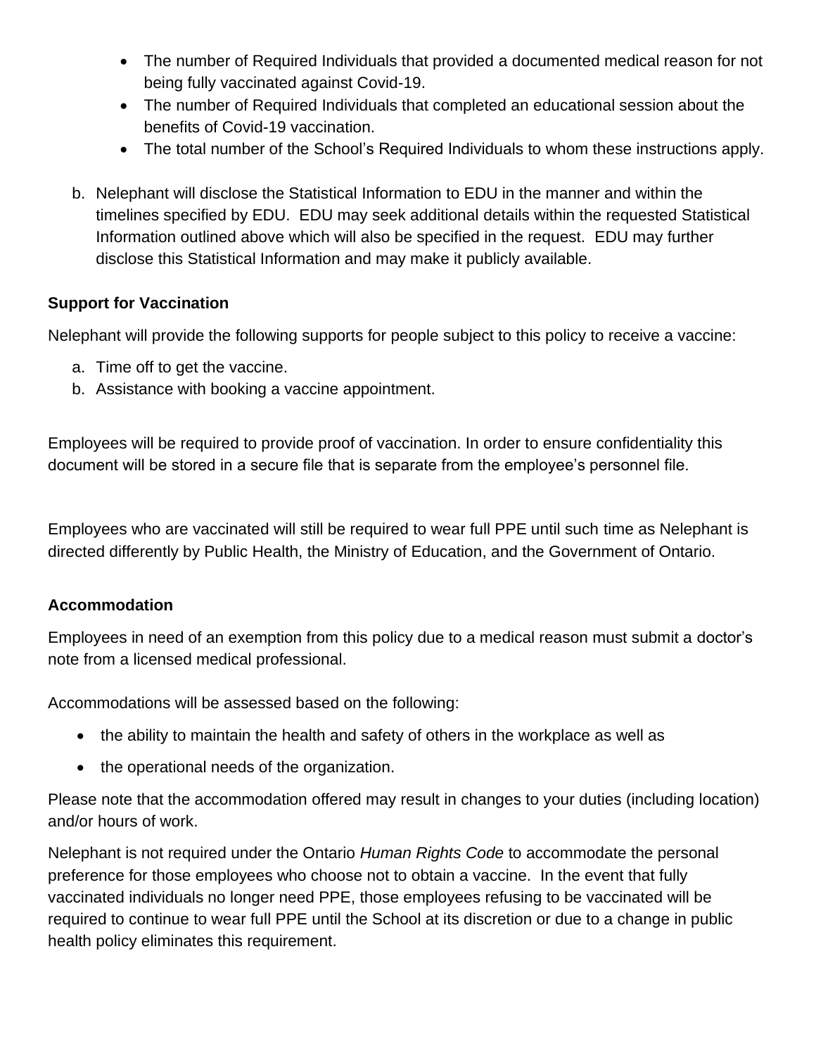- The number of Required Individuals that provided a documented medical reason for not being fully vaccinated against Covid-19.
- The number of Required Individuals that completed an educational session about the benefits of Covid-19 vaccination.
- The total number of the School's Required Individuals to whom these instructions apply.

b. Nelephant will disclose the Statistical Information to EDU in the manner and within the timelines specified by EDU. EDU may seek additional details within the requested Statistical Information outlined above which will also be specified in the request. EDU may further disclose this Statistical Information and may make it publicly available.

**Support for Vaccination**

Nelephant will provide the following supports for people subject to this policy to receive a vaccine:

a. Time off to get the vaccine.
b. Assistance with booking a vaccine appointment.

Employees will be required to provide proof of vaccination. In order to ensure confidentiality this document will be stored in a secure file that is separate from the employee's personnel file.

Employees who are vaccinated will still be required to wear full PPE until such time as Nelephant is directed differently by Public Health, the Ministry of Education, and the Government of Ontario.

**Accommodation**

Employees in need of an exemption from this policy due to a medical reason must submit a doctor's note from a licensed medical professional.

Accommodations will be assessed based on the following:

- the ability to maintain the health and safety of others in the workplace as well as
- the operational needs of the organization.

Please note that the accommodation offered may result in changes to your duties (including location) and/or hours of work.

Nelephant is not required under the Ontario *Human Rights Code* to accommodate the personal preference for those employees who choose not to obtain a vaccine. In the event that fully vaccinated individuals no longer need PPE, those employees refusing to be vaccinated will be required to continue to wear full PPE until the School at its discretion or due to a change in public health policy eliminates this requirement.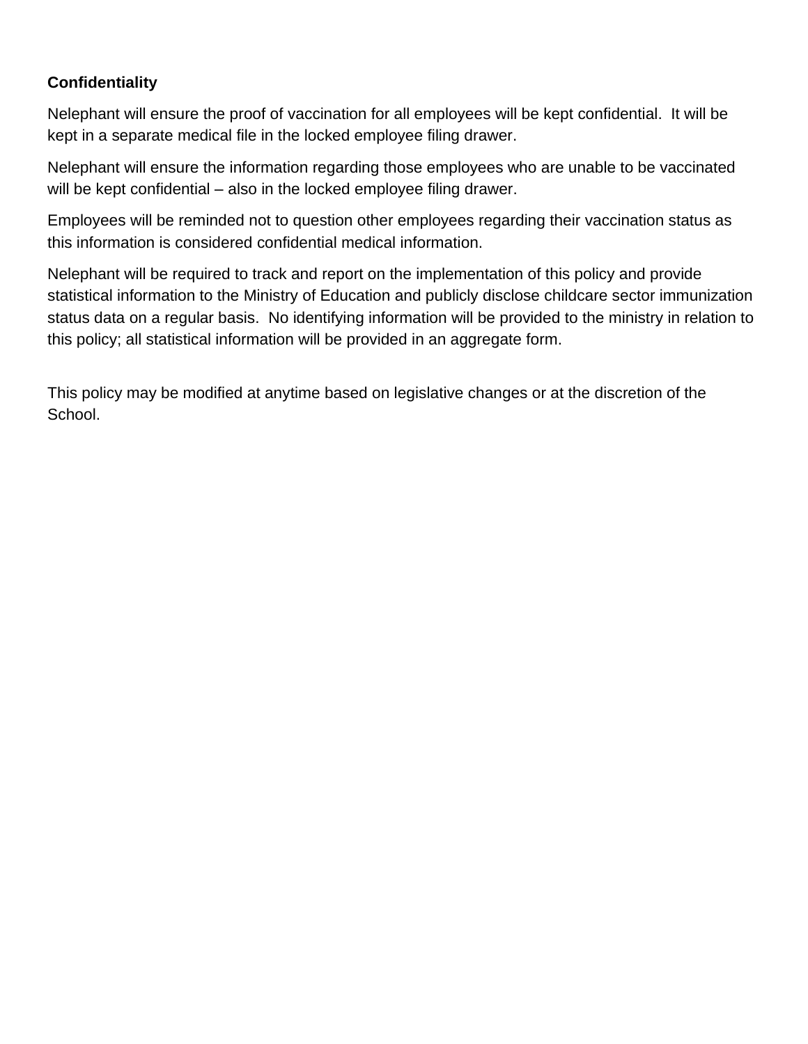**Confidentiality**

Nelephant will ensure the proof of vaccination for all employees will be kept confidential. It will be kept in a separate medical file in the locked employee filing drawer.

Nelephant will ensure the information regarding those employees who are unable to be vaccinated will be kept confidential – also in the locked employee filing drawer.

Employees will be reminded not to question other employees regarding their vaccination status as this information is considered confidential medical information.

Nelephant will be required to track and report on the implementation of this policy and provide statistical information to the Ministry of Education and publicly disclose childcare sector immunization status data on a regular basis. No identifying information will be provided to the ministry in relation to this policy; all statistical information will be provided in an aggregate form.

This policy may be modified at anytime based on legislative changes or at the discretion of the School.